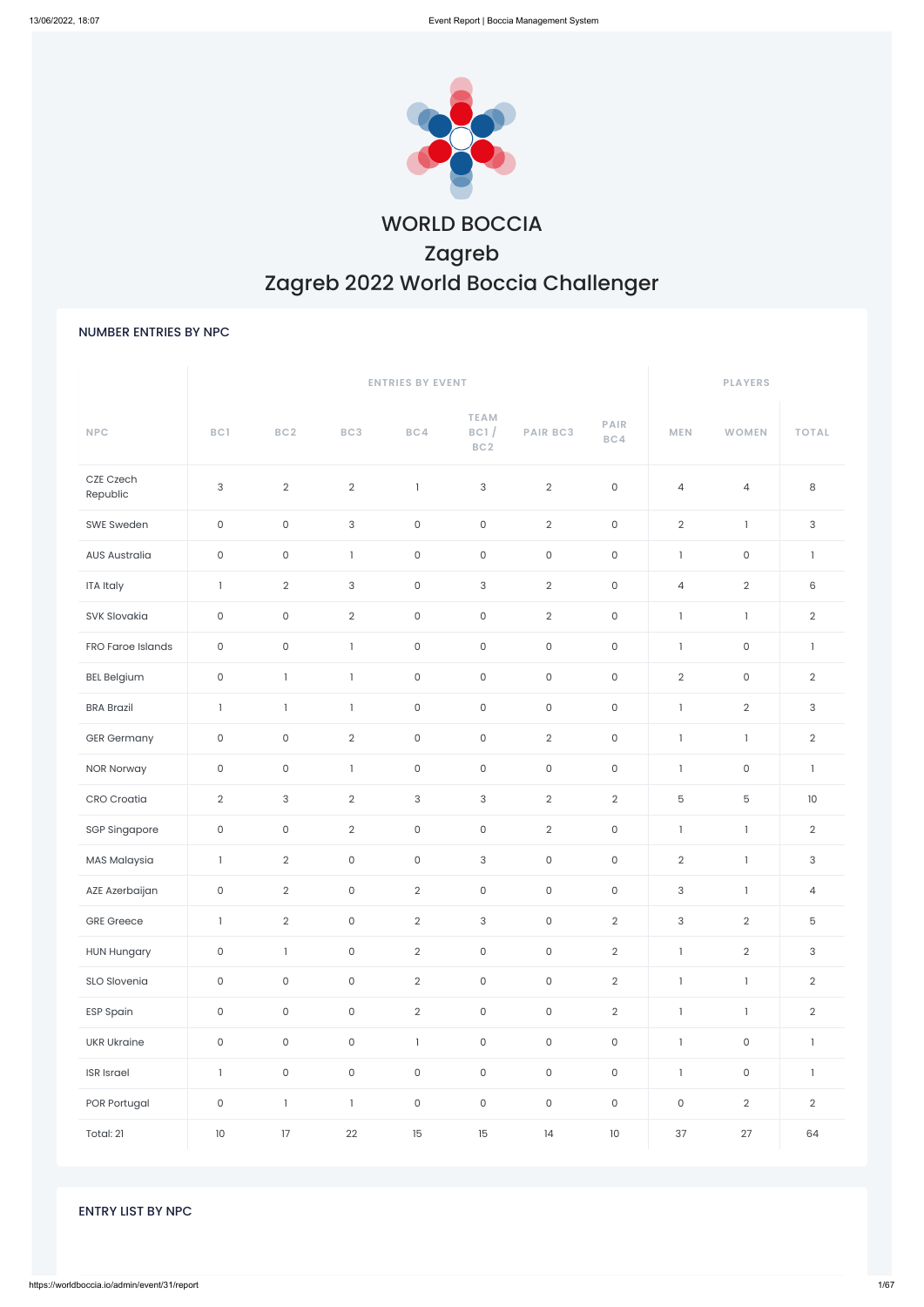# WORLD BOCCIA

## Zagreb

## Zagreb 2022 World Boccia Challenger

### NUMBER ENTRIES BY NPC

| | ENTRIES BY EVENT | | | | | | | PLAYERS | | |
|---|---|---|---|---|---|---|---|---|---|---|
| NPC | BC1 | BC2 | BC3 | BC4 | TEAM BC1 / BC2 | PAIR BC3 | PAIR BC4 | MEN | WOMEN | TOTAL |
| CZE Czech Republic | 3 | 2 | 2 | 1 | 3 | 2 | 0 | 4 | 4 | 8 |
| SWE Sweden | 0 | 0 | 3 | 0 | 0 | 2 | 0 | 2 | 1 | 3 |
| AUS Australia | 0 | 0 | 1 | 0 | 0 | 0 | 0 | 1 | 0 | 1 |
| ITA Italy | 1 | 2 | 3 | 0 | 3 | 2 | 0 | 4 | 2 | 6 |
| SVK Slovakia | 0 | 0 | 2 | 0 | 0 | 2 | 0 | 1 | 1 | 2 |
| FRO Faroe Islands | 0 | 0 | 1 | 0 | 0 | 0 | 0 | 1 | 0 | 1 |
| BEL Belgium | 0 | 1 | 1 | 0 | 0 | 0 | 0 | 2 | 0 | 2 |
| BRA Brazil | 1 | 1 | 1 | 0 | 0 | 0 | 0 | 1 | 2 | 3 |
| GER Germany | 0 | 0 | 2 | 0 | 0 | 2 | 0 | 1 | 1 | 2 |
| NOR Norway | 0 | 0 | 1 | 0 | 0 | 0 | 0 | 1 | 0 | 1 |
| CRO Croatia | 2 | 3 | 2 | 3 | 3 | 2 | 2 | 5 | 5 | 10 |
| SGP Singapore | 0 | 0 | 2 | 0 | 0 | 2 | 0 | 1 | 1 | 2 |
| MAS Malaysia | 1 | 2 | 0 | 0 | 3 | 0 | 0 | 2 | 1 | 3 |
| AZE Azerbaijan | 0 | 2 | 0 | 2 | 0 | 0 | 0 | 3 | 1 | 4 |
| GRE Greece | 1 | 2 | 0 | 2 | 3 | 0 | 2 | 3 | 2 | 5 |
| HUN Hungary | 0 | 1 | 0 | 2 | 0 | 0 | 2 | 1 | 2 | 3 |
| SLO Slovenia | 0 | 0 | 0 | 2 | 0 | 0 | 2 | 1 | 1 | 2 |
| ESP Spain | 0 | 0 | 0 | 2 | 0 | 0 | 2 | 1 | 1 | 2 |
| UKR Ukraine | 0 | 0 | 0 | 1 | 0 | 0 | 0 | 1 | 0 | 1 |
| ISR Israel | 1 | 0 | 0 | 0 | 0 | 0 | 0 | 1 | 0 | 1 |
| POR Portugal | 0 | 1 | 1 | 0 | 0 | 0 | 0 | 0 | 2 | 2 |
| Total: 21 | 10 | 17 | 22 | 15 | 15 | 14 | 10 | 37 | 27 | 64 |

### ENTRY LIST BY NPC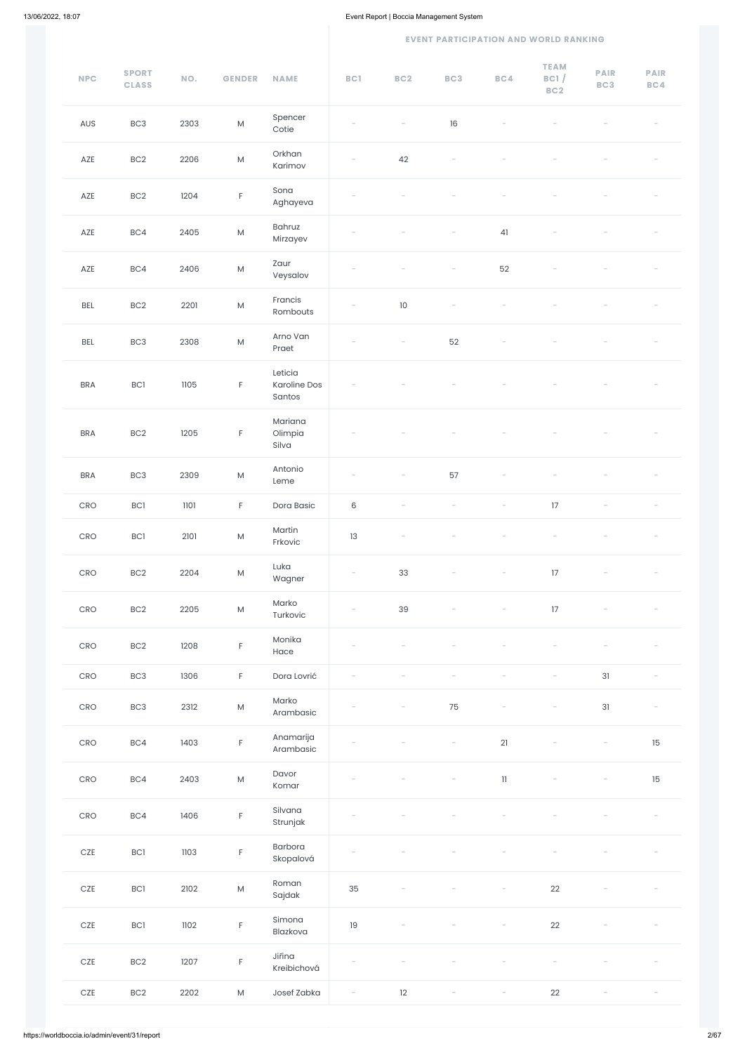| NPC | SPORT CLASS | NO. | GENDER | NAME | EVENT PARTICIPATION AND WORLD RANKING | | | | | | |
|---|---|---|---|---|---|---|---|---|---|---|---|
| | | | | | BC1 | BC2 | BC3 | BC4 | TEAM BC1 / BC2 | PAIR BC3 | PAIR BC4 |
| AUS | BC3 | 2303 | M | Spencer Cotie | - | - | 16 | - | - | - | - |
| AZE | BC2 | 2206 | M | Orkhan Karimov | - | 42 | - | - | - | - | - |
| AZE | BC2 | 1204 | F | Sona Aghayeva | - | - | - | - | - | - | - |
| AZE | BC4 | 2405 | M | Bahruz Mirzayev | - | - | - | 41 | - | - | - |
| AZE | BC4 | 2406 | M | Zaur Veysalov | - | - | - | 52 | - | - | - |
| BEL | BC2 | 2201 | M | Francis Rombouts | - | 10 | - | - | - | - | - |
| BEL | BC3 | 2308 | M | Arno Van Praet | - | - | 52 | - | - | - | - |
| BRA | BC1 | 1105 | F | Leticia Karoline Dos Santos | - | - | - | - | - | - | - |
| BRA | BC2 | 1205 | F | Mariana Olimpia Silva | - | - | - | - | - | - | - |
| BRA | BC3 | 2309 | M | Antonio Leme | - | - | 57 | - | - | - | - |
| CRO | BC1 | 1101 | F | Dora Basic | 6 | - | - | - | 17 | - | - |
| CRO | BC1 | 2101 | M | Martin Frkovic | 13 | - | - | - | - | - | - |
| CRO | BC2 | 2204 | M | Luka Wagner | - | 33 | - | - | 17 | - | - |
| CRO | BC2 | 2205 | M | Marko Turkovic | - | 39 | - | - | 17 | - | - |
| CRO | BC2 | 1208 | F | Monika Hace | - | - | - | - | - | - | - |
| CRO | BC3 | 1306 | F | Dora Lovrić | - | - | - | - | - | 31 | - |
| CRO | BC3 | 2312 | M | Marko Arambasic | - | - | 75 | - | - | 31 | - |
| CRO | BC4 | 1403 | F | Anamarija Arambasic | - | - | - | 21 | - | - | 15 |
| CRO | BC4 | 2403 | M | Davor Komar | - | - | - | 11 | - | - | 15 |
| CRO | BC4 | 1406 | F | Silvana Strunjak | - | - | - | - | - | - | - |
| CZE | BC1 | 1103 | F | Barbora Skopalová | - | - | - | - | - | - | - |
| CZE | BC1 | 2102 | M | Roman Sajdak | 35 | - | - | - | 22 | - | - |
| CZE | BC1 | 1102 | F | Simona Blazkova | 19 | - | - | - | 22 | - | - |
| CZE | BC2 | 1207 | F | Jiřina Kreibichová | - | - | - | - | - | - | - |
| CZE | BC2 | 2202 | M | Josef Zabka | - | 12 | - | - | 22 | - | - |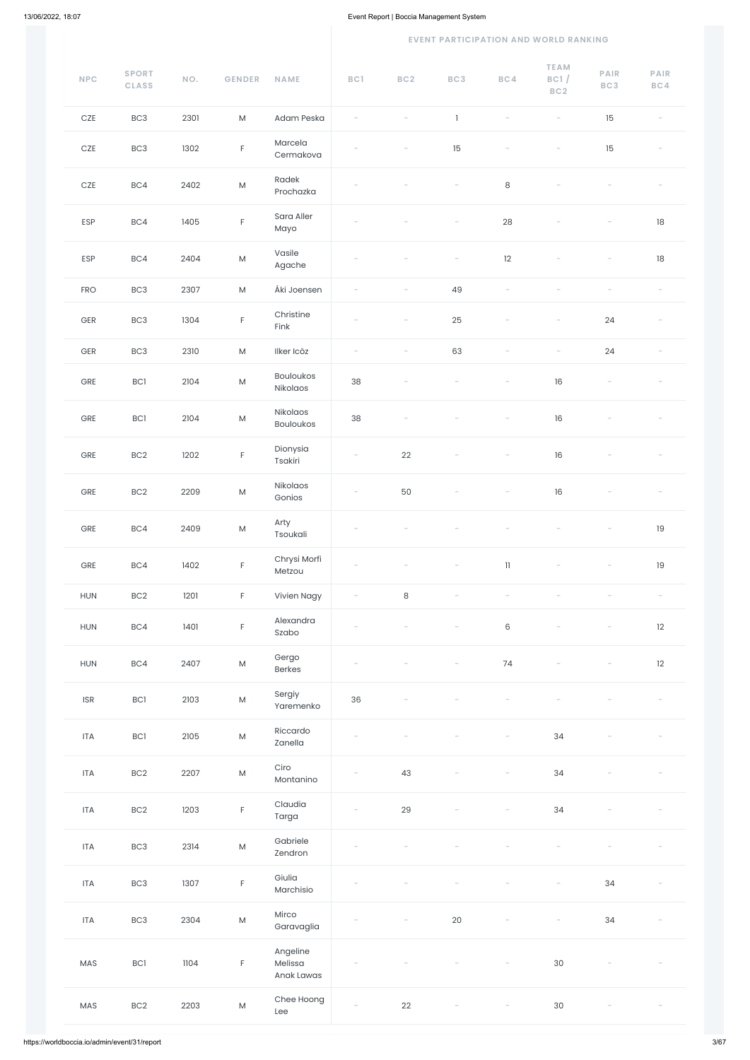| NPC | SPORT CLASS | NO. | GENDER | NAME | EVENT PARTICIPATION AND WORLD RANKING | | | | | | |
|---|---|---|---|---|---|---|---|---|---|---|---|
| | | | | | BC1 | BC2 | BC3 | BC4 | TEAM BC1 / BC2 | PAIR BC3 | PAIR BC4 |
| CZE | BC3 | 2301 | M | Adam Peska | - | - | 1 | - | - | 15 | - |
| CZE | BC3 | 1302 | F | Marcela Cermakova | - | - | 15 | - | - | 15 | - |
| CZE | BC4 | 2402 | M | Radek Prochazka | - | - | - | 8 | - | - | - |
| ESP | BC4 | 1405 | F | Sara Aller Mayo | - | - | - | 28 | - | - | 18 |
| ESP | BC4 | 2404 | M | Vasile Agache | - | - | - | 12 | - | - | 18 |
| FRO | BC3 | 2307 | M | Áki Joensen | - | - | 49 | - | - | - | - |
| GER | BC3 | 1304 | F | Christine Fink | - | - | 25 | - | - | 24 | - |
| GER | BC3 | 2310 | M | Ilker Icöz | - | - | 63 | - | - | 24 | - |
| GRE | BC1 | 2104 | M | Bouloukos Nikolaos | 38 | - | - | - | 16 | - | - |
| GRE | BC1 | 2104 | M | Nikolaos Bouloukos | 38 | - | - | - | 16 | - | - |
| GRE | BC2 | 1202 | F | Dionysia Tsakiri | - | 22 | - | - | 16 | - | - |
| GRE | BC2 | 2209 | M | Nikolaos Gonios | - | 50 | - | - | 16 | - | - |
| GRE | BC4 | 2409 | M | Arty Tsoukali | - | - | - | - | - | - | 19 |
| GRE | BC4 | 1402 | F | Chrysi Morfi Metzou | - | - | - | 11 | - | - | 19 |
| HUN | BC2 | 1201 | F | Vivien Nagy | - | 8 | - | - | - | - | - |
| HUN | BC4 | 1401 | F | Alexandra Szabo | - | - | - | 6 | - | - | 12 |
| HUN | BC4 | 2407 | M | Gergo Berkes | - | - | - | 74 | - | - | 12 |
| ISR | BC1 | 2103 | M | Sergiy Yaremenko | 36 | - | - | - | - | - | - |
| ITA | BC1 | 2105 | M | Riccardo Zanella | - | - | - | - | 34 | - | - |
| ITA | BC2 | 2207 | M | Ciro Montanino | - | 43 | - | - | 34 | - | - |
| ITA | BC2 | 1203 | F | Claudia Targa | - | 29 | - | - | 34 | - | - |
| ITA | BC3 | 2314 | M | Gabriele Zendron | - | - | - | - | - | - | - |
| ITA | BC3 | 1307 | F | Giulia Marchisio | - | - | - | - | - | 34 | - |
| ITA | BC3 | 2304 | M | Mirco Garavaglia | - | - | 20 | - | - | 34 | - |
| MAS | BC1 | 1104 | F | Angeline Melissa Anak Lawas | - | - | - | - | 30 | - | - |
| MAS | BC2 | 2203 | M | Chee Hoong Lee | - | 22 | - | - | 30 | - | - |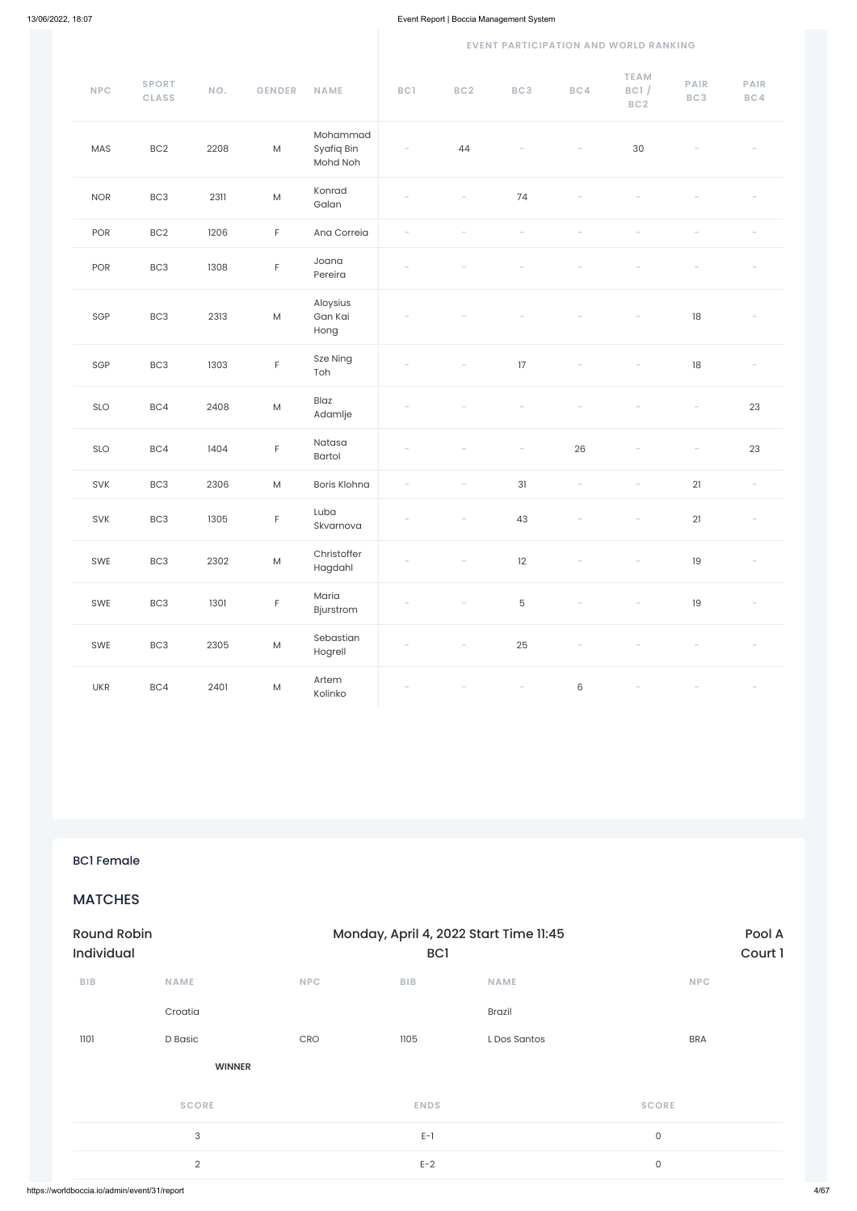| NPC | SPORT CLASS | NO. | GENDER | NAME | EVENT PARTICIPATION AND WORLD RANKING | | | | | | |
|---|---|---|---|---|---|---|---|---|---|---|---|
| | | | | | BC1 | BC2 | BC3 | BC4 | TEAM BC1 / BC2 | PAIR BC3 | PAIR BC4 |
| MAS | BC2 | 2208 | M | Mohammad Syafiq Bin Mohd Noh | - | 44 | - | - | 30 | - | - |
| NOR | BC3 | 2311 | M | Konrad Galan | - | - | 74 | - | - | - | - |
| POR | BC2 | 1206 | F | Ana Correia | - | - | - | - | - | - | - |
| POR | BC3 | 1308 | F | Joana Pereira | - | - | - | - | - | - | - |
| SGP | BC3 | 2313 | M | Aloysius Gan Kai Hong | - | - | - | - | - | 18 | - |
| SGP | BC3 | 1303 | F | Sze Ning Toh | - | - | 17 | - | - | 18 | - |
| SLO | BC4 | 2408 | M | Blaz Adamlje | - | - | - | - | - | - | 23 |
| SLO | BC4 | 1404 | F | Natasa Bartol | - | - | - | 26 | - | - | 23 |
| SVK | BC3 | 2306 | M | Boris Klohna | - | - | 31 | - | - | 21 | - |
| SVK | BC3 | 1305 | F | Luba Skvarnova | - | - | 43 | - | - | 21 | - |
| SWE | BC3 | 2302 | M | Christoffer Hagdahl | - | - | 12 | - | - | 19 | - |
| SWE | BC3 | 1301 | F | Maria Bjurstrom | - | - | 5 | - | - | 19 | - |
| SWE | BC3 | 2305 | M | Sebastian Hogrell | - | - | 25 | - | - | - | - |
| UKR | BC4 | 2401 | M | Artem Kolinko | - | - | - | 6 | - | - | - |

## BC1 Female

## MATCHES

**Round Robin Individual** — Monday, April 4, 2022 Start Time 11:45 — BC1 — Pool A, Court 1

| BIB | NAME | NPC | BIB | NAME | NPC |
|---|---|---|---|---|---|
| | Croatia | | | Brazil | |
| 1101 | D Basic | CRO | 1105 | L Dos Santos | BRA |
| | **WINNER** | | | | |

| SCORE | ENDS | SCORE |
|---|---|---|
| 3 | E-1 | 0 |
| 2 | E-2 | 0 |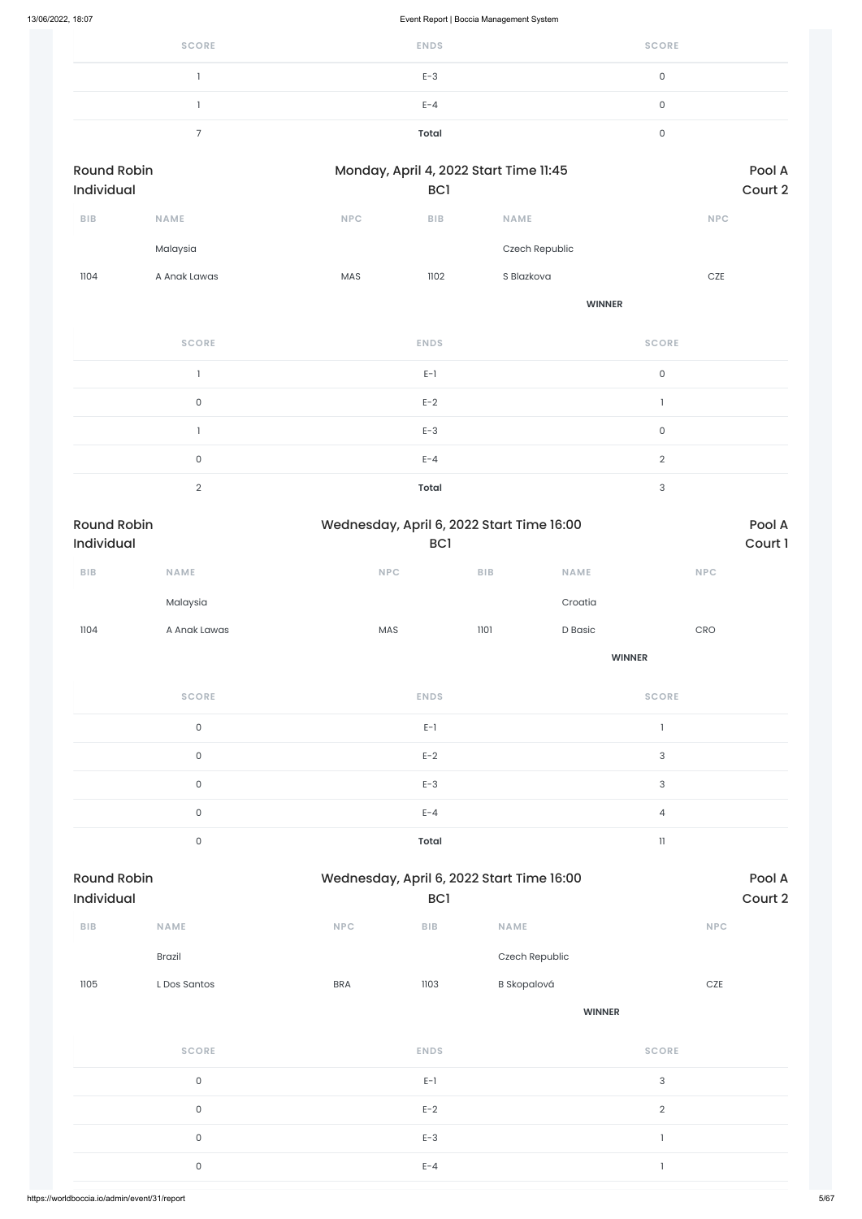| SCORE | ENDS | SCORE |
|---|---|---|
| 1 | E-3 | 0 |
| 1 | E-4 | 0 |
| 7 | **Total** | 0 |

## Round Robin Individual

Monday, April 4, 2022 Start Time 11:45 — BC1 — Pool A — Court 2

| BIB | NAME | NPC | BIB | NAME | NPC |
|---|---|---|---|---|---|
| | Malaysia | | | Czech Republic | |
| 1104 | A Anak Lawas | MAS | 1102 | S Blazkova | CZE |
| | | | | **WINNER** | |

| SCORE | ENDS | SCORE |
|---|---|---|
| 1 | E-1 | 0 |
| 0 | E-2 | 1 |
| 1 | E-3 | 0 |
| 0 | E-4 | 2 |
| 2 | **Total** | 3 |

## Round Robin Individual

Wednesday, April 6, 2022 Start Time 16:00 — BC1 — Pool A — Court 1

| BIB | NAME | NPC | BIB | NAME | NPC |
|---|---|---|---|---|---|
| | Malaysia | | | Croatia | |
| 1104 | A Anak Lawas | MAS | 1101 | D Basic | CRO |
| | | | | **WINNER** | |

| SCORE | ENDS | SCORE |
|---|---|---|
| 0 | E-1 | 1 |
| 0 | E-2 | 3 |
| 0 | E-3 | 3 |
| 0 | E-4 | 4 |
| 0 | **Total** | 11 |

## Round Robin Individual

Wednesday, April 6, 2022 Start Time 16:00 — BC1 — Pool A — Court 2

| BIB | NAME | NPC | BIB | NAME | NPC |
|---|---|---|---|---|---|
| | Brazil | | | Czech Republic | |
| 1105 | L Dos Santos | BRA | 1103 | B Skopalová | CZE |
| | | | | **WINNER** | |

| SCORE | ENDS | SCORE |
|---|---|---|
| 0 | E-1 | 3 |
| 0 | E-2 | 2 |
| 0 | E-3 | 1 |
| 0 | E-4 | 1 |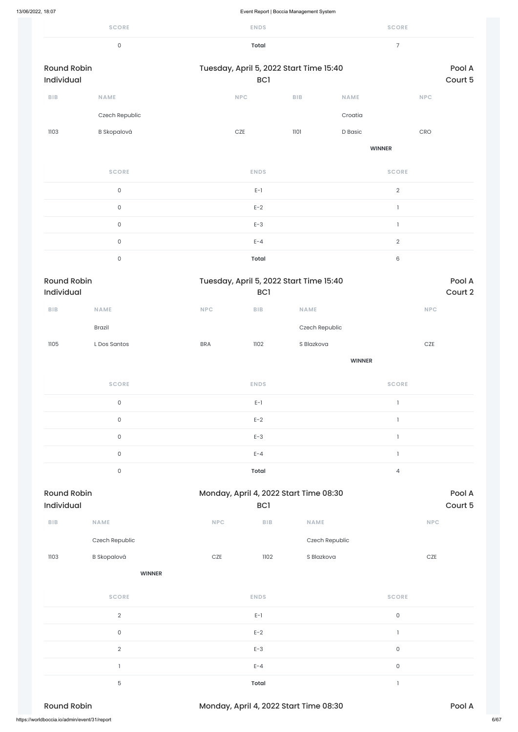| SCORE | ENDS | SCORE |
|---|---|---|
| 0 | **Total** | 7 |

Round Robin Individual — Tuesday, April 5, 2022 Start Time 15:40 — BC1 — Pool A Court 5

| BIB | NAME | NPC | BIB | NAME | NPC |
|---|---|---|---|---|---|
| | Czech Republic | | | Croatia | |
| 1103 | B Skopalová | CZE | 1101 | D Basic | CRO |
| | | | | **WINNER** | |

| SCORE | ENDS | SCORE |
|---|---|---|
| 0 | E-1 | 2 |
| 0 | E-2 | 1 |
| 0 | E-3 | 1 |
| 0 | E-4 | 2 |
| 0 | **Total** | 6 |

Round Robin Individual — Tuesday, April 5, 2022 Start Time 15:40 — BC1 — Pool A Court 2

| BIB | NAME | NPC | BIB | NAME | NPC |
|---|---|---|---|---|---|
| | Brazil | | | Czech Republic | |
| 1105 | L Dos Santos | BRA | 1102 | S Blazkova | CZE |
| | | | | **WINNER** | |

| SCORE | ENDS | SCORE |
|---|---|---|
| 0 | E-1 | 1 |
| 0 | E-2 | 1 |
| 0 | E-3 | 1 |
| 0 | E-4 | 1 |
| 0 | **Total** | 4 |

Round Robin Individual — Monday, April 4, 2022 Start Time 08:30 — BC1 — Pool A Court 5

| BIB | NAME | NPC | BIB | NAME | NPC |
|---|---|---|---|---|---|
| | Czech Republic | | | Czech Republic | |
| 1103 | B Skopalová | CZE | 1102 | S Blazkova | CZE |
| | **WINNER** | | | | |

| SCORE | ENDS | SCORE |
|---|---|---|
| 2 | E-1 | 0 |
| 0 | E-2 | 1 |
| 2 | E-3 | 0 |
| 1 | E-4 | 0 |
| 5 | **Total** | 1 |

Round Robin — Monday, April 4, 2022 Start Time 08:30 — Pool A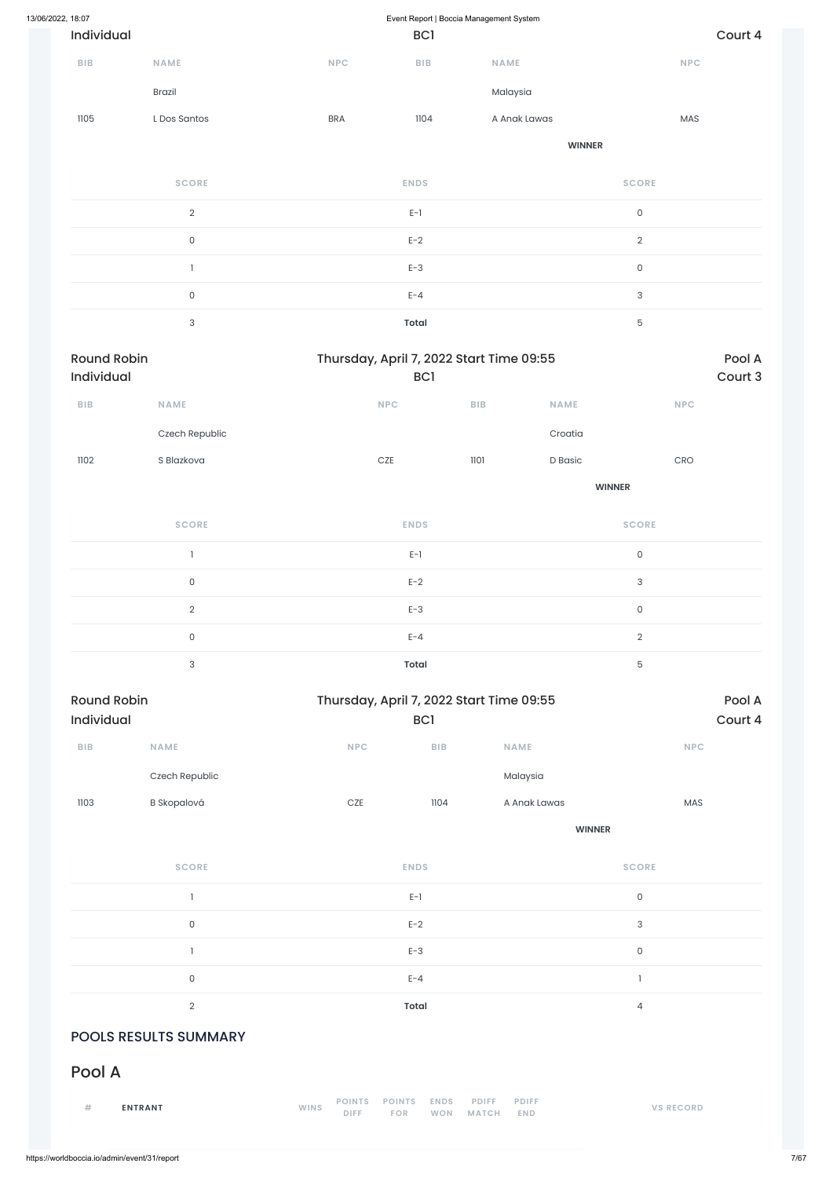Individual | BC1 | Court 4

| BIB | NAME | NPC | BIB | NAME | NPC |
|---|---|---|---|---|---|
| | Brazil | | | Malaysia | |
| 1105 | L Dos Santos | BRA | 1104 | A Anak Lawas | MAS |
| | | | | **WINNER** | |

| SCORE | ENDS | SCORE |
|---|---|---|
| 2 | E-1 | 0 |
| 0 | E-2 | 2 |
| 1 | E-3 | 0 |
| 0 | E-4 | 3 |
| 3 | **Total** | 5 |

Round Robin | Thursday, April 7, 2022 Start Time 09:55 | Pool A

Individual | BC1 | Court 3

| BIB | NAME | NPC | BIB | NAME | NPC |
|---|---|---|---|---|---|
| | Czech Republic | | | Croatia | |
| 1102 | S Blazkova | CZE | 1101 | D Basic | CRO |
| | | | | **WINNER** | |

| SCORE | ENDS | SCORE |
|---|---|---|
| 1 | E-1 | 0 |
| 0 | E-2 | 3 |
| 2 | E-3 | 0 |
| 0 | E-4 | 2 |
| 3 | **Total** | 5 |

Round Robin | Thursday, April 7, 2022 Start Time 09:55 | Pool A

Individual | BC1 | Court 4

| BIB | NAME | NPC | BIB | NAME | NPC |
|---|---|---|---|---|---|
| | Czech Republic | | | Malaysia | |
| 1103 | B Skopalová | CZE | 1104 | A Anak Lawas | MAS |
| | | | | **WINNER** | |

| SCORE | ENDS | SCORE |
|---|---|---|
| 1 | E-1 | 0 |
| 0 | E-2 | 3 |
| 1 | E-3 | 0 |
| 0 | E-4 | 1 |
| 2 | **Total** | 4 |

## POOLS RESULTS SUMMARY

## Pool A

| # | ENTRANT | WINS | POINTS DIFF | POINTS FOR | ENDS WON | PDIFF MATCH | PDIFF END | VS RECORD |
|---|---|---|---|---|---|---|---|---|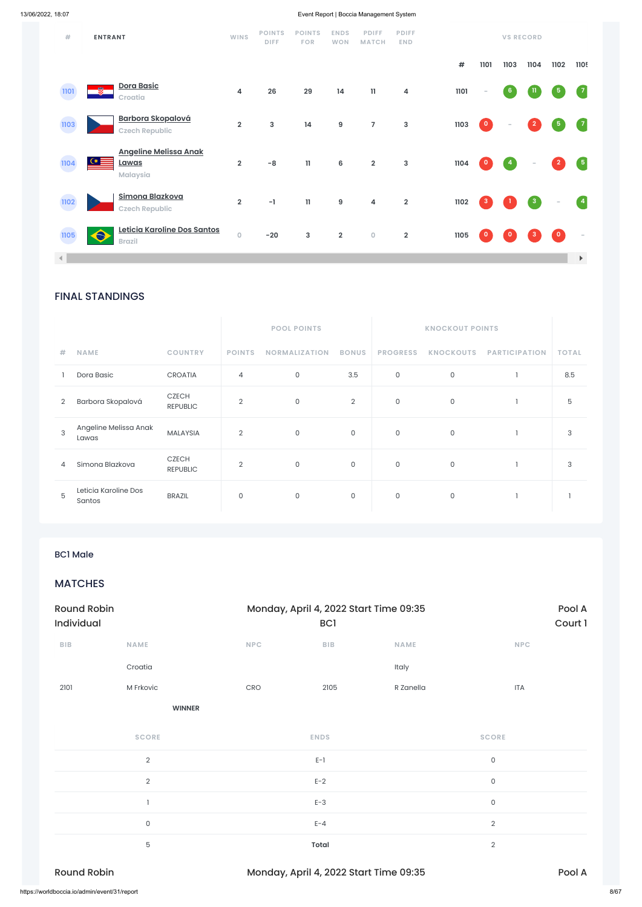| # | ENTRANT | WINS | POINTS DIFF | POINTS FOR | ENDS WON | PDIFF MATCH | PDIFF END | # | 1101 | 1103 | 1104 | 1102 | 1105 |
|---|---|---|---|---|---|---|---|---|---|---|---|---|---|
| 1101 | Dora Basic Croatia | 4 | 26 | 29 | 14 | 11 | 4 | 1101 | - | 6 | 11 | 5 | 7 |
| 1103 | Barbora Skopalová Czech Republic | 2 | 3 | 14 | 9 | 7 | 3 | 1103 | 0 | - | 2 | 5 | 7 |
| 1104 | Angeline Melissa Anak Lawas Malaysia | 2 | -8 | 11 | 6 | 2 | 3 | 1104 | 0 | 4 | - | 2 | 5 |
| 1102 | Simona Blazkova Czech Republic | 2 | -1 | 11 | 9 | 4 | 2 | 1102 | 3 | 1 | 3 | - | 4 |
| 1105 | Leticia Karoline Dos Santos Brazil | 0 | -20 | 3 | 2 | 0 | 2 | 1105 | 0 | 0 | 3 | 0 | - |

## FINAL STANDINGS

| | | | POOL POINTS | | | KNOCKOUT POINTS | | | |
|---|---|---|---|---|---|---|---|---|---|
| # | NAME | COUNTRY | POINTS | NORMALIZATION | BONUS | PROGRESS | KNOCKOUTS | PARTICIPATION | TOTAL |
| 1 | Dora Basic | CROATIA | 4 | 0 | 3.5 | 0 | 0 | 1 | 8.5 |
| 2 | Barbora Skopalová | CZECH REPUBLIC | 2 | 0 | 2 | 0 | 0 | 1 | 5 |
| 3 | Angeline Melissa Anak Lawas | MALAYSIA | 2 | 0 | 0 | 0 | 0 | 1 | 3 |
| 4 | Simona Blazkova | CZECH REPUBLIC | 2 | 0 | 0 | 0 | 0 | 1 | 3 |
| 5 | Leticia Karoline Dos Santos | BRAZIL | 0 | 0 | 0 | 0 | 0 | 1 | 1 |

BC1 Male

## MATCHES

Round Robin Individual — Monday, April 4, 2022 Start Time 09:35 BC1 — Pool A Court 1

| BIB | NAME | NPC | BIB | NAME | NPC |
|---|---|---|---|---|---|
| | Croatia | | | Italy | |
| 2101 | M Frkovic | CRO | 2105 | R Zanella | ITA |
| | WINNER | | | | |

| SCORE | ENDS | SCORE |
|---|---|---|
| 2 | E-1 | 0 |
| 2 | E-2 | 0 |
| 1 | E-3 | 0 |
| 0 | E-4 | 2 |
| 5 | **Total** | 2 |

Round Robin — Monday, April 4, 2022 Start Time 09:35 — Pool A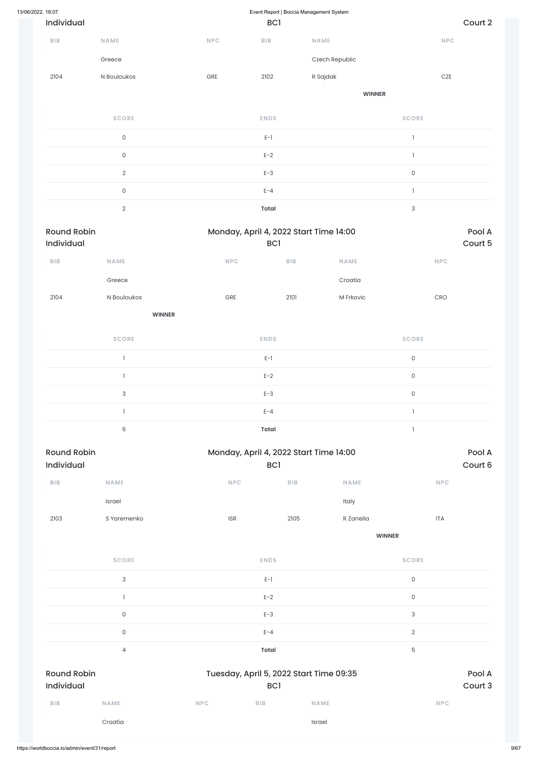Individual | BC1 | Court 2

| BIB | NAME | NPC | BIB | NAME | NPC |
|---|---|---|---|---|---|
| | Greece | | | Czech Republic | |
| 2104 | N Bouloukos | GRE | 2102 | R Sajdak | CZE |
| | | | | **WINNER** | |

| SCORE | ENDS | SCORE |
|---|---|---|
| 0 | E-1 | 1 |
| 0 | E-2 | 1 |
| 2 | E-3 | 0 |
| 0 | E-4 | 1 |
| 2 | **Total** | 3 |

## Round Robin Individual

Monday, April 4, 2022 Start Time 14:00 | BC1 | Pool A | Court 5

| BIB | NAME | NPC | BIB | NAME | NPC |
|---|---|---|---|---|---|
| | Greece | | | Croatia | |
| 2104 | N Bouloukos | GRE | 2101 | M Frkovic | CRO |
| | **WINNER** | | | | |

| SCORE | ENDS | SCORE |
|---|---|---|
| 1 | E-1 | 0 |
| 1 | E-2 | 0 |
| 3 | E-3 | 0 |
| 1 | E-4 | 1 |
| 6 | **Total** | 1 |

## Round Robin Individual

Monday, April 4, 2022 Start Time 14:00 | BC1 | Pool A | Court 6

| BIB | NAME | NPC | BIB | NAME | NPC |
|---|---|---|---|---|---|
| | Israel | | | Italy | |
| 2103 | S Yaremenko | ISR | 2105 | R Zanella | ITA |
| | | | | **WINNER** | |

| SCORE | ENDS | SCORE |
|---|---|---|
| 3 | E-1 | 0 |
| 1 | E-2 | 0 |
| 0 | E-3 | 3 |
| 0 | E-4 | 2 |
| 4 | **Total** | 5 |

## Round Robin Individual

Tuesday, April 5, 2022 Start Time 09:35 | BC1 | Pool A | Court 3

| BIB | NAME | NPC | BIB | NAME | NPC |
|---|---|---|---|---|---|
| | Croatia | | | Israel | |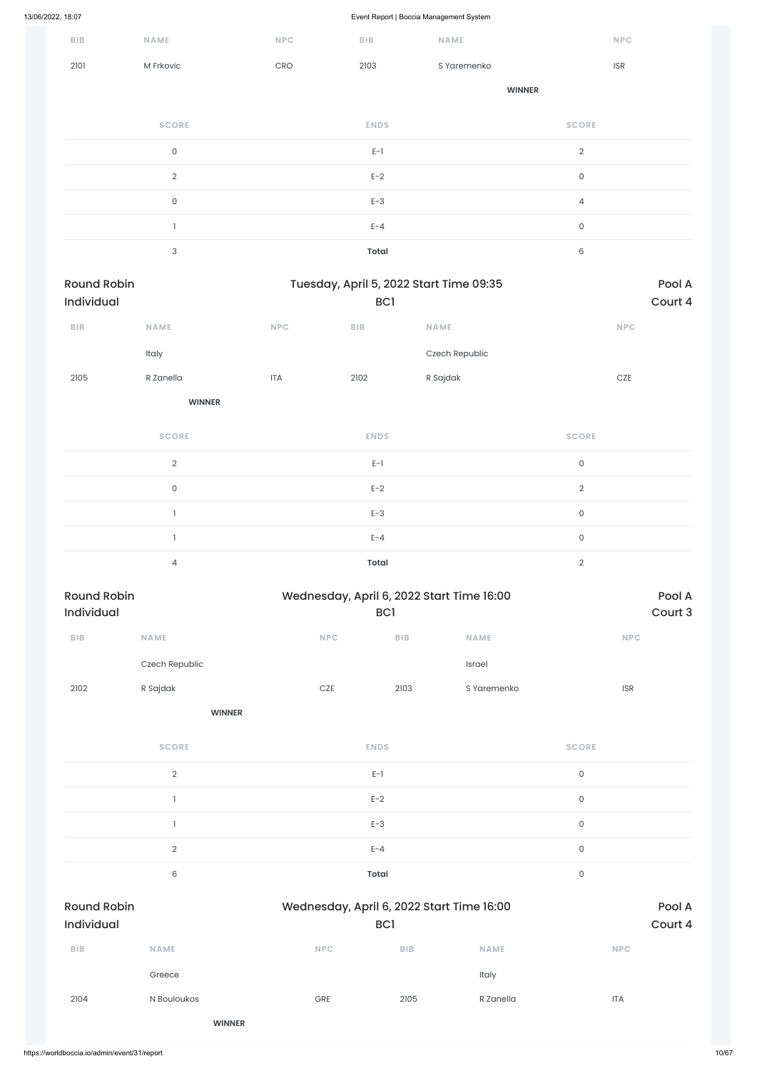| BIB | NAME | NPC | BIB | NAME | NPC |
|---|---|---|---|---|---|
| 2101 | M Frkovic | CRO | 2103 | S Yaremenko | ISR |
| | | | | **WINNER** | |

| SCORE | ENDS | SCORE |
|---|---|---|
| 0 | E-1 | 2 |
| 2 | E-2 | 0 |
| 0 | E-3 | 4 |
| 1 | E-4 | 0 |
| 3 | **Total** | 6 |

## Round Robin Individual — Tuesday, April 5, 2022 Start Time 09:35 — BC1 — Pool A Court 4

| BIB | NAME | NPC | BIB | NAME | NPC |
|---|---|---|---|---|---|
| | Italy | | | Czech Republic | |
| 2105 | R Zanella | ITA | 2102 | R Sajdak | CZE |
| | **WINNER** | | | | |

| SCORE | ENDS | SCORE |
|---|---|---|
| 2 | E-1 | 0 |
| 0 | E-2 | 2 |
| 1 | E-3 | 0 |
| 1 | E-4 | 0 |
| 4 | **Total** | 2 |

## Round Robin Individual — Wednesday, April 6, 2022 Start Time 16:00 — BC1 — Pool A Court 3

| BIB | NAME | NPC | BIB | NAME | NPC |
|---|---|---|---|---|---|
| | Czech Republic | | | Israel | |
| 2102 | R Sajdak | CZE | 2103 | S Yaremenko | ISR |
| | **WINNER** | | | | |

| SCORE | ENDS | SCORE |
|---|---|---|
| 2 | E-1 | 0 |
| 1 | E-2 | 0 |
| 1 | E-3 | 0 |
| 2 | E-4 | 0 |
| 6 | **Total** | 0 |

## Round Robin Individual — Wednesday, April 6, 2022 Start Time 16:00 — BC1 — Pool A Court 4

| BIB | NAME | NPC | BIB | NAME | NPC |
|---|---|---|---|---|---|
| | Greece | | | Italy | |
| 2104 | N Bouloukos | GRE | 2105 | R Zanella | ITA |
| | **WINNER** | | | | |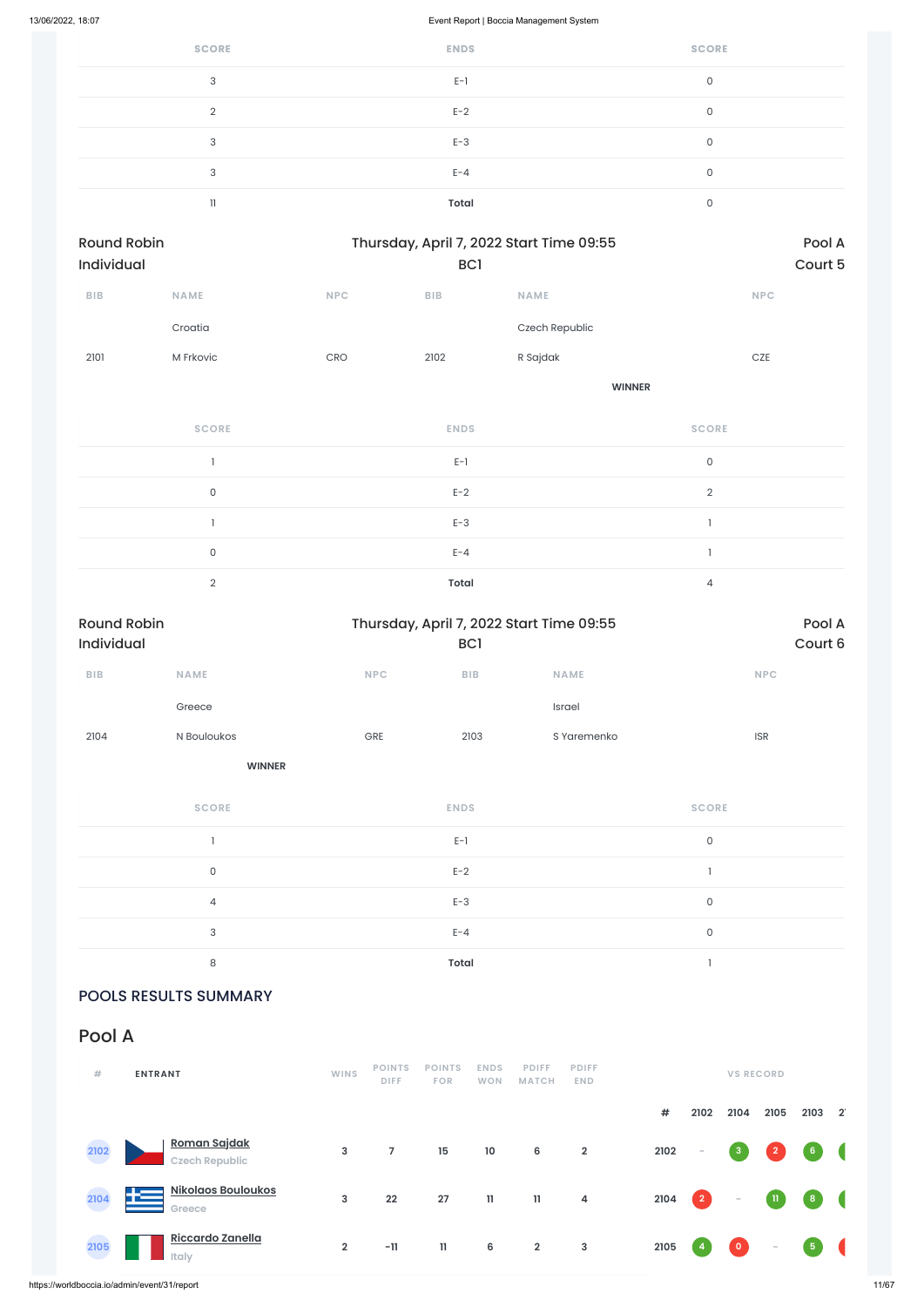| SCORE | ENDS | SCORE |
|---|---|---|
| 3 | E-1 | 0 |
| 2 | E-2 | 0 |
| 3 | E-3 | 0 |
| 3 | E-4 | 0 |
| 11 | **Total** | 0 |

Round Robin Individual — Thursday, April 7, 2022 Start Time 09:55 — BC1 — Pool A Court 5

| BIB | NAME | NPC | BIB | NAME | NPC |
|---|---|---|---|---|---|
| | Croatia | | | Czech Republic | |
| 2101 | M Frkovic | CRO | 2102 | R Sajdak | CZE |
| | | | | **WINNER** | |

| SCORE | ENDS | SCORE |
|---|---|---|
| 1 | E-1 | 0 |
| 0 | E-2 | 2 |
| 1 | E-3 | 1 |
| 0 | E-4 | 1 |
| 2 | **Total** | 4 |

Round Robin Individual — Thursday, April 7, 2022 Start Time 09:55 — BC1 — Pool A Court 6

| BIB | NAME | NPC | BIB | NAME | NPC |
|---|---|---|---|---|---|
| | Greece | | | Israel | |
| 2104 | N Bouloukos | GRE | 2103 | S Yaremenko | ISR |
| | **WINNER** | | | | |

| SCORE | ENDS | SCORE |
|---|---|---|
| 1 | E-1 | 0 |
| 0 | E-2 | 1 |
| 4 | E-3 | 0 |
| 3 | E-4 | 0 |
| 8 | **Total** | 1 |

## POOLS RESULTS SUMMARY

## Pool A

| # | ENTRANT | WINS | POINTS DIFF | POINTS FOR | ENDS WON | PDIFF MATCH | PDIFF END | # | 2102 | 2104 | 2105 | 2103 |
|---|---|---|---|---|---|---|---|---|---|---|---|---|
| 2102 | **Roman Sajdak** Czech Republic | 3 | 7 | 15 | 10 | 6 | 2 | 2102 | - | 3 | 2 | 6 |
| 2104 | **Nikolaos Bouloukos** Greece | 3 | 22 | 27 | 11 | 11 | 4 | 2104 | 2 | - | 11 | 8 |
| 2105 | **Riccardo Zanella** Italy | 2 | -11 | 11 | 6 | 2 | 3 | 2105 | 4 | 0 | - | 5 |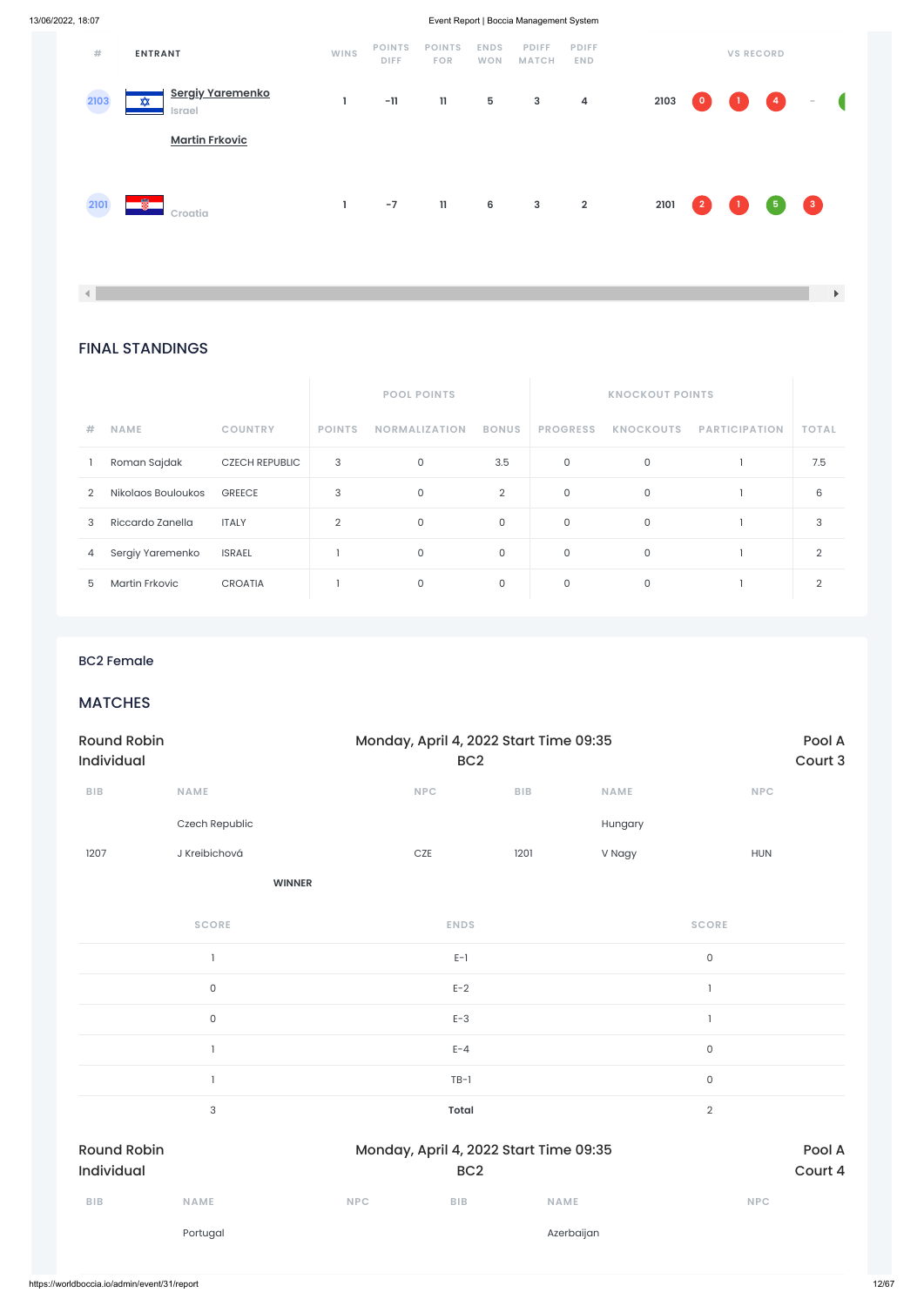| # | ENTRANT | WINS | POINTS DIFF | POINTS FOR | ENDS WON | PDIFF MATCH | PDIFF END | VS RECORD | | | | | |
|---|---|---|---|---|---|---|---|---|---|---|---|---|---|
| 2103 | Sergiy Yaremenko<br>Israel | 1 | -11 | 11 | 5 | 3 | 4 | 2103 | 0 | 1 | 4 | - | |
| | Martin Frkovic | | | | | | | | | | | | |
| 2101 | Croatia | 1 | -7 | 11 | 6 | 3 | 2 | 2101 | 2 | 1 | 5 | 3 | |

## FINAL STANDINGS

| | | | POOL POINTS | | | KNOCKOUT POINTS | | | |
|---|---|---|---|---|---|---|---|---|---|
| # | NAME | COUNTRY | POINTS | NORMALIZATION | BONUS | PROGRESS | KNOCKOUTS | PARTICIPATION | TOTAL |
| 1 | Roman Sajdak | CZECH REPUBLIC | 3 | 0 | 3.5 | 0 | 0 | 1 | 7.5 |
| 2 | Nikolaos Bouloukos | GREECE | 3 | 0 | 2 | 0 | 0 | 1 | 6 |
| 3 | Riccardo Zanella | ITALY | 2 | 0 | 0 | 0 | 0 | 1 | 3 |
| 4 | Sergiy Yaremenko | ISRAEL | 1 | 0 | 0 | 0 | 0 | 1 | 2 |
| 5 | Martin Frkovic | CROATIA | 1 | 0 | 0 | 0 | 0 | 1 | 2 |

## BC2 Female

## MATCHES

**Round Robin Individual** — Monday, April 4, 2022 Start Time 09:35 BC2 — Pool A Court 3

| BIB | NAME | NPC | BIB | NAME | NPC |
|---|---|---|---|---|---|
| | Czech Republic | | | Hungary | |
| 1207 | J Kreibichová | CZE | 1201 | V Nagy | HUN |
| | WINNER | | | | |

| SCORE | ENDS | SCORE |
|---|---|---|
| 1 | E-1 | 0 |
| 0 | E-2 | 1 |
| 0 | E-3 | 1 |
| 1 | E-4 | 0 |
| 1 | TB-1 | 0 |
| 3 | **Total** | 2 |

**Round Robin Individual** — Monday, April 4, 2022 Start Time 09:35 BC2 — Pool A Court 4

| BIB | NAME | NPC | BIB | NAME | NPC |
|---|---|---|---|---|---|
| | Portugal | | | Azerbaijan | |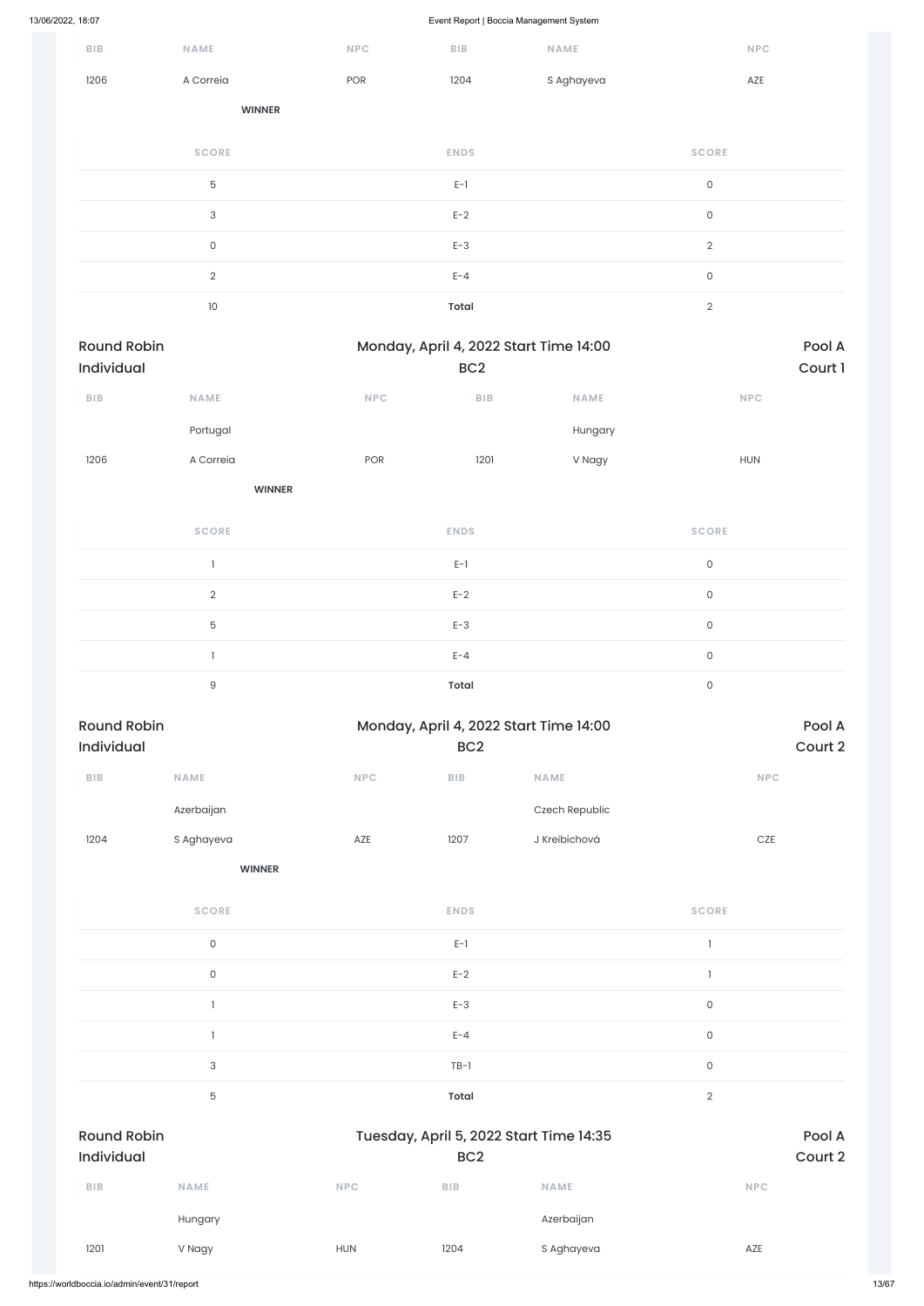| BIB | NAME | NPC | BIB | NAME | NPC |
|---|---|---|---|---|---|
| 1206 | A Correia | POR | 1204 | S Aghayeva | AZE |
| | **WINNER** | | | | |

| SCORE | ENDS | SCORE |
|---|---|---|
| 5 | E-1 | 0 |
| 3 | E-2 | 0 |
| 0 | E-3 | 2 |
| 2 | E-4 | 0 |
| 10 | **Total** | 2 |

## Round Robin Individual — Monday, April 4, 2022 Start Time 14:00 — BC2 — Pool A Court 1

| BIB | NAME | NPC | BIB | NAME | NPC |
|---|---|---|---|---|---|
| | Portugal | | | Hungary | |
| 1206 | A Correia | POR | 1201 | V Nagy | HUN |
| | **WINNER** | | | | |

| SCORE | ENDS | SCORE |
|---|---|---|
| 1 | E-1 | 0 |
| 2 | E-2 | 0 |
| 5 | E-3 | 0 |
| 1 | E-4 | 0 |
| 9 | **Total** | 0 |

## Round Robin Individual — Monday, April 4, 2022 Start Time 14:00 — BC2 — Pool A Court 2

| BIB | NAME | NPC | BIB | NAME | NPC |
|---|---|---|---|---|---|
| | Azerbaijan | | | Czech Republic | |
| 1204 | S Aghayeva | AZE | 1207 | J Kreibichová | CZE |
| | **WINNER** | | | | |

| SCORE | ENDS | SCORE |
|---|---|---|
| 0 | E-1 | 1 |
| 0 | E-2 | 1 |
| 1 | E-3 | 0 |
| 1 | E-4 | 0 |
| 3 | TB-1 | 0 |
| 5 | **Total** | 2 |

## Round Robin Individual — Tuesday, April 5, 2022 Start Time 14:35 — BC2 — Pool A Court 2

| BIB | NAME | NPC | BIB | NAME | NPC |
|---|---|---|---|---|---|
| | Hungary | | | Azerbaijan | |
| 1201 | V Nagy | HUN | 1204 | S Aghayeva | AZE |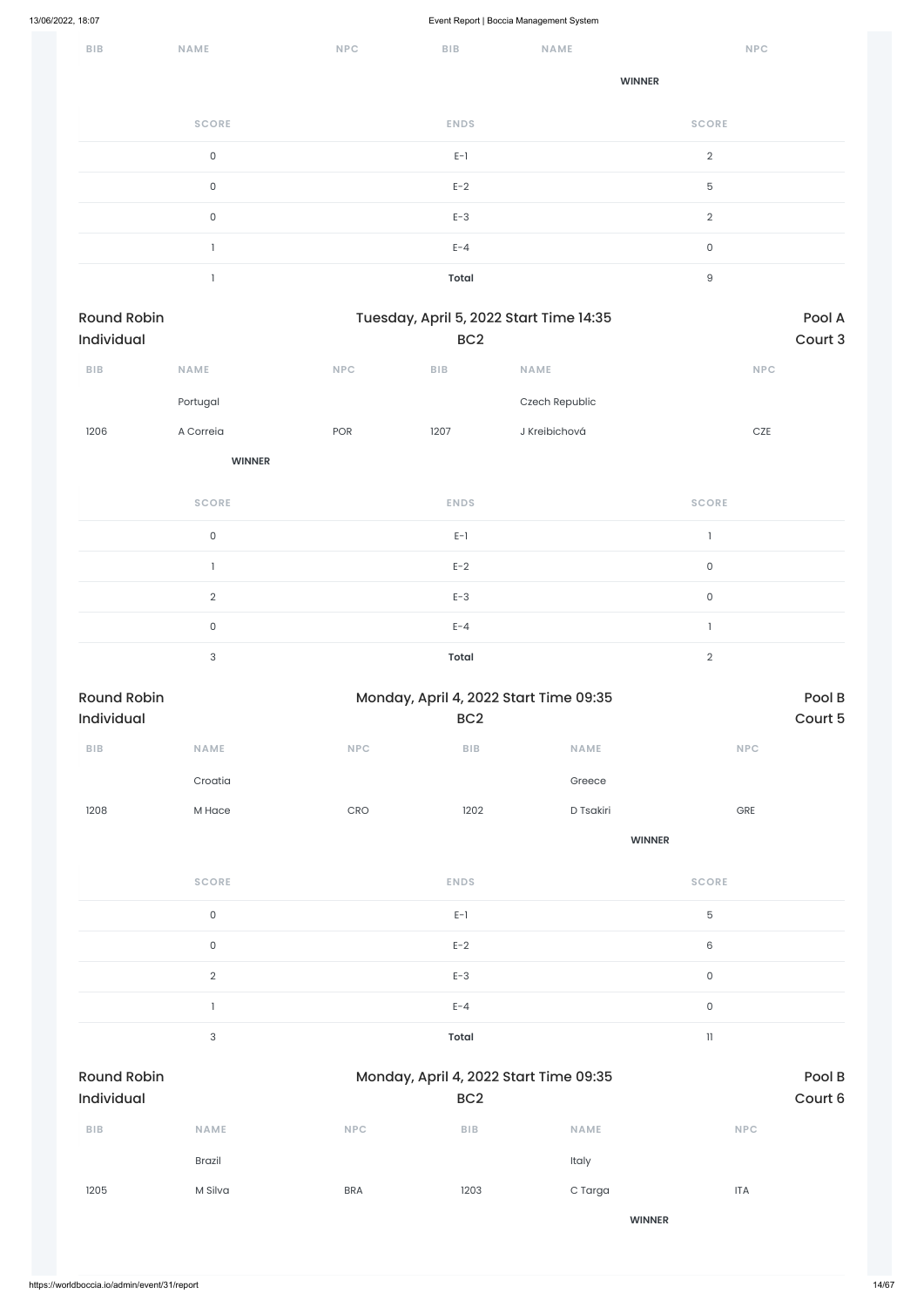| BIB | NAME | NPC | BIB | NAME | NPC |
|---|---|---|---|---|---|
| | | | | WINNER | |

| SCORE | ENDS | SCORE |
|---|---|---|
| 0 | E-1 | 2 |
| 0 | E-2 | 5 |
| 0 | E-3 | 2 |
| 1 | E-4 | 0 |
| 1 | **Total** | 9 |

Round Robin Individual — Tuesday, April 5, 2022 Start Time 14:35 — BC2 — Pool A Court 3

| BIB | NAME | NPC | BIB | NAME | NPC |
|---|---|---|---|---|---|
| | Portugal | | | Czech Republic | |
| 1206 | A Correia | POR | 1207 | J Kreibichová | CZE |
| | **WINNER** | | | | |

| SCORE | ENDS | SCORE |
|---|---|---|
| 0 | E-1 | 1 |
| 1 | E-2 | 0 |
| 2 | E-3 | 0 |
| 0 | E-4 | 1 |
| 3 | **Total** | 2 |

Round Robin Individual — Monday, April 4, 2022 Start Time 09:35 — BC2 — Pool B Court 5

| BIB | NAME | NPC | BIB | NAME | NPC |
|---|---|---|---|---|---|
| | Croatia | | | Greece | |
| 1208 | M Hace | CRO | 1202 | D Tsakiri | GRE |
| | | | | **WINNER** | |

| SCORE | ENDS | SCORE |
|---|---|---|
| 0 | E-1 | 5 |
| 0 | E-2 | 6 |
| 2 | E-3 | 0 |
| 1 | E-4 | 0 |
| 3 | **Total** | 11 |

Round Robin Individual — Monday, April 4, 2022 Start Time 09:35 — BC2 — Pool B Court 6

| BIB | NAME | NPC | BIB | NAME | NPC |
|---|---|---|---|---|---|
| | Brazil | | | Italy | |
| 1205 | M Silva | BRA | 1203 | C Targa | ITA |
| | | | | **WINNER** | |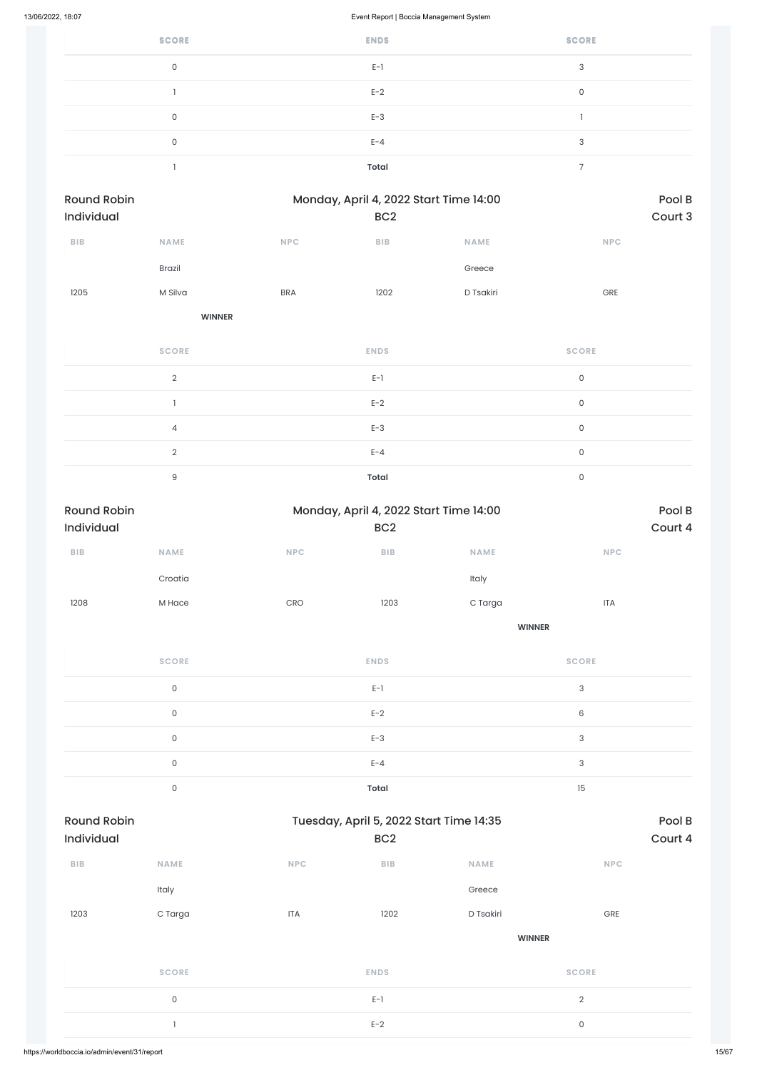| SCORE | ENDS | SCORE |
|---|---|---|
| 0 | E-1 | 3 |
| 1 | E-2 | 0 |
| 0 | E-3 | 1 |
| 0 | E-4 | 3 |
| 1 | **Total** | 7 |

**Round Robin Individual** — Monday, April 4, 2022 Start Time 14:00 — BC2 — Pool B Court 3

| BIB | NAME | NPC | BIB | NAME | NPC |
|---|---|---|---|---|---|
| | Brazil | | | Greece | |
| 1205 | M Silva | BRA | 1202 | D Tsakiri | GRE |
| | **WINNER** | | | | |

| SCORE | ENDS | SCORE |
|---|---|---|
| 2 | E-1 | 0 |
| 1 | E-2 | 0 |
| 4 | E-3 | 0 |
| 2 | E-4 | 0 |
| 9 | **Total** | 0 |

**Round Robin Individual** — Monday, April 4, 2022 Start Time 14:00 — BC2 — Pool B Court 4

| BIB | NAME | NPC | BIB | NAME | NPC |
|---|---|---|---|---|---|
| | Croatia | | | Italy | |
| 1208 | M Hace | CRO | 1203 | C Targa | ITA |
| | | | | **WINNER** | |

| SCORE | ENDS | SCORE |
|---|---|---|
| 0 | E-1 | 3 |
| 0 | E-2 | 6 |
| 0 | E-3 | 3 |
| 0 | E-4 | 3 |
| 0 | **Total** | 15 |

**Round Robin Individual** — Tuesday, April 5, 2022 Start Time 14:35 — BC2 — Pool B Court 4

| BIB | NAME | NPC | BIB | NAME | NPC |
|---|---|---|---|---|---|
| | Italy | | | Greece | |
| 1203 | C Targa | ITA | 1202 | D Tsakiri | GRE |
| | | | | **WINNER** | |

| SCORE | ENDS | SCORE |
|---|---|---|
| 0 | E-1 | 2 |
| 1 | E-2 | 0 |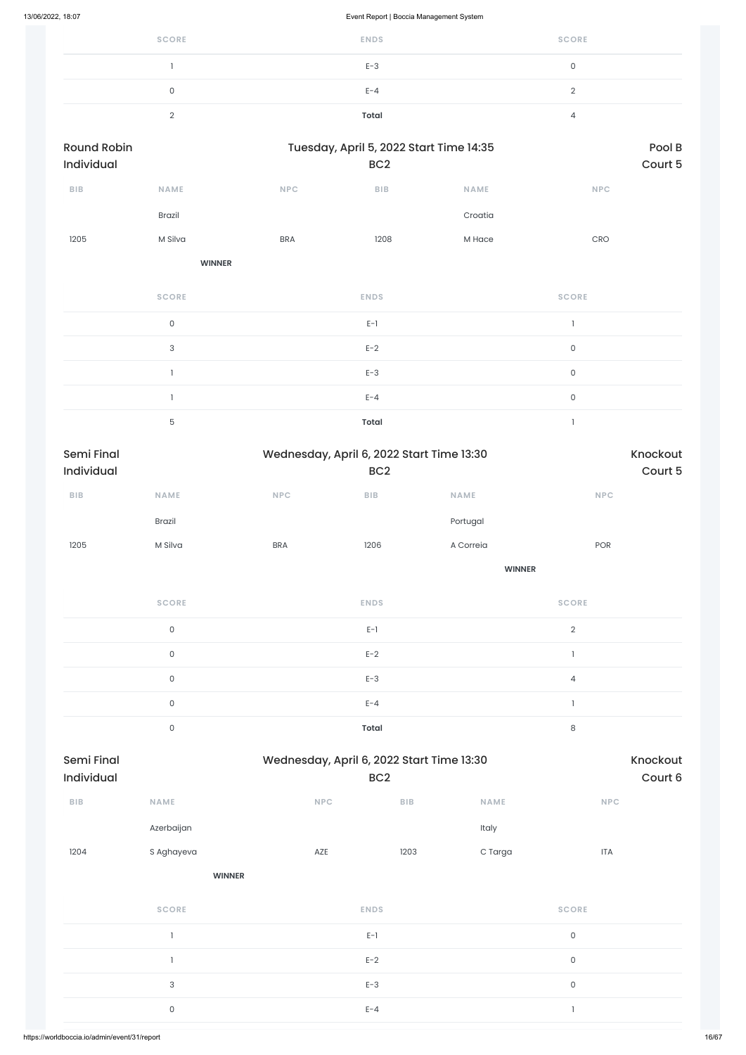| SCORE | ENDS | SCORE |
|---|---|---|
| 1 | E-3 | 0 |
| 0 | E-4 | 2 |
| 2 | **Total** | 4 |

Round Robin Individual | Tuesday, April 5, 2022 Start Time 14:35 BC2 | Pool B Court 5

| BIB | NAME | NPC | BIB | NAME | NPC |
|---|---|---|---|---|---|
| | Brazil | | | Croatia | |
| 1205 | M Silva | BRA | 1208 | M Hace | CRO |
| | **WINNER** | | | | |

| SCORE | ENDS | SCORE |
|---|---|---|
| 0 | E-1 | 1 |
| 3 | E-2 | 0 |
| 1 | E-3 | 0 |
| 1 | E-4 | 0 |
| 5 | **Total** | 1 |

Semi Final Individual | Wednesday, April 6, 2022 Start Time 13:30 BC2 | Knockout Court 5

| BIB | NAME | NPC | BIB | NAME | NPC |
|---|---|---|---|---|---|
| | Brazil | | | Portugal | |
| 1205 | M Silva | BRA | 1206 | A Correia | POR |
| | | | | **WINNER** | |

| SCORE | ENDS | SCORE |
|---|---|---|
| 0 | E-1 | 2 |
| 0 | E-2 | 1 |
| 0 | E-3 | 4 |
| 0 | E-4 | 1 |
| 0 | **Total** | 8 |

Semi Final Individual | Wednesday, April 6, 2022 Start Time 13:30 BC2 | Knockout Court 6

| BIB | NAME | NPC | BIB | NAME | NPC |
|---|---|---|---|---|---|
| | Azerbaijan | | | Italy | |
| 1204 | S Aghayeva | AZE | 1203 | C Targa | ITA |
| | **WINNER** | | | | |

| SCORE | ENDS | SCORE |
|---|---|---|
| 1 | E-1 | 0 |
| 1 | E-2 | 0 |
| 3 | E-3 | 0 |
| 0 | E-4 | 1 |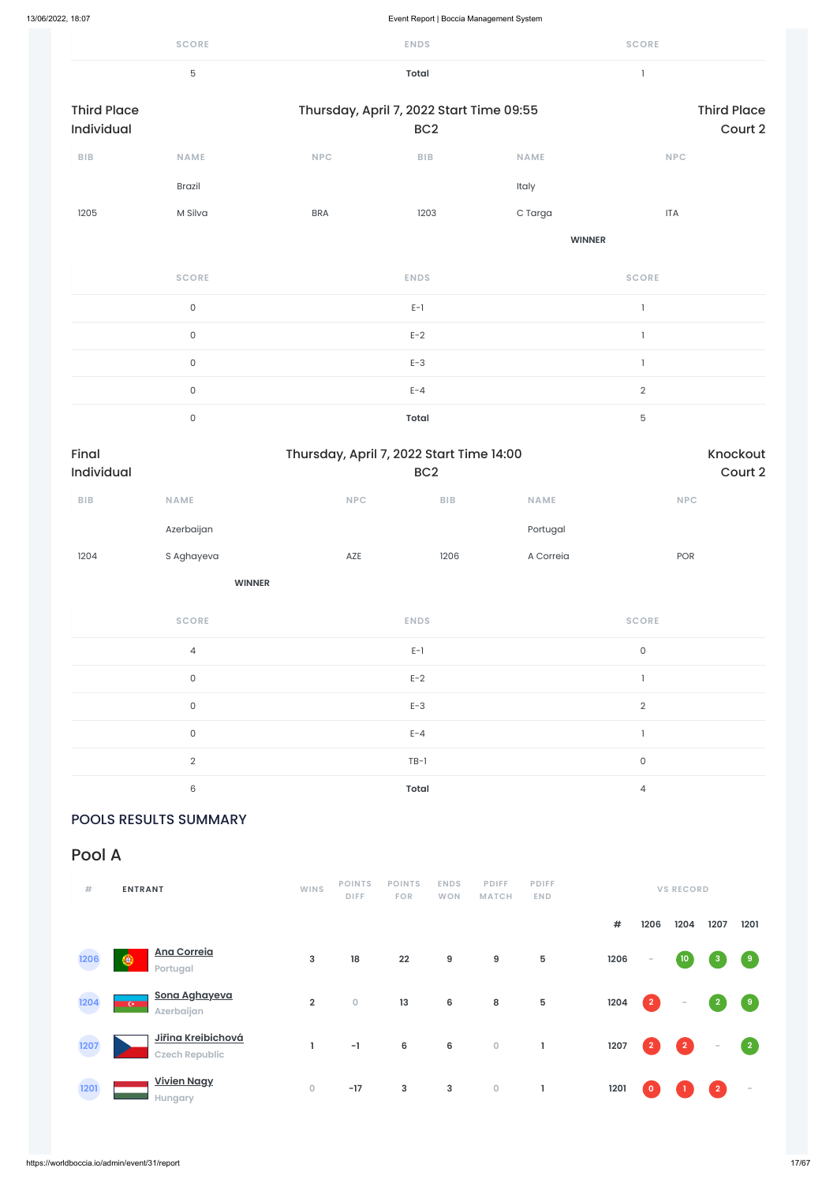| SCORE | ENDS | SCORE |
|---|---|---|
| 5 | **Total** | 1 |

Third Place Individual — Thursday, April 7, 2022 Start Time 09:55 — BC2 — Third Place Court 2

| BIB | NAME | NPC | BIB | NAME | NPC |
|---|---|---|---|---|---|
| | Brazil | | | Italy | |
| 1205 | M Silva | BRA | 1203 | C Targa | ITA |
| | | | | **WINNER** | |

| SCORE | ENDS | SCORE |
|---|---|---|
| 0 | E-1 | 1 |
| 0 | E-2 | 1 |
| 0 | E-3 | 1 |
| 0 | E-4 | 2 |
| 0 | **Total** | 5 |

Final Individual — Thursday, April 7, 2022 Start Time 14:00 — BC2 — Knockout Court 2

| BIB | NAME | NPC | BIB | NAME | NPC |
|---|---|---|---|---|---|
| | Azerbaijan | | | Portugal | |
| 1204 | S Aghayeva | AZE | 1206 | A Correia | POR |
| | **WINNER** | | | | |

| SCORE | ENDS | SCORE |
|---|---|---|
| 4 | E-1 | 0 |
| 0 | E-2 | 1 |
| 0 | E-3 | 2 |
| 0 | E-4 | 1 |
| 2 | TB-1 | 0 |
| 6 | **Total** | 4 |

## POOLS RESULTS SUMMARY

## Pool A

| # | ENTRANT | WINS | POINTS DIFF | POINTS FOR | ENDS WON | PDIFF MATCH | PDIFF END | # | 1206 | 1204 | 1207 | 1201 |
|---|---|---|---|---|---|---|---|---|---|---|---|---|
| 1206 | Ana Correia<br>Portugal | 3 | 18 | 22 | 9 | 9 | 5 | 1206 | - | 10 | 3 | 9 |
| 1204 | Sona Aghayeva<br>Azerbaijan | 2 | 0 | 13 | 6 | 8 | 5 | 1204 | 2 | - | 2 | 9 |
| 1207 | Jiřina Kreibichová<br>Czech Republic | 1 | -1 | 6 | 6 | 0 | 1 | 1207 | 2 | 2 | - | 2 |
| 1201 | Vivien Nagy<br>Hungary | 0 | -17 | 3 | 3 | 0 | 1 | 1201 | 0 | 1 | 2 | - |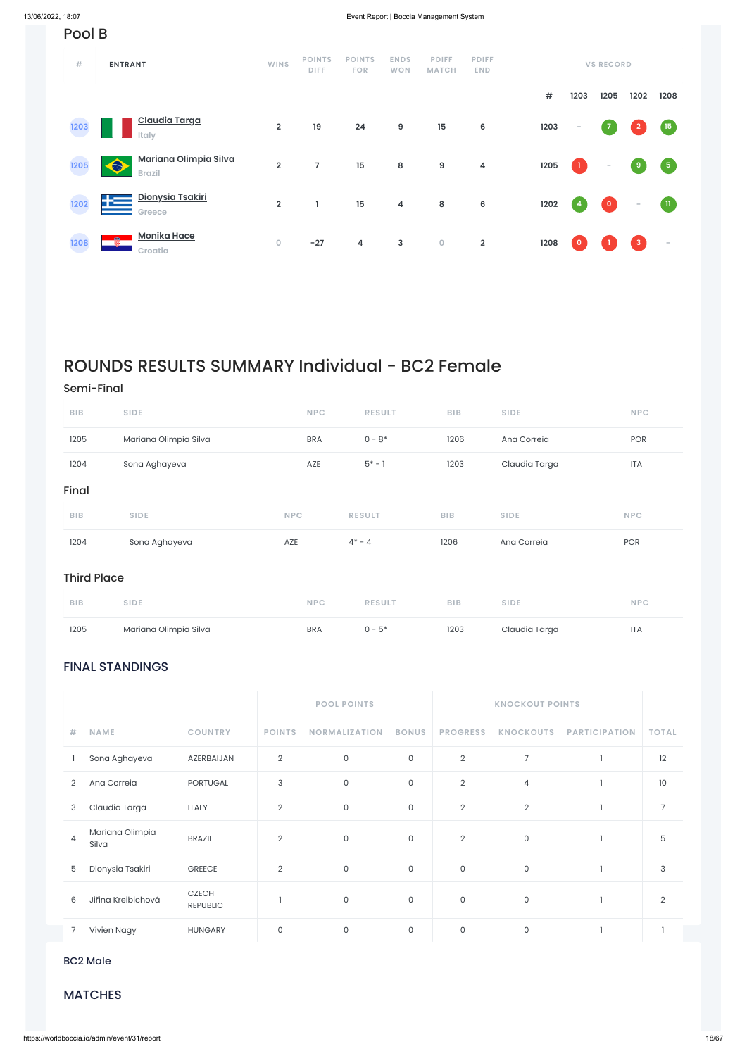## Pool B

| # | ENTRANT | WINS | POINTS DIFF | POINTS FOR | ENDS WON | PDIFF MATCH | PDIFF END | # | 1203 | 1205 | 1202 | 1208 |
|---|---|---|---|---|---|---|---|---|---|---|---|---|
| 1203 | Claudia Targa<br>Italy | 2 | 19 | 24 | 9 | 15 | 6 | 1203 | - | 7 | 2 | 15 |
| 1205 | Mariana Olimpia Silva<br>Brazil | 2 | 7 | 15 | 8 | 9 | 4 | 1205 | 1 | - | 9 | 5 |
| 1202 | Dionysia Tsakiri<br>Greece | 2 | 1 | 15 | 4 | 8 | 6 | 1202 | 4 | 0 | - | 11 |
| 1208 | Monika Hace<br>Croatia | 0 | -27 | 4 | 3 | 0 | 2 | 1208 | 0 | 1 | 3 | - |

# ROUNDS RESULTS SUMMARY Individual - BC2 Female

### Semi-Final

| BIB | SIDE | NPC | RESULT | BIB | SIDE | NPC |
|---|---|---|---|---|---|---|
| 1205 | Mariana Olimpia Silva | BRA | 0 - 8* | 1206 | Ana Correia | POR |
| 1204 | Sona Aghayeva | AZE | 5* - 1 | 1203 | Claudia Targa | ITA |

### Final

| BIB | SIDE | NPC | RESULT | BIB | SIDE | NPC |
|---|---|---|---|---|---|---|
| 1204 | Sona Aghayeva | AZE | 4* - 4 | 1206 | Ana Correia | POR |

### Third Place

| BIB | SIDE | NPC | RESULT | BIB | SIDE | NPC |
|---|---|---|---|---|---|---|
| 1205 | Mariana Olimpia Silva | BRA | 0 - 5* | 1203 | Claudia Targa | ITA |

### FINAL STANDINGS

| | | | POOL POINTS | | | KNOCKOUT POINTS | | | |
|---|---|---|---|---|---|---|---|---|---|
| # | NAME | COUNTRY | POINTS | NORMALIZATION | BONUS | PROGRESS | KNOCKOUTS | PARTICIPATION | TOTAL |
| 1 | Sona Aghayeva | AZERBAIJAN | 2 | 0 | 0 | 2 | 7 | 1 | 12 |
| 2 | Ana Correia | PORTUGAL | 3 | 0 | 0 | 2 | 4 | 1 | 10 |
| 3 | Claudia Targa | ITALY | 2 | 0 | 0 | 2 | 2 | 1 | 7 |
| 4 | Mariana Olimpia Silva | BRAZIL | 2 | 0 | 0 | 2 | 0 | 1 | 5 |
| 5 | Dionysia Tsakiri | GREECE | 2 | 0 | 0 | 0 | 0 | 1 | 3 |
| 6 | Jiřina Kreibichová | CZECH REPUBLIC | 1 | 0 | 0 | 0 | 0 | 1 | 2 |
| 7 | Vivien Nagy | HUNGARY | 0 | 0 | 0 | 0 | 0 | 1 | 1 |

### BC2 Male

### MATCHES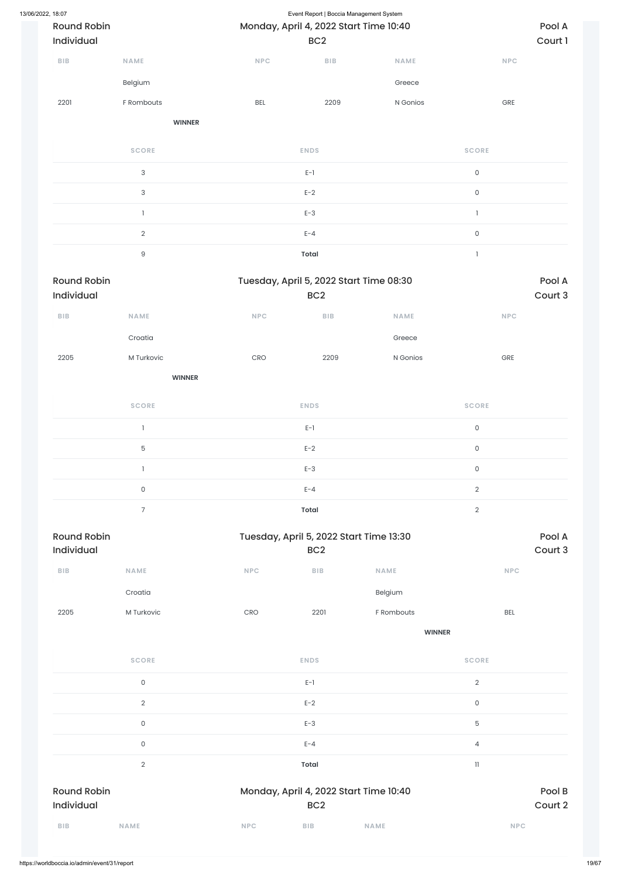Round Robin
Individual

Monday, April 4, 2022 Start Time 10:40
BC2

Pool A
Court 1

| BIB | NAME | NPC | BIB | NAME | NPC |
|---|---|---|---|---|---|
| | Belgium | | | Greece | |
| 2201 | F Rombouts | BEL | 2209 | N Gonios | GRE |
| | **WINNER** | | | | |

| SCORE | ENDS | SCORE |
|---|---|---|
| 3 | E-1 | 0 |
| 3 | E-2 | 0 |
| 1 | E-3 | 1 |
| 2 | E-4 | 0 |
| 9 | **Total** | 1 |

Round Robin
Individual

Tuesday, April 5, 2022 Start Time 08:30
BC2

Pool A
Court 3

| BIB | NAME | NPC | BIB | NAME | NPC |
|---|---|---|---|---|---|
| | Croatia | | | Greece | |
| 2205 | M Turkovic | CRO | 2209 | N Gonios | GRE |
| | **WINNER** | | | | |

| SCORE | ENDS | SCORE |
|---|---|---|
| 1 | E-1 | 0 |
| 5 | E-2 | 0 |
| 1 | E-3 | 0 |
| 0 | E-4 | 2 |
| 7 | **Total** | 2 |

Round Robin
Individual

Tuesday, April 5, 2022 Start Time 13:30
BC2

Pool A
Court 3

| BIB | NAME | NPC | BIB | NAME | NPC |
|---|---|---|---|---|---|
| | Croatia | | | Belgium | |
| 2205 | M Turkovic | CRO | 2201 | F Rombouts | BEL |
| | | | | **WINNER** | |

| SCORE | ENDS | SCORE |
|---|---|---|
| 0 | E-1 | 2 |
| 2 | E-2 | 0 |
| 0 | E-3 | 5 |
| 0 | E-4 | 4 |
| 2 | **Total** | 11 |

Round Robin
Individual

Monday, April 4, 2022 Start Time 10:40
BC2

Pool B
Court 2

| BIB | NAME | NPC | BIB | NAME | NPC |
|---|---|---|---|---|---|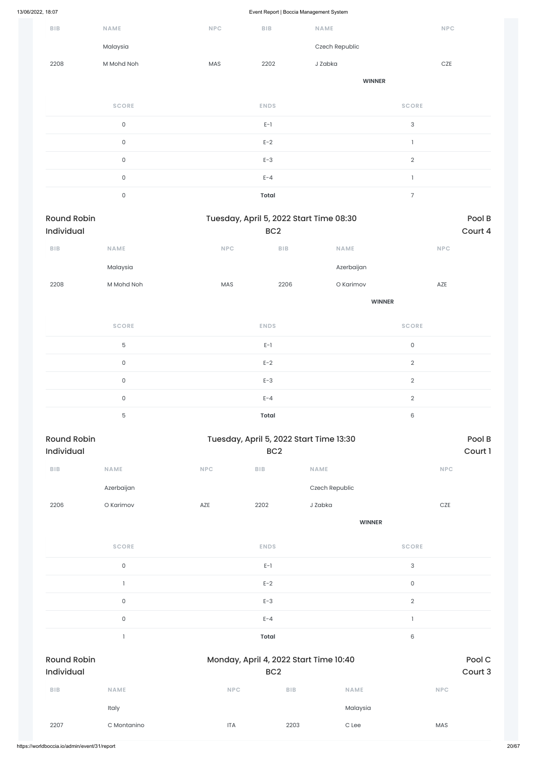| BIB | NAME | NPC | BIB | NAME | NPC |
|---|---|---|---|---|---|
| | Malaysia | | | Czech Republic | |
| 2208 | M Mohd Noh | MAS | 2202 | J Zabka | CZE |
| | | | | **WINNER** | |

| SCORE | ENDS | SCORE |
|---|---|---|
| 0 | E-1 | 3 |
| 0 | E-2 | 1 |
| 0 | E-3 | 2 |
| 0 | E-4 | 1 |
| 0 | **Total** | 7 |

## Round Robin Individual — Tuesday, April 5, 2022 Start Time 08:30 — BC2 — Pool B Court 4

| BIB | NAME | NPC | BIB | NAME | NPC |
|---|---|---|---|---|---|
| | Malaysia | | | Azerbaijan | |
| 2208 | M Mohd Noh | MAS | 2206 | O Karimov | AZE |
| | | | | **WINNER** | |

| SCORE | ENDS | SCORE |
|---|---|---|
| 5 | E-1 | 0 |
| 0 | E-2 | 2 |
| 0 | E-3 | 2 |
| 0 | E-4 | 2 |
| 5 | **Total** | 6 |

## Round Robin Individual — Tuesday, April 5, 2022 Start Time 13:30 — BC2 — Pool B Court 1

| BIB | NAME | NPC | BIB | NAME | NPC |
|---|---|---|---|---|---|
| | Azerbaijan | | | Czech Republic | |
| 2206 | O Karimov | AZE | 2202 | J Zabka | CZE |
| | | | | **WINNER** | |

| SCORE | ENDS | SCORE |
|---|---|---|
| 0 | E-1 | 3 |
| 1 | E-2 | 0 |
| 0 | E-3 | 2 |
| 0 | E-4 | 1 |
| 1 | **Total** | 6 |

## Round Robin Individual — Monday, April 4, 2022 Start Time 10:40 — BC2 — Pool C Court 3

| BIB | NAME | NPC | BIB | NAME | NPC |
|---|---|---|---|---|---|
| | Italy | | | Malaysia | |
| 2207 | C Montanino | ITA | 2203 | C Lee | MAS |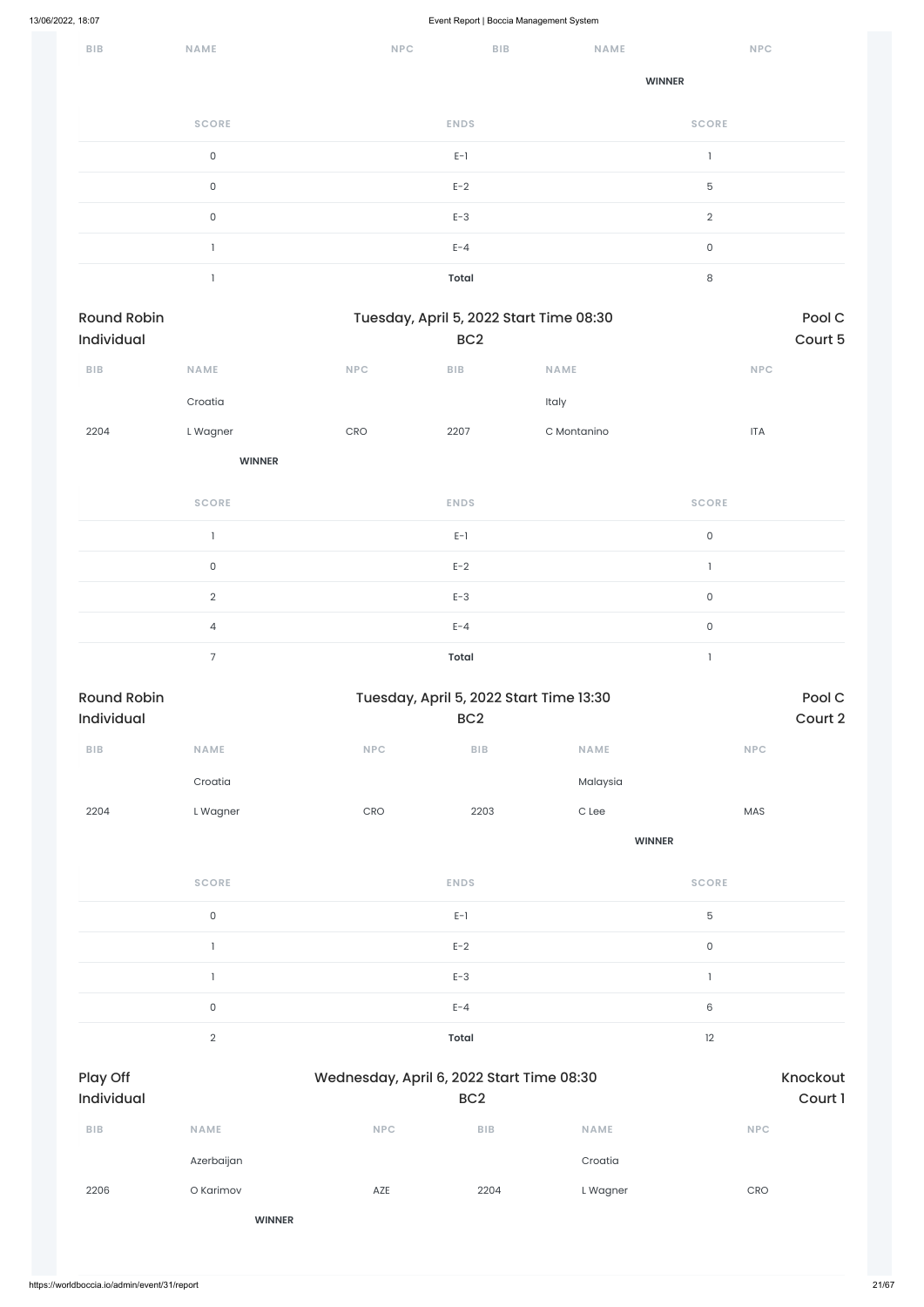| BIB | NAME | NPC | BIB | NAME | NPC |
|---|---|---|---|---|---|
| | | | | WINNER | |

| SCORE | ENDS | SCORE |
|---|---|---|
| 0 | E-1 | 1 |
| 0 | E-2 | 5 |
| 0 | E-3 | 2 |
| 1 | E-4 | 0 |
| 1 | **Total** | 8 |

## Round Robin Individual — Tuesday, April 5, 2022 Start Time 08:30 — BC2 — Pool C Court 5

| BIB | NAME | NPC | BIB | NAME | NPC |
|---|---|---|---|---|---|
| | Croatia | | | Italy | |
| 2204 | L Wagner | CRO | 2207 | C Montanino | ITA |
| | **WINNER** | | | | |

| SCORE | ENDS | SCORE |
|---|---|---|
| 1 | E-1 | 0 |
| 0 | E-2 | 1 |
| 2 | E-3 | 0 |
| 4 | E-4 | 0 |
| 7 | **Total** | 1 |

## Round Robin Individual — Tuesday, April 5, 2022 Start Time 13:30 — BC2 — Pool C Court 2

| BIB | NAME | NPC | BIB | NAME | NPC |
|---|---|---|---|---|---|
| | Croatia | | | Malaysia | |
| 2204 | L Wagner | CRO | 2203 | C Lee | MAS |
| | | | | **WINNER** | |

| SCORE | ENDS | SCORE |
|---|---|---|
| 0 | E-1 | 5 |
| 1 | E-2 | 0 |
| 1 | E-3 | 1 |
| 0 | E-4 | 6 |
| 2 | **Total** | 12 |

## Play Off Individual — Wednesday, April 6, 2022 Start Time 08:30 — BC2 — Knockout Court 1

| BIB | NAME | NPC | BIB | NAME | NPC |
|---|---|---|---|---|---|
| | Azerbaijan | | | Croatia | |
| 2206 | O Karimov | AZE | 2204 | L Wagner | CRO |
| | **WINNER** | | | | |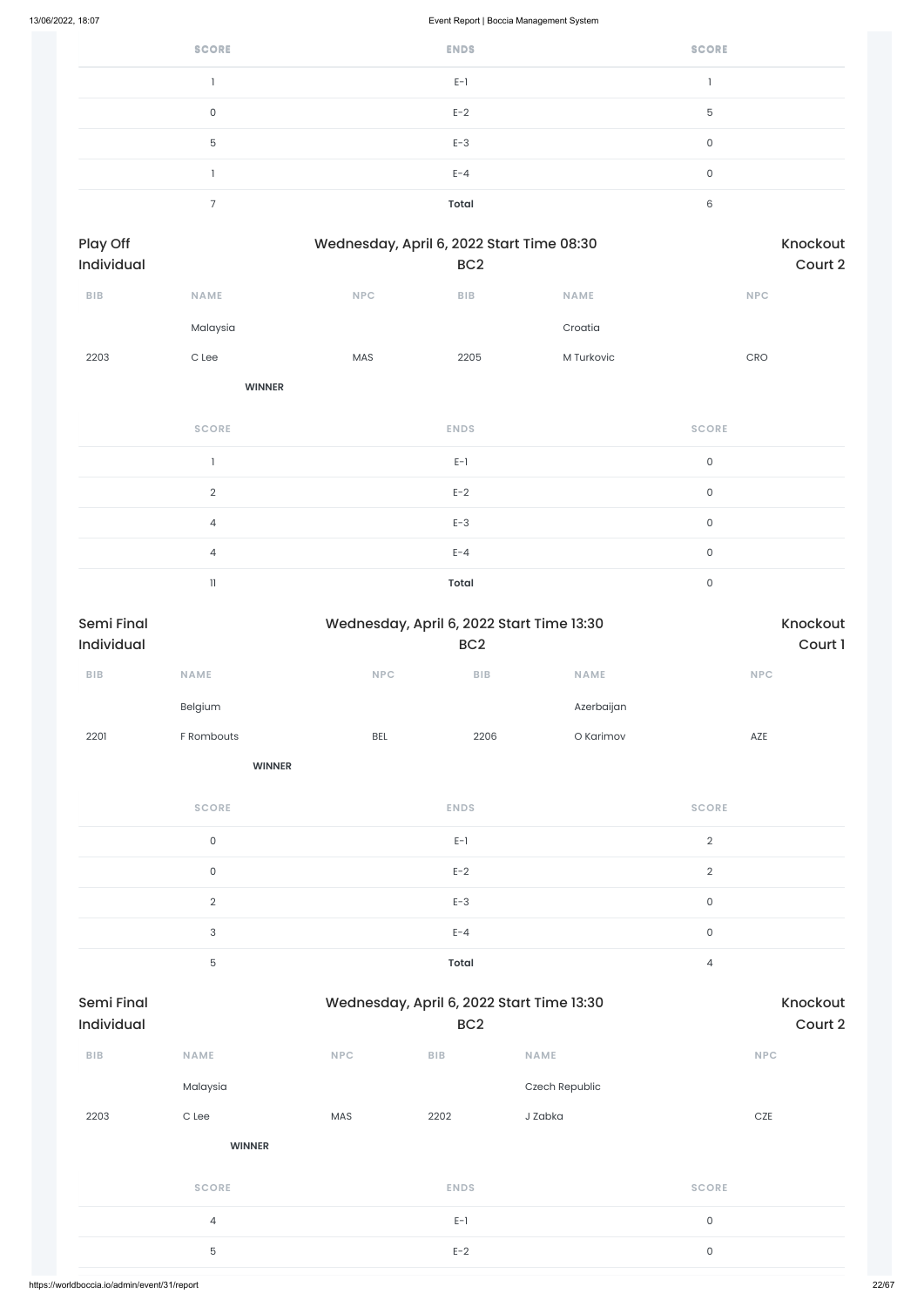| SCORE | ENDS | SCORE |
|---|---|---|
| 1 | E-1 | 1 |
| 0 | E-2 | 5 |
| 5 | E-3 | 0 |
| 1 | E-4 | 0 |
| 7 | **Total** | 6 |

## Play Off Individual — Wednesday, April 6, 2022 Start Time 08:30 — BC2 — Knockout Court 2

| BIB | NAME | NPC | BIB | NAME | NPC |
|---|---|---|---|---|---|
| | Malaysia | | | Croatia | |
| 2203 | C Lee | MAS | 2205 | M Turkovic | CRO |
| | **WINNER** | | | | |

| SCORE | ENDS | SCORE |
|---|---|---|
| 1 | E-1 | 0 |
| 2 | E-2 | 0 |
| 4 | E-3 | 0 |
| 4 | E-4 | 0 |
| 11 | **Total** | 0 |

## Semi Final Individual — Wednesday, April 6, 2022 Start Time 13:30 — BC2 — Knockout Court 1

| BIB | NAME | NPC | BIB | NAME | NPC |
|---|---|---|---|---|---|
| | Belgium | | | Azerbaijan | |
| 2201 | F Rombouts | BEL | 2206 | O Karimov | AZE |
| | **WINNER** | | | | |

| SCORE | ENDS | SCORE |
|---|---|---|
| 0 | E-1 | 2 |
| 0 | E-2 | 2 |
| 2 | E-3 | 0 |
| 3 | E-4 | 0 |
| 5 | **Total** | 4 |

## Semi Final Individual — Wednesday, April 6, 2022 Start Time 13:30 — BC2 — Knockout Court 2

| BIB | NAME | NPC | BIB | NAME | NPC |
|---|---|---|---|---|---|
| | Malaysia | | | Czech Republic | |
| 2203 | C Lee | MAS | 2202 | J Zabka | CZE |
| | **WINNER** | | | | |

| SCORE | ENDS | SCORE |
|---|---|---|
| 4 | E-1 | 0 |
| 5 | E-2 | 0 |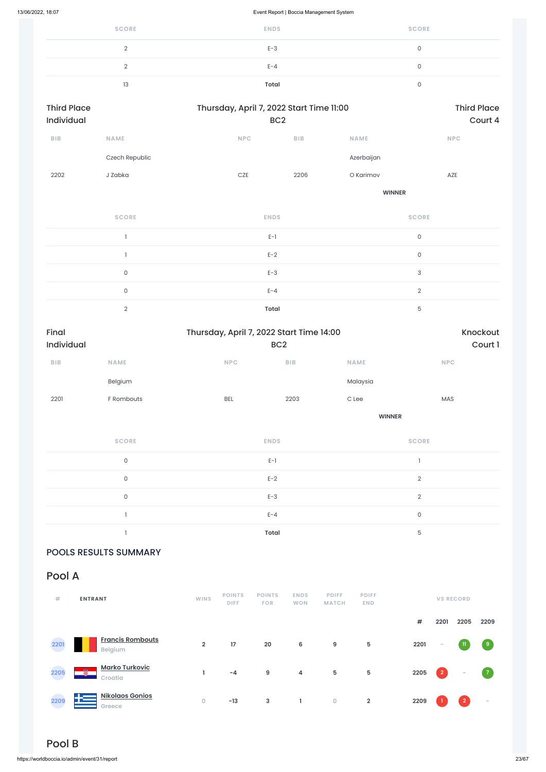| SCORE | ENDS | SCORE |
|---|---|---|
| 2 | E-3 | 0 |
| 2 | E-4 | 0 |
| 13 | **Total** | 0 |

Third Place Individual | Thursday, April 7, 2022 Start Time 11:00 BC2 | Third Place Court 4

| BIB | NAME | NPC | BIB | NAME | NPC |
|---|---|---|---|---|---|
| | Czech Republic | | | Azerbaijan | |
| 2202 | J Zabka | CZE | 2206 | O Karimov | AZE |
| | | | | **WINNER** | |

| SCORE | ENDS | SCORE |
|---|---|---|
| 1 | E-1 | 0 |
| 1 | E-2 | 0 |
| 0 | E-3 | 3 |
| 0 | E-4 | 2 |
| 2 | **Total** | 5 |

Final Individual | Thursday, April 7, 2022 Start Time 14:00 BC2 | Knockout Court 1

| BIB | NAME | NPC | BIB | NAME | NPC |
|---|---|---|---|---|---|
| | Belgium | | | Malaysia | |
| 2201 | F Rombouts | BEL | 2203 | C Lee | MAS |
| | | | | **WINNER** | |

| SCORE | ENDS | SCORE |
|---|---|---|
| 0 | E-1 | 1 |
| 0 | E-2 | 2 |
| 0 | E-3 | 2 |
| 1 | E-4 | 0 |
| 1 | **Total** | 5 |

## POOLS RESULTS SUMMARY

## Pool A

| # | ENTRANT | WINS | POINTS DIFF | POINTS FOR | ENDS WON | PDIFF MATCH | PDIFF END | # | 2201 | 2205 | 2209 |
|---|---|---|---|---|---|---|---|---|---|---|---|
| 2201 | **Francis Rombouts** Belgium | 2 | 17 | 20 | 6 | 9 | 5 | 2201 | - | 11 | 9 |
| 2205 | **Marko Turkovic** Croatia | 1 | -4 | 9 | 4 | 5 | 5 | 2205 | 2 | - | 7 |
| 2209 | **Nikolaos Gonios** Greece | 0 | -13 | 3 | 1 | 0 | 2 | 2209 | 1 | 2 | - |

## Pool B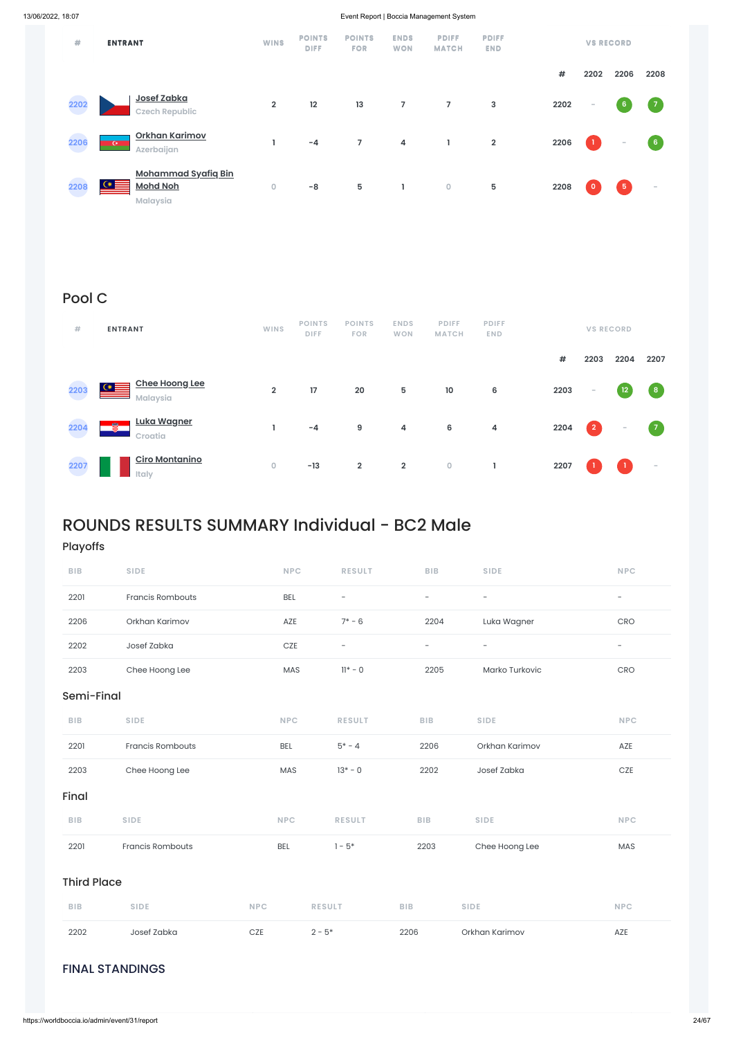| # | ENTRANT | WINS | POINTS DIFF | POINTS FOR | ENDS WON | PDIFF MATCH | PDIFF END | # | 2202 | 2206 | 2208 |
|---|---|---|---|---|---|---|---|---|---|---|---|
| 2202 | Josef Zabka<br>Czech Republic | 2 | 12 | 13 | 7 | 7 | 3 | 2202 | - | 6 | 7 |
| 2206 | Orkhan Karimov<br>Azerbaijan | 1 | -4 | 7 | 4 | 1 | 2 | 2206 | 1 | - | 6 |
| 2208 | Mohammad Syafiq Bin Mohd Noh<br>Malaysia | 0 | -8 | 5 | 1 | 0 | 5 | 2208 | 0 | 5 | - |

## Pool C

| # | ENTRANT | WINS | POINTS DIFF | POINTS FOR | ENDS WON | PDIFF MATCH | PDIFF END | # | 2203 | 2204 | 2207 |
|---|---|---|---|---|---|---|---|---|---|---|---|
| 2203 | Chee Hoong Lee<br>Malaysia | 2 | 17 | 20 | 5 | 10 | 6 | 2203 | - | 12 | 8 |
| 2204 | Luka Wagner<br>Croatia | 1 | -4 | 9 | 4 | 6 | 4 | 2204 | 2 | - | 7 |
| 2207 | Ciro Montanino<br>Italy | 0 | -13 | 2 | 2 | 0 | 1 | 2207 | 1 | 1 | - |

# ROUNDS RESULTS SUMMARY Individual - BC2 Male

## Playoffs

| BIB | SIDE | NPC | RESULT | BIB | SIDE | NPC |
|---|---|---|---|---|---|---|
| 2201 | Francis Rombouts | BEL | - | - | - | - |
| 2206 | Orkhan Karimov | AZE | 7* - 6 | 2204 | Luka Wagner | CRO |
| 2202 | Josef Zabka | CZE | - | - | - | - |
| 2203 | Chee Hoong Lee | MAS | 11* - 0 | 2205 | Marko Turkovic | CRO |

## Semi-Final

| BIB | SIDE | NPC | RESULT | BIB | SIDE | NPC |
|---|---|---|---|---|---|---|
| 2201 | Francis Rombouts | BEL | 5* - 4 | 2206 | Orkhan Karimov | AZE |
| 2203 | Chee Hoong Lee | MAS | 13* - 0 | 2202 | Josef Zabka | CZE |

## Final

| BIB | SIDE | NPC | RESULT | BIB | SIDE | NPC |
|---|---|---|---|---|---|---|
| 2201 | Francis Rombouts | BEL | 1 - 5* | 2203 | Chee Hoong Lee | MAS |

## Third Place

| BIB | SIDE | NPC | RESULT | BIB | SIDE | NPC |
|---|---|---|---|---|---|---|
| 2202 | Josef Zabka | CZE | 2 - 5* | 2206 | Orkhan Karimov | AZE |

## FINAL STANDINGS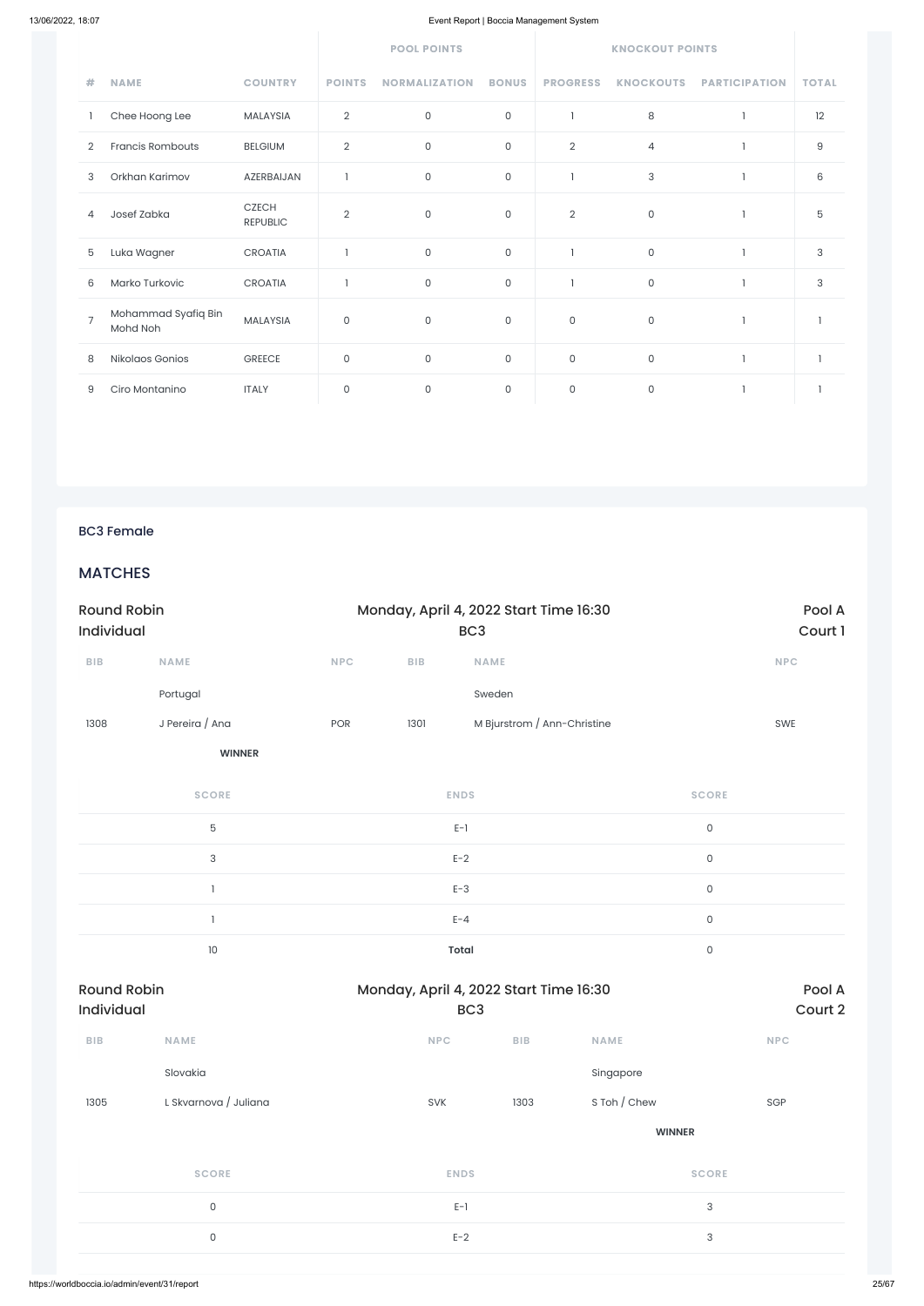| # | NAME | COUNTRY | POOL POINTS | | | KNOCKOUT POINTS | | | TOTAL |
|---|---|---|---|---|---|---|---|---|---|
| | | | POINTS | NORMALIZATION | BONUS | PROGRESS | KNOCKOUTS | PARTICIPATION | |
| 1 | Chee Hoong Lee | MALAYSIA | 2 | 0 | 0 | 1 | 8 | 1 | 12 |
| 2 | Francis Rombouts | BELGIUM | 2 | 0 | 0 | 2 | 4 | 1 | 9 |
| 3 | Orkhan Karimov | AZERBAIJAN | 1 | 0 | 0 | 1 | 3 | 1 | 6 |
| 4 | Josef Zabka | CZECH REPUBLIC | 2 | 0 | 0 | 2 | 0 | 1 | 5 |
| 5 | Luka Wagner | CROATIA | 1 | 0 | 0 | 1 | 0 | 1 | 3 |
| 6 | Marko Turkovic | CROATIA | 1 | 0 | 0 | 1 | 0 | 1 | 3 |
| 7 | Mohammad Syafiq Bin Mohd Noh | MALAYSIA | 0 | 0 | 0 | 0 | 0 | 1 | 1 |
| 8 | Nikolaos Gonios | GREECE | 0 | 0 | 0 | 0 | 0 | 1 | 1 |
| 9 | Ciro Montanino | ITALY | 0 | 0 | 0 | 0 | 0 | 1 | 1 |

### BC3 Female

## MATCHES

**Round Robin Individual** — Monday, April 4, 2022 Start Time 16:30 — BC3 — Pool A — Court 1

| BIB | NAME | NPC | BIB | NAME | NPC |
|---|---|---|---|---|---|
| | Portugal | | | Sweden | |
| 1308 | J Pereira / Ana | POR | 1301 | M Bjurstrom / Ann-Christine | SWE |
| | **WINNER** | | | | |

| SCORE | ENDS | SCORE |
|---|---|---|
| 5 | E-1 | 0 |
| 3 | E-2 | 0 |
| 1 | E-3 | 0 |
| 1 | E-4 | 0 |
| 10 | **Total** | 0 |

**Round Robin Individual** — Monday, April 4, 2022 Start Time 16:30 — BC3 — Pool A — Court 2

| BIB | NAME | NPC | BIB | NAME | NPC |
|---|---|---|---|---|---|
| | Slovakia | | | Singapore | |
| 1305 | L Skvarnova / Juliana | SVK | 1303 | S Toh / Chew | SGP |
| | | | | **WINNER** | |

| SCORE | ENDS | SCORE |
|---|---|---|
| 0 | E-1 | 3 |
| 0 | E-2 | 3 |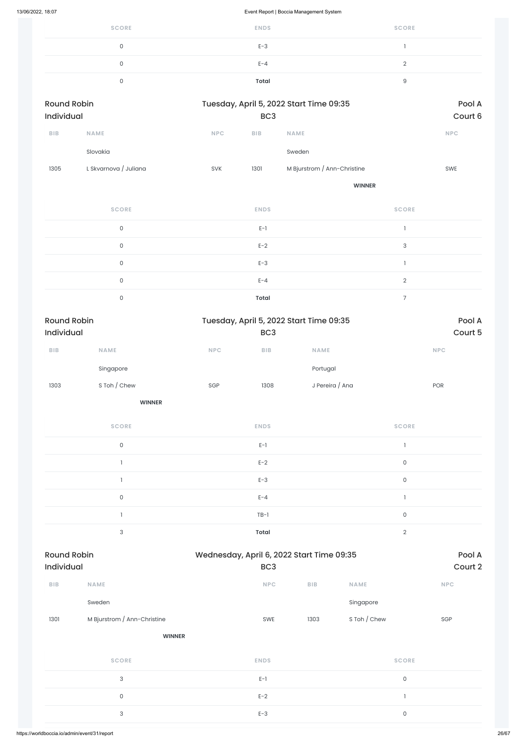| SCORE | ENDS | SCORE |
|---|---|---|
| 0 | E-3 | 1 |
| 0 | E-4 | 2 |
| 0 | **Total** | 9 |

**Round Robin Individual** | Tuesday, April 5, 2022 Start Time 09:35 BC3 | Pool A Court 6

| BIB | NAME | NPC | BIB | NAME | NPC |
|---|---|---|---|---|---|
| | Slovakia | | | Sweden | |
| 1305 | L Skvarnova / Juliana | SVK | 1301 | M Bjurstrom / Ann-Christine | SWE |
| | | | | **WINNER** | |

| SCORE | ENDS | SCORE |
|---|---|---|
| 0 | E-1 | 1 |
| 0 | E-2 | 3 |
| 0 | E-3 | 1 |
| 0 | E-4 | 2 |
| 0 | **Total** | 7 |

**Round Robin Individual** | Tuesday, April 5, 2022 Start Time 09:35 BC3 | Pool A Court 5

| BIB | NAME | NPC | BIB | NAME | NPC |
|---|---|---|---|---|---|
| | Singapore | | | Portugal | |
| 1303 | S Toh / Chew | SGP | 1308 | J Pereira / Ana | POR |
| | **WINNER** | | | | |

| SCORE | ENDS | SCORE |
|---|---|---|
| 0 | E-1 | 1 |
| 1 | E-2 | 0 |
| 1 | E-3 | 0 |
| 0 | E-4 | 1 |
| 1 | TB-1 | 0 |
| 3 | **Total** | 2 |

**Round Robin Individual** | Wednesday, April 6, 2022 Start Time 09:35 BC3 | Pool A Court 2

| BIB | NAME | NPC | BIB | NAME | NPC |
|---|---|---|---|---|---|
| | Sweden | | | Singapore | |
| 1301 | M Bjurstrom / Ann-Christine | SWE | 1303 | S Toh / Chew | SGP |
| | **WINNER** | | | | |

| SCORE | ENDS | SCORE |
|---|---|---|
| 3 | E-1 | 0 |
| 0 | E-2 | 1 |
| 3 | E-3 | 0 |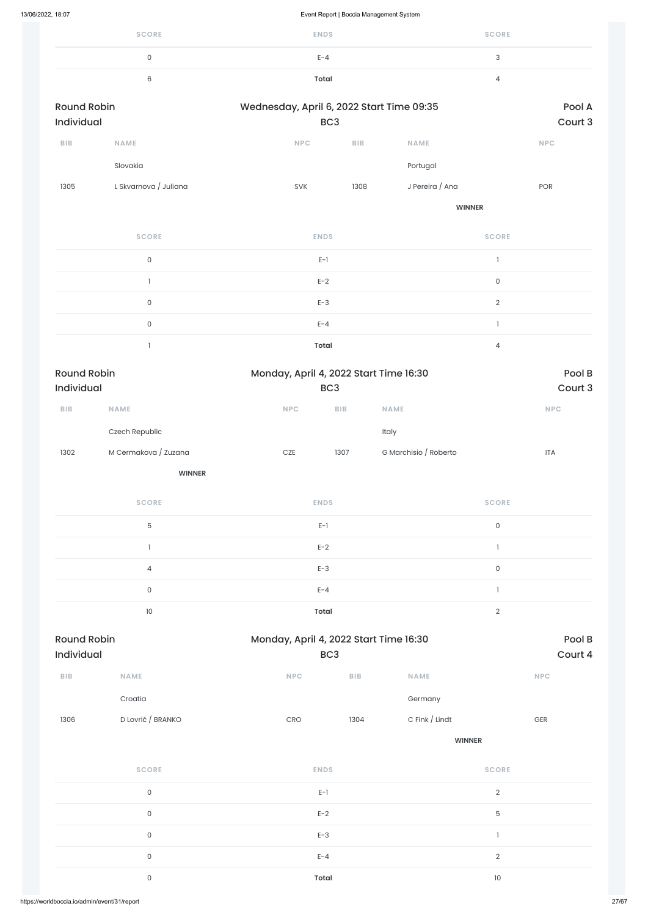| SCORE | ENDS | SCORE |
|---|---|---|
| 0 | E-4 | 3 |
| 6 | **Total** | 4 |

**Round Robin Individual** — Wednesday, April 6, 2022 Start Time 09:35 — BC3 — Pool A, Court 3

| BIB | NAME | NPC | BIB | NAME | NPC |
|---|---|---|---|---|---|
| | Slovakia | | | Portugal | |
| 1305 | L Skvarnova / Juliana | SVK | 1308 | J Pereira / Ana | POR |
| | | | | **WINNER** | |

| SCORE | ENDS | SCORE |
|---|---|---|
| 0 | E-1 | 1 |
| 1 | E-2 | 0 |
| 0 | E-3 | 2 |
| 0 | E-4 | 1 |
| 1 | **Total** | 4 |

**Round Robin Individual** — Monday, April 4, 2022 Start Time 16:30 — BC3 — Pool B, Court 3

| BIB | NAME | NPC | BIB | NAME | NPC |
|---|---|---|---|---|---|
| | Czech Republic | | | Italy | |
| 1302 | M Cermakova / Zuzana | CZE | 1307 | G Marchisio / Roberto | ITA |
| | **WINNER** | | | | |

| SCORE | ENDS | SCORE |
|---|---|---|
| 5 | E-1 | 0 |
| 1 | E-2 | 1 |
| 4 | E-3 | 0 |
| 0 | E-4 | 1 |
| 10 | **Total** | 2 |

**Round Robin Individual** — Monday, April 4, 2022 Start Time 16:30 — BC3 — Pool B, Court 4

| BIB | NAME | NPC | BIB | NAME | NPC |
|---|---|---|---|---|---|
| | Croatia | | | Germany | |
| 1306 | D Lovrić / BRANKO | CRO | 1304 | C Fink / Lindt | GER |
| | | | | **WINNER** | |

| SCORE | ENDS | SCORE |
|---|---|---|
| 0 | E-1 | 2 |
| 0 | E-2 | 5 |
| 0 | E-3 | 1 |
| 0 | E-4 | 2 |
| 0 | **Total** | 10 |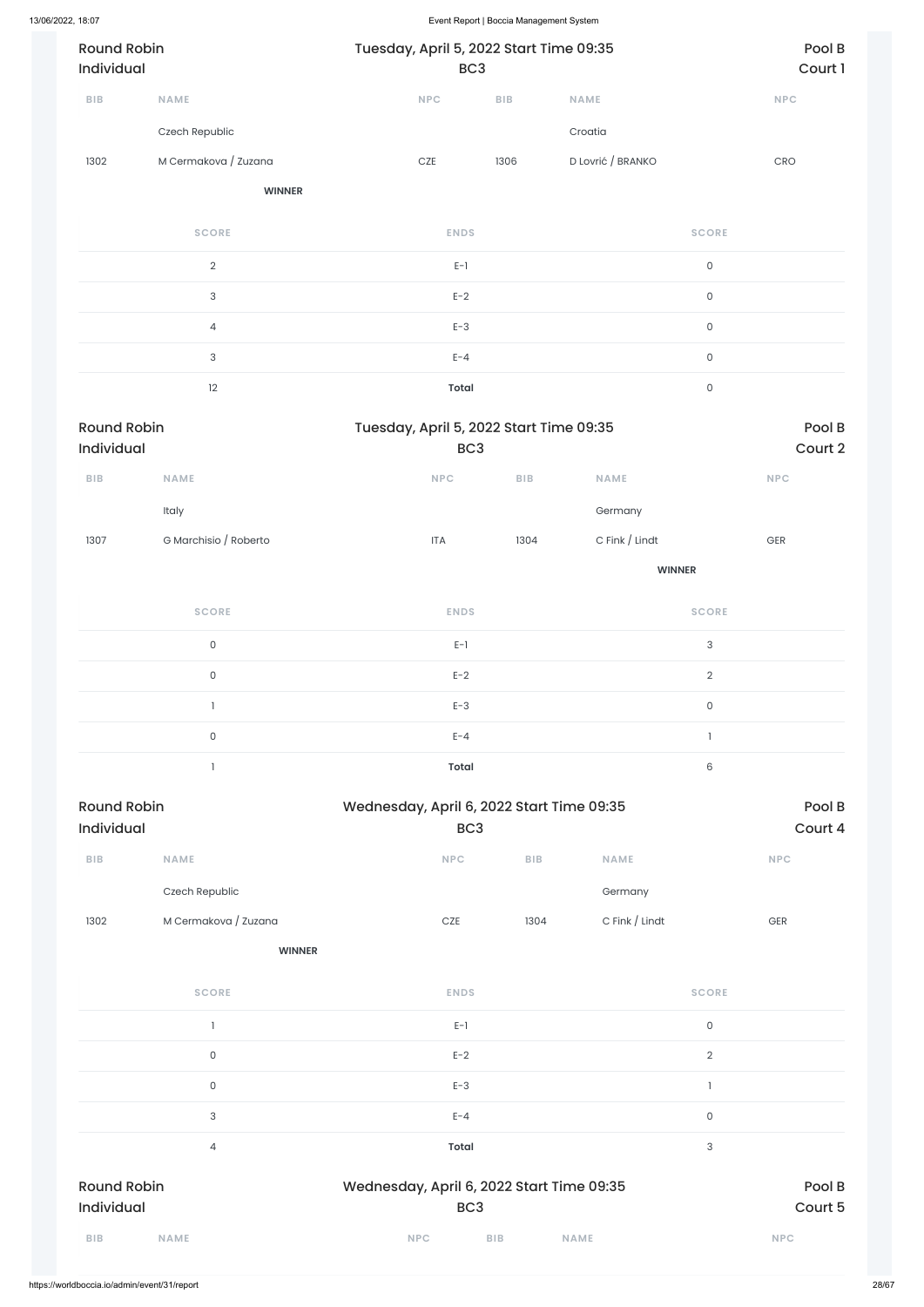## Round Robin Individual — Tuesday, April 5, 2022 Start Time 09:35 — BC3 — Pool B — Court 1

| BIB | NAME | NPC | BIB | NAME | NPC |
| --- | --- | --- | --- | --- | --- |
| | Czech Republic | | | Croatia | |
| 1302 | M Cermakova / Zuzana | CZE | 1306 | D Lovrić / BRANKO | CRO |
| | **WINNER** | | | | |

| SCORE | ENDS | SCORE |
| --- | --- | --- |
| 2 | E-1 | 0 |
| 3 | E-2 | 0 |
| 4 | E-3 | 0 |
| 3 | E-4 | 0 |
| 12 | **Total** | 0 |

## Round Robin Individual — Tuesday, April 5, 2022 Start Time 09:35 — BC3 — Pool B — Court 2

| BIB | NAME | NPC | BIB | NAME | NPC |
| --- | --- | --- | --- | --- | --- |
| | Italy | | | Germany | |
| 1307 | G Marchisio / Roberto | ITA | 1304 | C Fink / Lindt | GER |
| | | | | **WINNER** | |

| SCORE | ENDS | SCORE |
| --- | --- | --- |
| 0 | E-1 | 3 |
| 0 | E-2 | 2 |
| 1 | E-3 | 0 |
| 0 | E-4 | 1 |
| 1 | **Total** | 6 |

## Round Robin Individual — Wednesday, April 6, 2022 Start Time 09:35 — BC3 — Pool B — Court 4

| BIB | NAME | NPC | BIB | NAME | NPC |
| --- | --- | --- | --- | --- | --- |
| | Czech Republic | | | Germany | |
| 1302 | M Cermakova / Zuzana | CZE | 1304 | C Fink / Lindt | GER |
| | **WINNER** | | | | |

| SCORE | ENDS | SCORE |
| --- | --- | --- |
| 1 | E-1 | 0 |
| 0 | E-2 | 2 |
| 0 | E-3 | 1 |
| 3 | E-4 | 0 |
| 4 | **Total** | 3 |

## Round Robin Individual — Wednesday, April 6, 2022 Start Time 09:35 — BC3 — Pool B — Court 5

| BIB | NAME | NPC | BIB | NAME | NPC |
| --- | --- | --- | --- | --- | --- |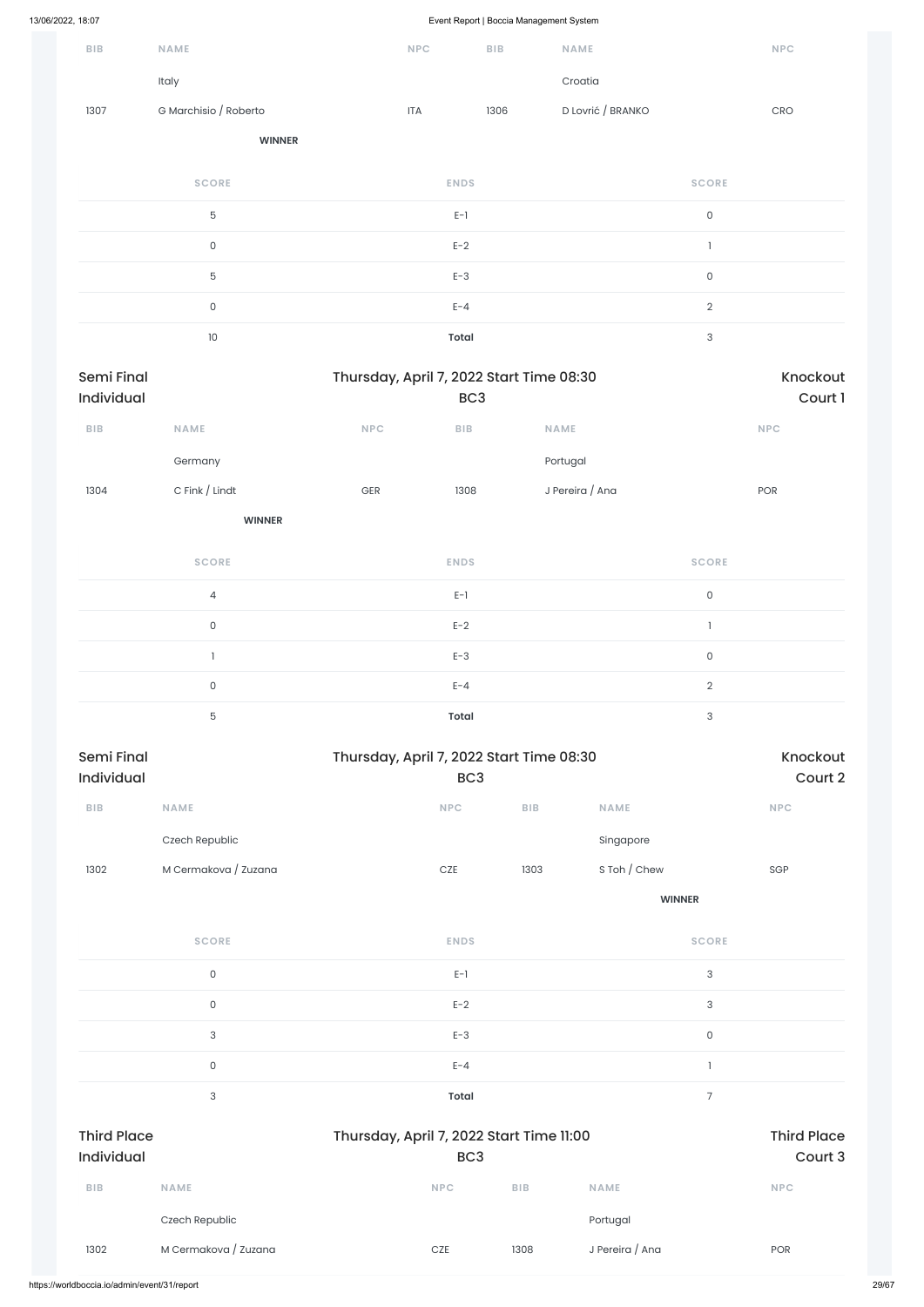| BIB | NAME | NPC | BIB | NAME | NPC |
|---|---|---|---|---|---|
| | Italy | | | Croatia | |
| 1307 | G Marchisio / Roberto | ITA | 1306 | D Lovrić / BRANKO | CRO |
| | **WINNER** | | | | |

| SCORE | ENDS | SCORE |
|---|---|---|
| 5 | E-1 | 0 |
| 0 | E-2 | 1 |
| 5 | E-3 | 0 |
| 0 | E-4 | 2 |
| 10 | **Total** | 3 |

## Semi Final Individual

Thursday, April 7, 2022 Start Time 08:30 — BC3 — Knockout Court 1

| BIB | NAME | NPC | BIB | NAME | NPC |
|---|---|---|---|---|---|
| | Germany | | | Portugal | |
| 1304 | C Fink / Lindt | GER | 1308 | J Pereira / Ana | POR |
| | **WINNER** | | | | |

| SCORE | ENDS | SCORE |
|---|---|---|
| 4 | E-1 | 0 |
| 0 | E-2 | 1 |
| 1 | E-3 | 0 |
| 0 | E-4 | 2 |
| 5 | **Total** | 3 |

## Semi Final Individual

Thursday, April 7, 2022 Start Time 08:30 — BC3 — Knockout Court 2

| BIB | NAME | NPC | BIB | NAME | NPC |
|---|---|---|---|---|---|
| | Czech Republic | | | Singapore | |
| 1302 | M Cermakova / Zuzana | CZE | 1303 | S Toh / Chew | SGP |
| | | | | **WINNER** | |

| SCORE | ENDS | SCORE |
|---|---|---|
| 0 | E-1 | 3 |
| 0 | E-2 | 3 |
| 3 | E-3 | 0 |
| 0 | E-4 | 1 |
| 3 | **Total** | 7 |

## Third Place Individual

Thursday, April 7, 2022 Start Time 11:00 — BC3 — Third Place Court 3

| BIB | NAME | NPC | BIB | NAME | NPC |
|---|---|---|---|---|---|
| | Czech Republic | | | Portugal | |
| 1302 | M Cermakova / Zuzana | CZE | 1308 | J Pereira / Ana | POR |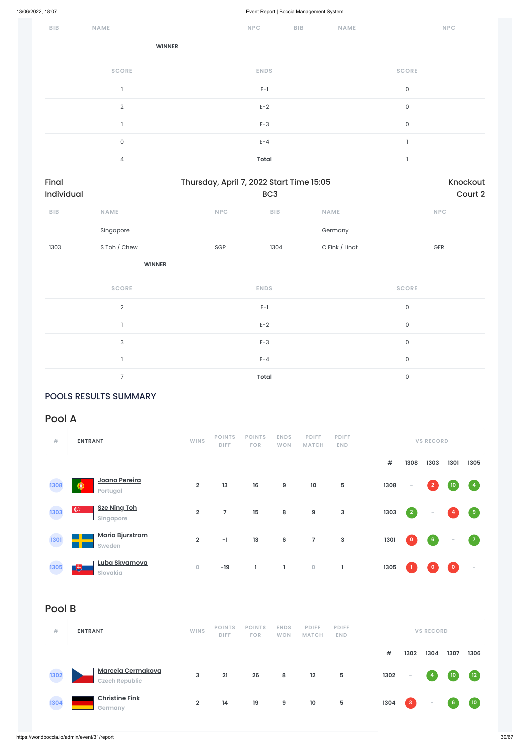| BIB | NAME | NPC | BIB | NAME | NPC |
|---|---|---|---|---|---|

**WINNER**

| SCORE | ENDS | SCORE |
|---|---|---|
| 1 | E-1 | 0 |
| 2 | E-2 | 0 |
| 1 | E-3 | 0 |
| 0 | E-4 | 1 |
| 4 | **Total** | 1 |

Final Individual | Thursday, April 7, 2022 Start Time 15:05 BC3 | Knockout Court 2

| BIB | NAME | NPC | BIB | NAME | NPC |
|---|---|---|---|---|---|
| | Singapore | | | Germany | |
| 1303 | S Toh / Chew | SGP | 1304 | C Fink / Lindt | GER |

**WINNER**

| SCORE | ENDS | SCORE |
|---|---|---|
| 2 | E-1 | 0 |
| 1 | E-2 | 0 |
| 3 | E-3 | 0 |
| 1 | E-4 | 0 |
| 7 | **Total** | 0 |

## POOLS RESULTS SUMMARY

## Pool A

| # | ENTRANT | WINS | POINTS DIFF | POINTS FOR | ENDS WON | PDIFF MATCH | PDIFF END | # | 1308 | 1303 | 1301 | 1305 |
|---|---|---|---|---|---|---|---|---|---|---|---|---|
| 1308 | Joana Pereira<br>Portugal | 2 | 13 | 16 | 9 | 10 | 5 | 1308 | - | 2 | 10 | 4 |
| 1303 | Sze Ning Toh<br>Singapore | 2 | 7 | 15 | 8 | 9 | 3 | 1303 | 2 | - | 4 | 9 |
| 1301 | Maria Bjurstrom<br>Sweden | 2 | -1 | 13 | 6 | 7 | 3 | 1301 | 0 | 6 | - | 7 |
| 1305 | Luba Skvarnova<br>Slovakia | 0 | -19 | 1 | 1 | 0 | 1 | 1305 | 1 | 0 | 0 | - |

## Pool B

| # | ENTRANT | WINS | POINTS DIFF | POINTS FOR | ENDS WON | PDIFF MATCH | PDIFF END | # | 1302 | 1304 | 1307 | 1306 |
|---|---|---|---|---|---|---|---|---|---|---|---|---|
| 1302 | Marcela Cermakova<br>Czech Republic | 3 | 21 | 26 | 8 | 12 | 5 | 1302 | - | 4 | 10 | 12 |
| 1304 | Christine Fink<br>Germany | 2 | 14 | 19 | 9 | 10 | 5 | 1304 | 3 | - | 6 | 10 |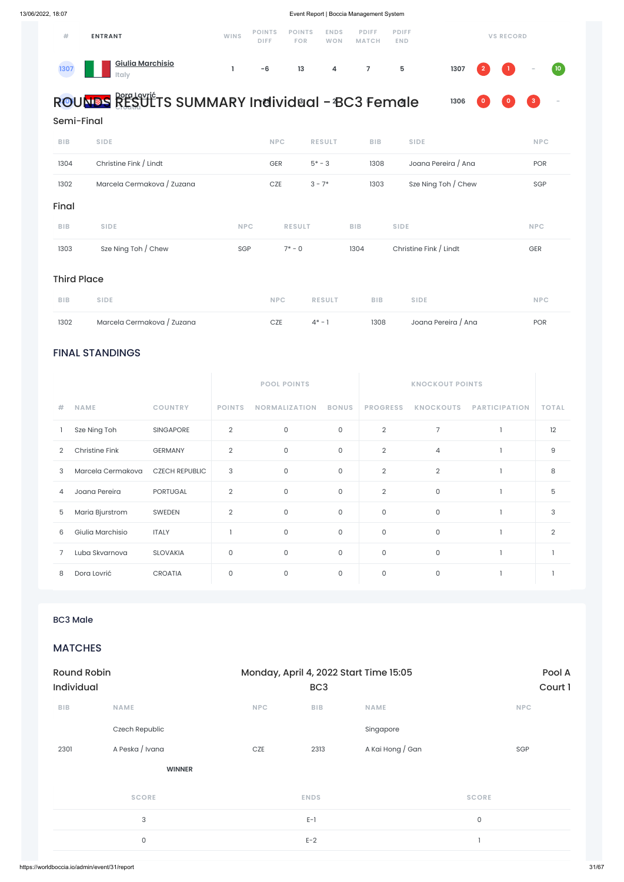| # | ENTRANT | WINS | POINTS DIFF | POINTS FOR | ENDS WON | PDIFF MATCH | PDIFF END | VS RECORD | | | | |
|---|---|---|---|---|---|---|---|---|---|---|---|---|
| 1307 | Giulia Marchisio Italy | 1 | -6 | 13 | 4 | 7 | 5 | 1307 | 2 | 1 | - | 10 |
| 1306 | Dora Lovrić Croatia | | | | | | | 1306 | 0 | 0 | 3 | - |

## ROUNDS RESULTS SUMMARY Individual - BC3 Female

### Semi-Final

| BIB | SIDE | NPC | RESULT | BIB | SIDE | NPC |
|---|---|---|---|---|---|---|
| 1304 | Christine Fink / Lindt | GER | 5* - 3 | 1308 | Joana Pereira / Ana | POR |
| 1302 | Marcela Cermakova / Zuzana | CZE | 3 - 7* | 1303 | Sze Ning Toh / Chew | SGP |

### Final

| BIB | SIDE | NPC | RESULT | BIB | SIDE | NPC |
|---|---|---|---|---|---|---|
| 1303 | Sze Ning Toh / Chew | SGP | 7* - 0 | 1304 | Christine Fink / Lindt | GER |

### Third Place

| BIB | SIDE | NPC | RESULT | BIB | SIDE | NPC |
|---|---|---|---|---|---|---|
| 1302 | Marcela Cermakova / Zuzana | CZE | 4* - 1 | 1308 | Joana Pereira / Ana | POR |

## FINAL STANDINGS

| | | | POOL POINTS | | | KNOCKOUT POINTS | | | |
|---|---|---|---|---|---|---|---|---|---|
| # | NAME | COUNTRY | POINTS | NORMALIZATION | BONUS | PROGRESS | KNOCKOUTS | PARTICIPATION | TOTAL |
| 1 | Sze Ning Toh | SINGAPORE | 2 | 0 | 0 | 2 | 7 | 1 | 12 |
| 2 | Christine Fink | GERMANY | 2 | 0 | 0 | 2 | 4 | 1 | 9 |
| 3 | Marcela Cermakova | CZECH REPUBLIC | 3 | 0 | 0 | 2 | 2 | 1 | 8 |
| 4 | Joana Pereira | PORTUGAL | 2 | 0 | 0 | 2 | 0 | 1 | 5 |
| 5 | Maria Bjurstrom | SWEDEN | 2 | 0 | 0 | 0 | 0 | 1 | 3 |
| 6 | Giulia Marchisio | ITALY | 1 | 0 | 0 | 0 | 0 | 1 | 2 |
| 7 | Luba Skvarnova | SLOVAKIA | 0 | 0 | 0 | 0 | 0 | 1 | 1 |
| 8 | Dora Lovrić | CROATIA | 0 | 0 | 0 | 0 | 0 | 1 | 1 |

## BC3 Male

## MATCHES

Round Robin Individual — Monday, April 4, 2022 Start Time 15:05 — BC3 — Pool A Court 1

| BIB | NAME | NPC | BIB | NAME | NPC |
|---|---|---|---|---|---|
| | Czech Republic | | | Singapore | |
| 2301 | A Peska / Ivana | CZE | 2313 | A Kai Hong / Gan | SGP |
| | WINNER | | | | |

| SCORE | ENDS | SCORE |
|---|---|---|
| 3 | E-1 | 0 |
| 0 | E-2 | 1 |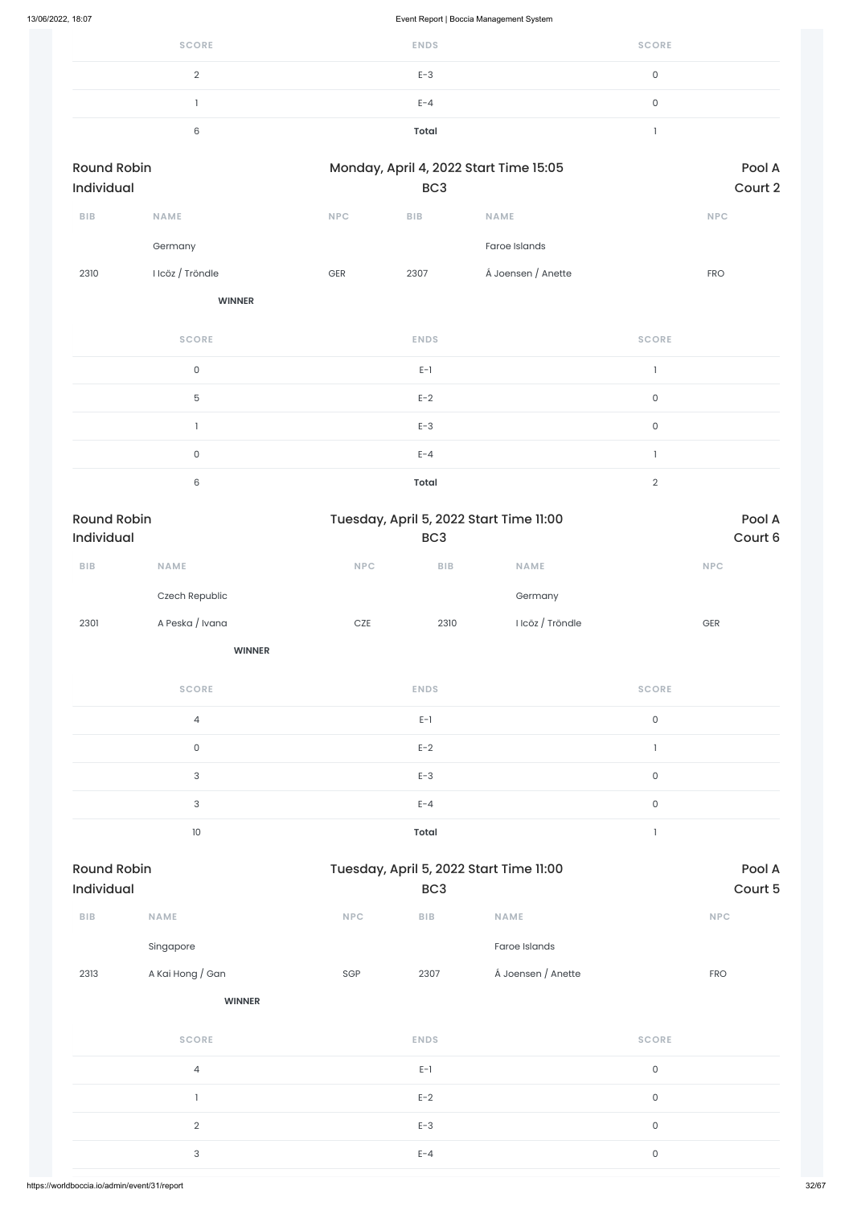| SCORE | ENDS | SCORE |
|---|---|---|
| 2 | E-3 | 0 |
| 1 | E-4 | 0 |
| 6 | **Total** | 1 |

## Round Robin Individual

Monday, April 4, 2022 Start Time 15:05

BC3

Pool A

Court 2

| BIB | NAME | NPC | BIB | NAME | NPC |
|---|---|---|---|---|---|
| | Germany | | | Faroe Islands | |
| 2310 | I Icöz / Tröndle | GER | 2307 | Á Joensen / Anette | FRO |
| | **WINNER** | | | | |

| SCORE | ENDS | SCORE |
|---|---|---|
| 0 | E-1 | 1 |
| 5 | E-2 | 0 |
| 1 | E-3 | 0 |
| 0 | E-4 | 1 |
| 6 | **Total** | 2 |

## Round Robin Individual

Tuesday, April 5, 2022 Start Time 11:00

BC3

Pool A

Court 6

| BIB | NAME | NPC | BIB | NAME | NPC |
|---|---|---|---|---|---|
| | Czech Republic | | | Germany | |
| 2301 | A Peska / Ivana | CZE | 2310 | I Icöz / Tröndle | GER |
| | **WINNER** | | | | |

| SCORE | ENDS | SCORE |
|---|---|---|
| 4 | E-1 | 0 |
| 0 | E-2 | 1 |
| 3 | E-3 | 0 |
| 3 | E-4 | 0 |
| 10 | **Total** | 1 |

## Round Robin Individual

Tuesday, April 5, 2022 Start Time 11:00

BC3

Pool A

Court 5

| BIB | NAME | NPC | BIB | NAME | NPC |
|---|---|---|---|---|---|
| | Singapore | | | Faroe Islands | |
| 2313 | A Kai Hong / Gan | SGP | 2307 | Á Joensen / Anette | FRO |
| | **WINNER** | | | | |

| SCORE | ENDS | SCORE |
|---|---|---|
| 4 | E-1 | 0 |
| 1 | E-2 | 0 |
| 2 | E-3 | 0 |
| 3 | E-4 | 0 |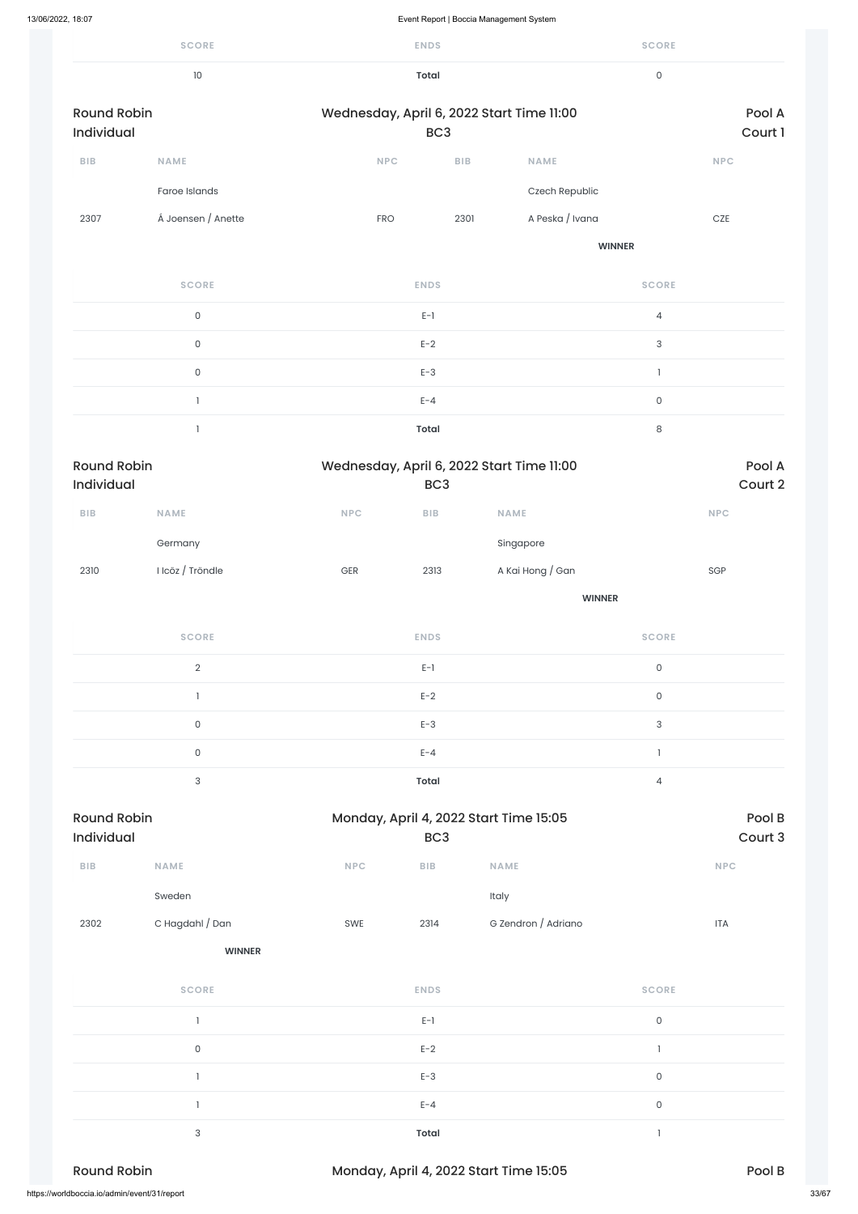| SCORE | ENDS | SCORE |
|---|---|---|
| 10 | **Total** | 0 |

Round Robin Individual | Wednesday, April 6, 2022 Start Time 11:00 | BC3 | Pool A | Court 1

| BIB | NAME | NPC | BIB | NAME | NPC |
|---|---|---|---|---|---|
| | Faroe Islands | | | Czech Republic | |
| 2307 | Á Joensen / Anette | FRO | 2301 | A Peska / Ivana | CZE |
| | | | | **WINNER** | |

| SCORE | ENDS | SCORE |
|---|---|---|
| 0 | E-1 | 4 |
| 0 | E-2 | 3 |
| 0 | E-3 | 1 |
| 1 | E-4 | 0 |
| 1 | **Total** | 8 |

Round Robin Individual | Wednesday, April 6, 2022 Start Time 11:00 | BC3 | Pool A | Court 2

| BIB | NAME | NPC | BIB | NAME | NPC |
|---|---|---|---|---|---|
| | Germany | | | Singapore | |
| 2310 | I Icöz / Tröndle | GER | 2313 | A Kai Hong / Gan | SGP |
| | | | | **WINNER** | |

| SCORE | ENDS | SCORE |
|---|---|---|
| 2 | E-1 | 0 |
| 1 | E-2 | 0 |
| 0 | E-3 | 3 |
| 0 | E-4 | 1 |
| 3 | **Total** | 4 |

Round Robin Individual | Monday, April 4, 2022 Start Time 15:05 | BC3 | Pool B | Court 3

| BIB | NAME | NPC | BIB | NAME | NPC |
|---|---|---|---|---|---|
| | Sweden | | | Italy | |
| 2302 | C Hagdahl / Dan | SWE | 2314 | G Zendron / Adriano | ITA |
| | **WINNER** | | | | |

| SCORE | ENDS | SCORE |
|---|---|---|
| 1 | E-1 | 0 |
| 0 | E-2 | 1 |
| 1 | E-3 | 0 |
| 1 | E-4 | 0 |
| 3 | **Total** | 1 |

Round Robin | Monday, April 4, 2022 Start Time 15:05 | Pool B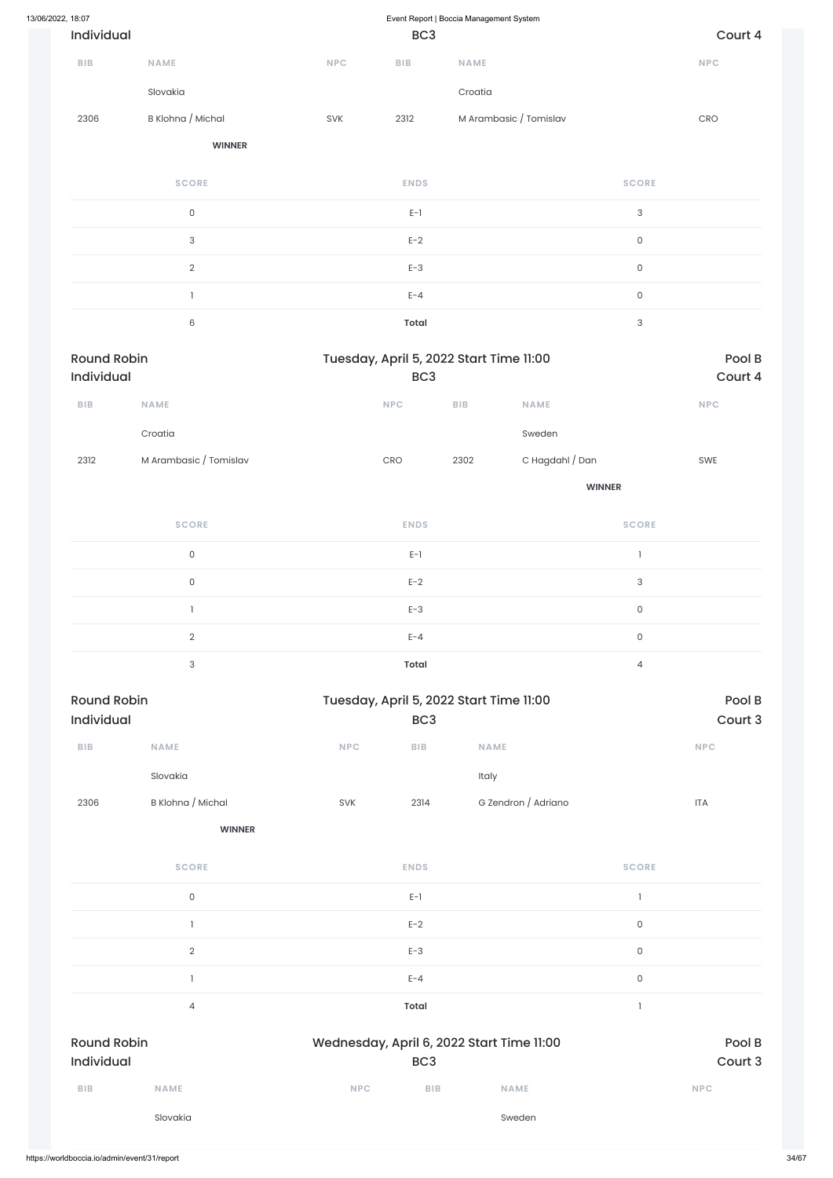Individual | BC3 | Court 4

| BIB | NAME | NPC | BIB | NAME | NPC |
|---|---|---|---|---|---|
| | Slovakia | | | Croatia | |
| 2306 | B Klohna / Michal | SVK | 2312 | M Arambasic / Tomislav | CRO |
| | **WINNER** | | | | |

| SCORE | ENDS | SCORE |
|---|---|---|
| 0 | E-1 | 3 |
| 3 | E-2 | 0 |
| 2 | E-3 | 0 |
| 1 | E-4 | 0 |
| 6 | **Total** | 3 |

## Round Robin — Tuesday, April 5, 2022 Start Time 11:00 — Pool B
Individual | BC3 | Court 4

| BIB | NAME | NPC | BIB | NAME | NPC |
|---|---|---|---|---|---|
| | Croatia | | | Sweden | |
| 2312 | M Arambasic / Tomislav | CRO | 2302 | C Hagdahl / Dan | SWE |
| | | | | **WINNER** | |

| SCORE | ENDS | SCORE |
|---|---|---|
| 0 | E-1 | 1 |
| 0 | E-2 | 3 |
| 1 | E-3 | 0 |
| 2 | E-4 | 0 |
| 3 | **Total** | 4 |

## Round Robin — Tuesday, April 5, 2022 Start Time 11:00 — Pool B
Individual | BC3 | Court 3

| BIB | NAME | NPC | BIB | NAME | NPC |
|---|---|---|---|---|---|
| | Slovakia | | | Italy | |
| 2306 | B Klohna / Michal | SVK | 2314 | G Zendron / Adriano | ITA |
| | **WINNER** | | | | |

| SCORE | ENDS | SCORE |
|---|---|---|
| 0 | E-1 | 1 |
| 1 | E-2 | 0 |
| 2 | E-3 | 0 |
| 1 | E-4 | 0 |
| 4 | **Total** | 1 |

## Round Robin — Wednesday, April 6, 2022 Start Time 11:00 — Pool B
Individual | BC3 | Court 3

| BIB | NAME | NPC | BIB | NAME | NPC |
|---|---|---|---|---|---|
| | Slovakia | | | Sweden | |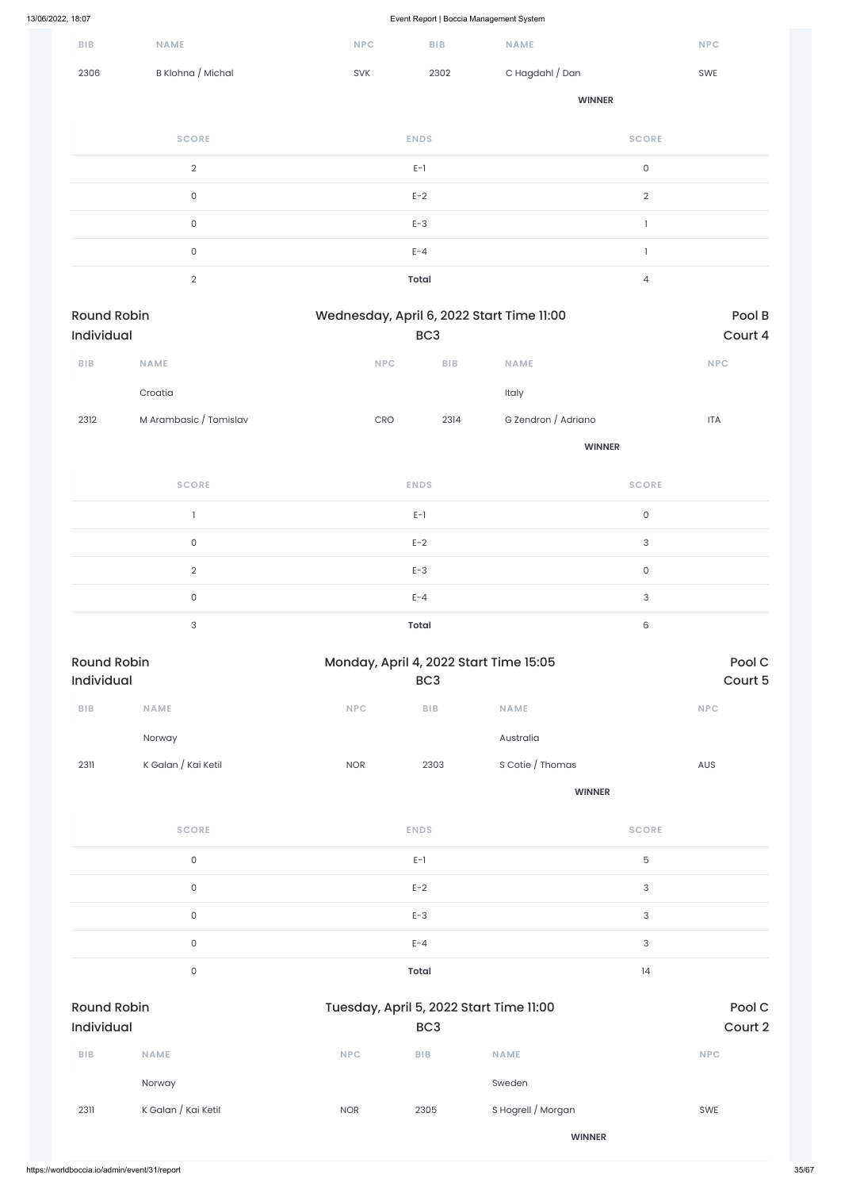| BIB | NAME | NPC | BIB | NAME | NPC |
|---|---|---|---|---|---|
| 2306 | B Klohna / Michal | SVK | 2302 | C Hagdahl / Dan | SWE |
| | | | | **WINNER** | |

| SCORE | ENDS | SCORE |
|---|---|---|
| 2 | E-1 | 0 |
| 0 | E-2 | 2 |
| 0 | E-3 | 1 |
| 0 | E-4 | 1 |
| 2 | **Total** | 4 |

## Round Robin Individual — Wednesday, April 6, 2022 Start Time 11:00 — BC3 — Pool B Court 4

| BIB | NAME | NPC | BIB | NAME | NPC |
|---|---|---|---|---|---|
| | Croatia | | | Italy | |
| 2312 | M Arambasic / Tomislav | CRO | 2314 | G Zendron / Adriano | ITA |
| | | | | **WINNER** | |

| SCORE | ENDS | SCORE |
|---|---|---|
| 1 | E-1 | 0 |
| 0 | E-2 | 3 |
| 2 | E-3 | 0 |
| 0 | E-4 | 3 |
| 3 | **Total** | 6 |

## Round Robin Individual — Monday, April 4, 2022 Start Time 15:05 — BC3 — Pool C Court 5

| BIB | NAME | NPC | BIB | NAME | NPC |
|---|---|---|---|---|---|
| | Norway | | | Australia | |
| 2311 | K Galan / Kai Ketil | NOR | 2303 | S Cotie / Thomas | AUS |
| | | | | **WINNER** | |

| SCORE | ENDS | SCORE |
|---|---|---|
| 0 | E-1 | 5 |
| 0 | E-2 | 3 |
| 0 | E-3 | 3 |
| 0 | E-4 | 3 |
| 0 | **Total** | 14 |

## Round Robin Individual — Tuesday, April 5, 2022 Start Time 11:00 — BC3 — Pool C Court 2

| BIB | NAME | NPC | BIB | NAME | NPC |
|---|---|---|---|---|---|
| | Norway | | | Sweden | |
| 2311 | K Galan / Kai Ketil | NOR | 2305 | S Hogrell / Morgan | SWE |
| | | | | **WINNER** | |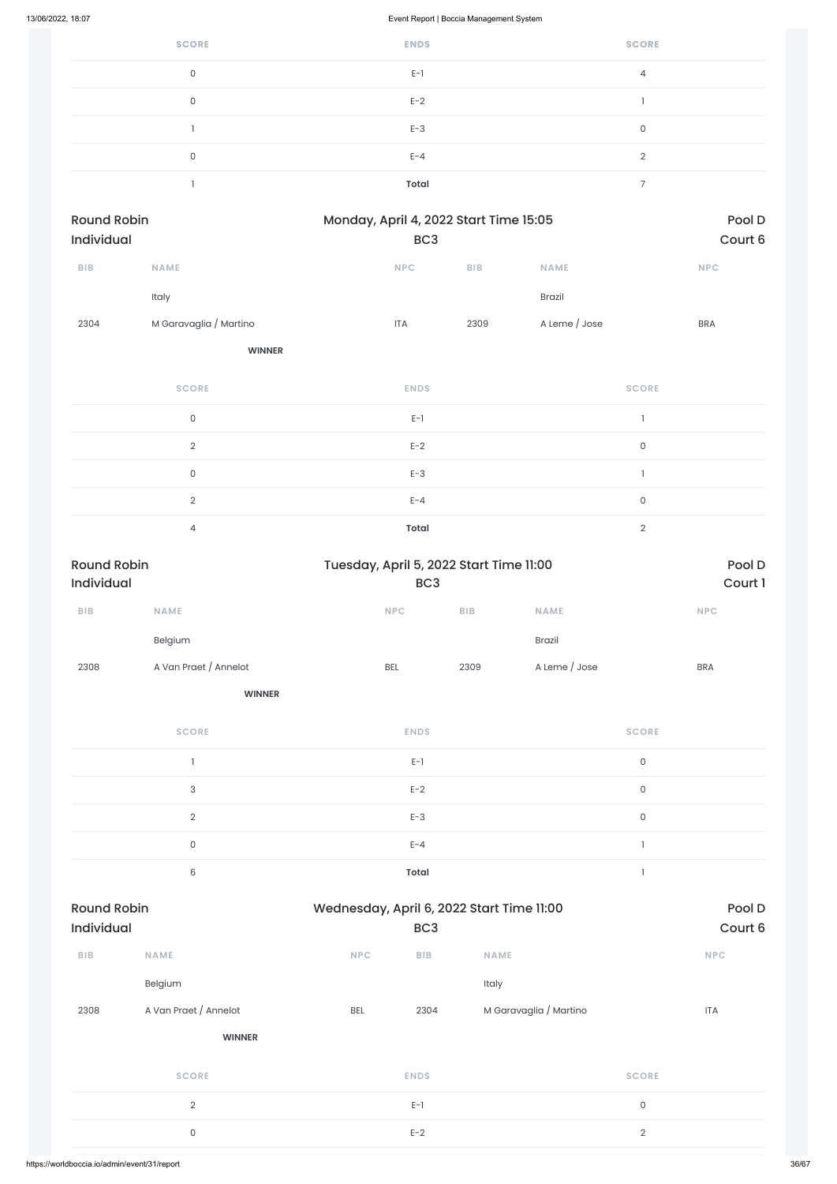| SCORE | ENDS | SCORE |
|---|---|---|
| 0 | E-1 | 4 |
| 0 | E-2 | 1 |
| 1 | E-3 | 0 |
| 0 | E-4 | 2 |
| 1 | **Total** | 7 |

**Round Robin Individual** — Monday, April 4, 2022 Start Time 15:05 — BC3 — Pool D, Court 6

| BIB | NAME | NPC | BIB | NAME | NPC |
|---|---|---|---|---|---|
| | Italy | | | Brazil | |
| 2304 | M Garavaglia / Martino | ITA | 2309 | A Leme / Jose | BRA |
| | **WINNER** | | | | |

| SCORE | ENDS | SCORE |
|---|---|---|
| 0 | E-1 | 1 |
| 2 | E-2 | 0 |
| 0 | E-3 | 1 |
| 2 | E-4 | 0 |
| 4 | **Total** | 2 |

**Round Robin Individual** — Tuesday, April 5, 2022 Start Time 11:00 — BC3 — Pool D, Court 1

| BIB | NAME | NPC | BIB | NAME | NPC |
|---|---|---|---|---|---|
| | Belgium | | | Brazil | |
| 2308 | A Van Praet / Annelot | BEL | 2309 | A Leme / Jose | BRA |
| | **WINNER** | | | | |

| SCORE | ENDS | SCORE |
|---|---|---|
| 1 | E-1 | 0 |
| 3 | E-2 | 0 |
| 2 | E-3 | 0 |
| 0 | E-4 | 1 |
| 6 | **Total** | 1 |

**Round Robin Individual** — Wednesday, April 6, 2022 Start Time 11:00 — BC3 — Pool D, Court 6

| BIB | NAME | NPC | BIB | NAME | NPC |
|---|---|---|---|---|---|
| | Belgium | | | Italy | |
| 2308 | A Van Praet / Annelot | BEL | 2304 | M Garavaglia / Martino | ITA |
| | **WINNER** | | | | |

| SCORE | ENDS | SCORE |
|---|---|---|
| 2 | E-1 | 0 |
| 0 | E-2 | 2 |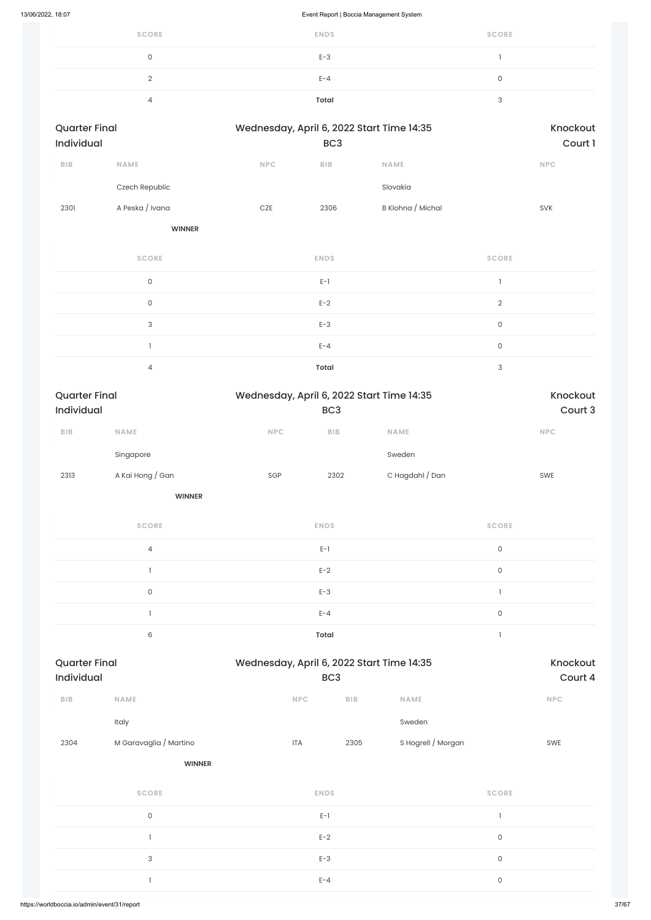| SCORE | ENDS | SCORE |
|---|---|---|
| 0 | E-3 | 1 |
| 2 | E-4 | 0 |
| 4 | **Total** | 3 |

## Quarter Final Individual — Wednesday, April 6, 2022 Start Time 14:35 — BC3 — Knockout Court 1

| BIB | NAME | NPC | BIB | NAME | NPC |
|---|---|---|---|---|---|
| | Czech Republic | | | Slovakia | |
| 2301 | A Peska / Ivana | CZE | 2306 | B Klohna / Michal | SVK |
| | **WINNER** | | | | |

| SCORE | ENDS | SCORE |
|---|---|---|
| 0 | E-1 | 1 |
| 0 | E-2 | 2 |
| 3 | E-3 | 0 |
| 1 | E-4 | 0 |
| 4 | **Total** | 3 |

## Quarter Final Individual — Wednesday, April 6, 2022 Start Time 14:35 — BC3 — Knockout Court 3

| BIB | NAME | NPC | BIB | NAME | NPC |
|---|---|---|---|---|---|
| | Singapore | | | Sweden | |
| 2313 | A Kai Hong / Gan | SGP | 2302 | C Hagdahl / Dan | SWE |
| | **WINNER** | | | | |

| SCORE | ENDS | SCORE |
|---|---|---|
| 4 | E-1 | 0 |
| 1 | E-2 | 0 |
| 0 | E-3 | 1 |
| 1 | E-4 | 0 |
| 6 | **Total** | 1 |

## Quarter Final Individual — Wednesday, April 6, 2022 Start Time 14:35 — BC3 — Knockout Court 4

| BIB | NAME | NPC | BIB | NAME | NPC |
|---|---|---|---|---|---|
| | Italy | | | Sweden | |
| 2304 | M Garavaglia / Martino | ITA | 2305 | S Hogrell / Morgan | SWE |
| | **WINNER** | | | | |

| SCORE | ENDS | SCORE |
|---|---|---|
| 0 | E-1 | 1 |
| 1 | E-2 | 0 |
| 3 | E-3 | 0 |
| 1 | E-4 | 0 |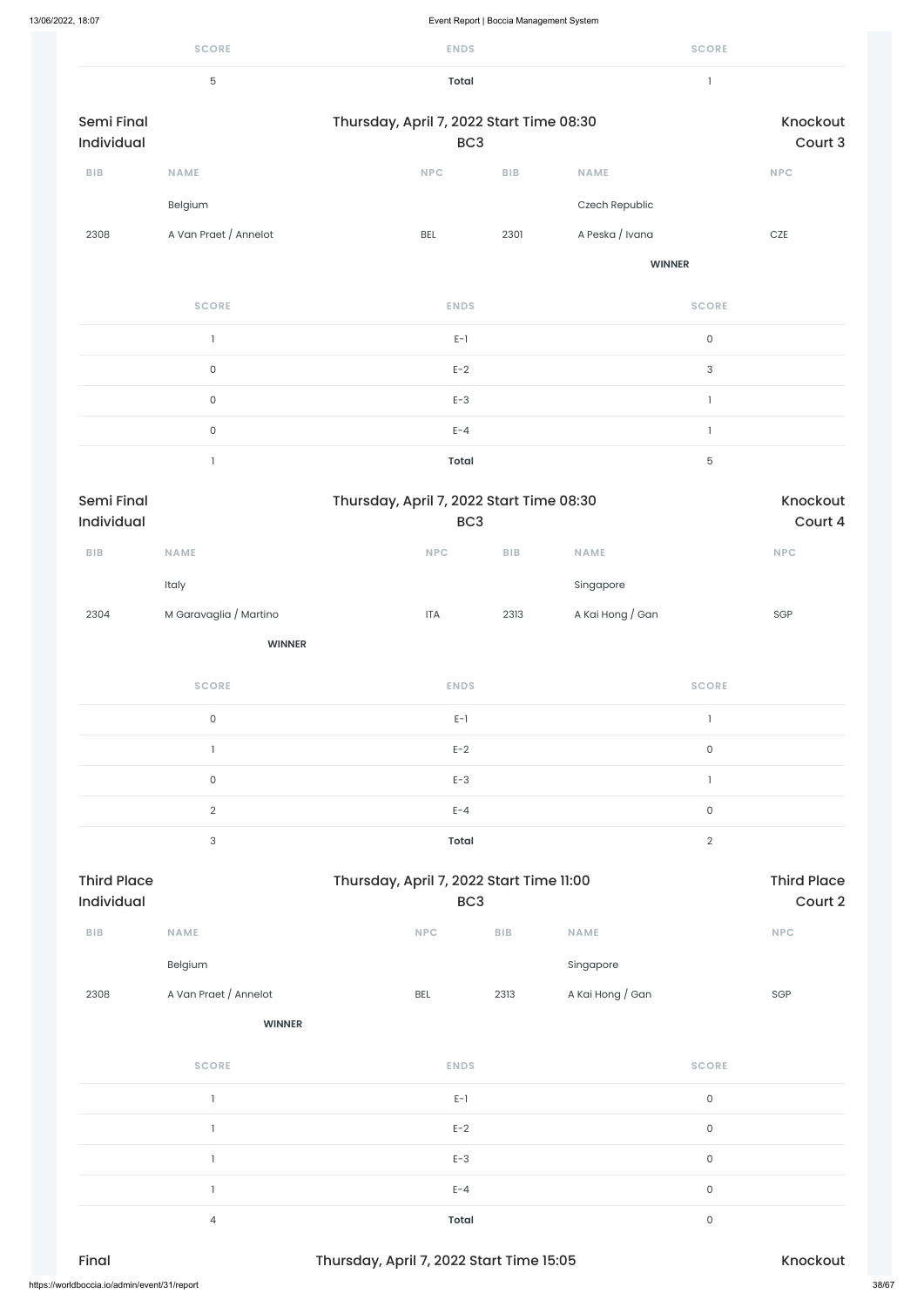| SCORE | ENDS | SCORE |
|---|---|---|
| 5 | **Total** | 1 |

Semi Final Individual | Thursday, April 7, 2022 Start Time 08:30 | BC3 | Knockout Court 3

| BIB | NAME | NPC | BIB | NAME | NPC |
|---|---|---|---|---|---|
| | Belgium | | | Czech Republic | |
| 2308 | A Van Praet / Annelot | BEL | 2301 | A Peska / Ivana | CZE |
| | | | | **WINNER** | |

| SCORE | ENDS | SCORE |
|---|---|---|
| 1 | E-1 | 0 |
| 0 | E-2 | 3 |
| 0 | E-3 | 1 |
| 0 | E-4 | 1 |
| 1 | **Total** | 5 |

Semi Final Individual | Thursday, April 7, 2022 Start Time 08:30 | BC3 | Knockout Court 4

| BIB | NAME | NPC | BIB | NAME | NPC |
|---|---|---|---|---|---|
| | Italy | | | Singapore | |
| 2304 | M Garavaglia / Martino | ITA | 2313 | A Kai Hong / Gan | SGP |
| | **WINNER** | | | | |

| SCORE | ENDS | SCORE |
|---|---|---|
| 0 | E-1 | 1 |
| 1 | E-2 | 0 |
| 0 | E-3 | 1 |
| 2 | E-4 | 0 |
| 3 | **Total** | 2 |

Third Place Individual | Thursday, April 7, 2022 Start Time 11:00 | BC3 | Third Place Court 2

| BIB | NAME | NPC | BIB | NAME | NPC |
|---|---|---|---|---|---|
| | Belgium | | | Singapore | |
| 2308 | A Van Praet / Annelot | BEL | 2313 | A Kai Hong / Gan | SGP |
| | **WINNER** | | | | |

| SCORE | ENDS | SCORE |
|---|---|---|
| 1 | E-1 | 0 |
| 1 | E-2 | 0 |
| 1 | E-3 | 0 |
| 1 | E-4 | 0 |
| 4 | **Total** | 0 |

Final | Thursday, April 7, 2022 Start Time 15:05 | Knockout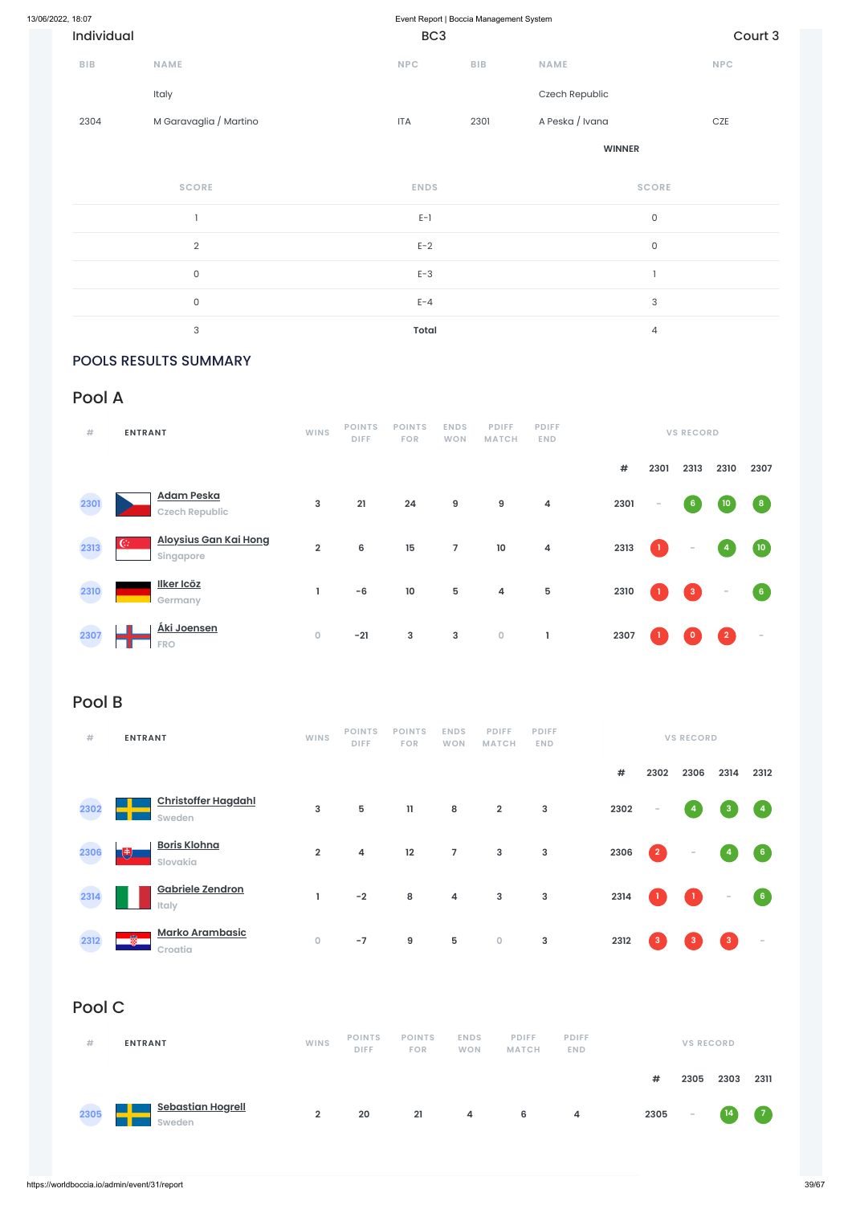Individual | BC3 | Court 3

| BIB | NAME | NPC | BIB | NAME | NPC |
|---|---|---|---|---|---|
| | Italy | | | Czech Republic | |
| 2304 | M Garavaglia / Martino | ITA | 2301 | A Peska / Ivana | CZE |
| | | | | WINNER | |

| SCORE | ENDS | SCORE |
|---|---|---|
| 1 | E-1 | 0 |
| 2 | E-2 | 0 |
| 0 | E-3 | 1 |
| 0 | E-4 | 3 |
| 3 | **Total** | 4 |

## POOLS RESULTS SUMMARY

## Pool A

| # | ENTRANT | WINS | POINTS DIFF | POINTS FOR | ENDS WON | PDIFF MATCH | PDIFF END | # | 2301 | 2313 | 2310 | 2307 |
|---|---|---|---|---|---|---|---|---|---|---|---|---|
| 2301 | Adam Peska<br>Czech Republic | 3 | 21 | 24 | 9 | 9 | 4 | 2301 | - | 6 | 10 | 8 |
| 2313 | Aloysius Gan Kai Hong<br>Singapore | 2 | 6 | 15 | 7 | 10 | 4 | 2313 | 1 | - | 4 | 10 |
| 2310 | Ilker Icöz<br>Germany | 1 | -6 | 10 | 5 | 4 | 5 | 2310 | 1 | 3 | - | 6 |
| 2307 | Áki Joensen<br>FRO | 0 | -21 | 3 | 3 | 0 | 1 | 2307 | 1 | 0 | 2 | - |

## Pool B

| # | ENTRANT | WINS | POINTS DIFF | POINTS FOR | ENDS WON | PDIFF MATCH | PDIFF END | # | 2302 | 2306 | 2314 | 2312 |
|---|---|---|---|---|---|---|---|---|---|---|---|---|
| 2302 | Christoffer Hagdahl<br>Sweden | 3 | 5 | 11 | 8 | 2 | 3 | 2302 | - | 4 | 3 | 4 |
| 2306 | Boris Klohna<br>Slovakia | 2 | 4 | 12 | 7 | 3 | 3 | 2306 | 2 | - | 4 | 6 |
| 2314 | Gabriele Zendron<br>Italy | 1 | -2 | 8 | 4 | 3 | 3 | 2314 | 1 | 1 | - | 6 |
| 2312 | Marko Arambasic<br>Croatia | 0 | -7 | 9 | 5 | 0 | 3 | 2312 | 3 | 3 | 3 | - |

## Pool C

| # | ENTRANT | WINS | POINTS DIFF | POINTS FOR | ENDS WON | PDIFF MATCH | PDIFF END | # | 2305 | 2303 | 2311 |
|---|---|---|---|---|---|---|---|---|---|---|---|
| 2305 | Sebastian Hogrell<br>Sweden | 2 | 20 | 21 | 4 | 6 | 4 | 2305 | - | 14 | 7 |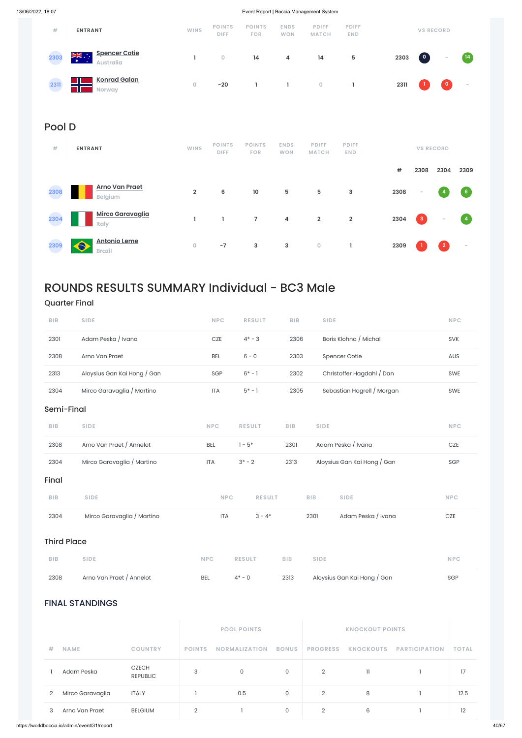| # | ENTRANT | WINS | POINTS DIFF | POINTS FOR | ENDS WON | PDIFF MATCH | PDIFF END | VS RECORD | | | |
|---|---|---|---|---|---|---|---|---|---|---|---|
| 2303 | Spencer Cotie Australia | 1 | 0 | 14 | 4 | 14 | 5 | 2303 | 0 | - | 14 |
| 2311 | Konrad Galan Norway | 0 | -20 | 1 | 1 | 0 | 1 | 2311 | 1 | 0 | - |

## Pool D

| # | ENTRANT | WINS | POINTS DIFF | POINTS FOR | ENDS WON | PDIFF MATCH | PDIFF END | # | 2308 | 2304 | 2309 |
|---|---|---|---|---|---|---|---|---|---|---|---|
| 2308 | Arno Van Praet Belgium | 2 | 6 | 10 | 5 | 5 | 3 | 2308 | - | 4 | 6 |
| 2304 | Mirco Garavaglia Italy | 1 | 1 | 7 | 4 | 2 | 2 | 2304 | 3 | - | 4 |
| 2309 | Antonio Leme Brazil | 0 | -7 | 3 | 3 | 0 | 1 | 2309 | 1 | 2 | - |

# ROUNDS RESULTS SUMMARY Individual - BC3 Male

## Quarter Final

| BIB | SIDE | NPC | RESULT | BIB | SIDE | NPC |
|---|---|---|---|---|---|---|
| 2301 | Adam Peska / Ivana | CZE | 4* - 3 | 2306 | Boris Klohna / Michal | SVK |
| 2308 | Arno Van Praet | BEL | 6 - 0 | 2303 | Spencer Cotie | AUS |
| 2313 | Aloysius Gan Kai Hong / Gan | SGP | 6* - 1 | 2302 | Christoffer Hagdahl / Dan | SWE |
| 2304 | Mirco Garavaglia / Martino | ITA | 5* - 1 | 2305 | Sebastian Hogrell / Morgan | SWE |

## Semi-Final

| BIB | SIDE | NPC | RESULT | BIB | SIDE | NPC |
|---|---|---|---|---|---|---|
| 2308 | Arno Van Praet / Annelot | BEL | 1 - 5* | 2301 | Adam Peska / Ivana | CZE |
| 2304 | Mirco Garavaglia / Martino | ITA | 3* - 2 | 2313 | Aloysius Gan Kai Hong / Gan | SGP |

## Final

| BIB | SIDE | NPC | RESULT | BIB | SIDE | NPC |
|---|---|---|---|---|---|---|
| 2304 | Mirco Garavaglia / Martino | ITA | 3 - 4* | 2301 | Adam Peska / Ivana | CZE |

## Third Place

| BIB | SIDE | NPC | RESULT | BIB | SIDE | NPC |
|---|---|---|---|---|---|---|
| 2308 | Arno Van Praet / Annelot | BEL | 4* - 0 | 2313 | Aloysius Gan Kai Hong / Gan | SGP |

## FINAL STANDINGS

| | | | POOL POINTS | | | KNOCKOUT POINTS | | | |
|---|---|---|---|---|---|---|---|---|---|
| # | NAME | COUNTRY | POINTS | NORMALIZATION | BONUS | PROGRESS | KNOCKOUTS | PARTICIPATION | TOTAL |
| 1 | Adam Peska | CZECH REPUBLIC | 3 | 0 | 0 | 2 | 11 | 1 | 17 |
| 2 | Mirco Garavaglia | ITALY | 1 | 0.5 | 0 | 2 | 8 | 1 | 12.5 |
| 3 | Arno Van Praet | BELGIUM | 2 | 1 | 0 | 2 | 6 | 1 | 12 |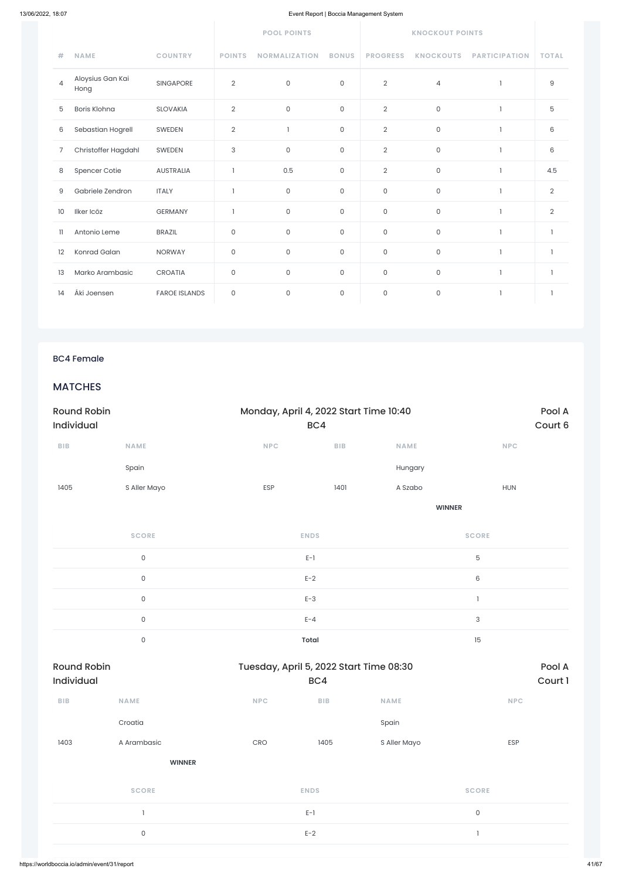| # | NAME | COUNTRY | POOL POINTS | | | KNOCKOUT POINTS | | | TOTAL |
|---|---|---|---|---|---|---|---|---|---|
| | | | POINTS | NORMALIZATION | BONUS | PROGRESS | KNOCKOUTS | PARTICIPATION | |
| 4 | Aloysius Gan Kai Hong | SINGAPORE | 2 | 0 | 0 | 2 | 4 | 1 | 9 |
| 5 | Boris Klohna | SLOVAKIA | 2 | 0 | 0 | 2 | 0 | 1 | 5 |
| 6 | Sebastian Hogrell | SWEDEN | 2 | 1 | 0 | 2 | 0 | 1 | 6 |
| 7 | Christoffer Hagdahl | SWEDEN | 3 | 0 | 0 | 2 | 0 | 1 | 6 |
| 8 | Spencer Cotie | AUSTRALIA | 1 | 0.5 | 0 | 2 | 0 | 1 | 4.5 |
| 9 | Gabriele Zendron | ITALY | 1 | 0 | 0 | 0 | 0 | 1 | 2 |
| 10 | Ilker Icöz | GERMANY | 1 | 0 | 0 | 0 | 0 | 1 | 2 |
| 11 | Antonio Leme | BRAZIL | 0 | 0 | 0 | 0 | 0 | 1 | 1 |
| 12 | Konrad Galan | NORWAY | 0 | 0 | 0 | 0 | 0 | 1 | 1 |
| 13 | Marko Arambasic | CROATIA | 0 | 0 | 0 | 0 | 0 | 1 | 1 |
| 14 | Åki Joensen | FAROE ISLANDS | 0 | 0 | 0 | 0 | 0 | 1 | 1 |

## BC4 Female

## MATCHES

### Round Robin Individual — Monday, April 4, 2022 Start Time 10:40 — BC4 — Pool A Court 6

| BIB | NAME | NPC | BIB | NAME | NPC |
|---|---|---|---|---|---|
| | Spain | | | Hungary | |
| 1405 | S Aller Mayo | ESP | 1401 | A Szabo | HUN |
| | | | | **WINNER** | |

| SCORE | ENDS | SCORE |
|---|---|---|
| 0 | E-1 | 5 |
| 0 | E-2 | 6 |
| 0 | E-3 | 1 |
| 0 | E-4 | 3 |
| 0 | **Total** | 15 |

### Round Robin Individual — Tuesday, April 5, 2022 Start Time 08:30 — BC4 — Pool A Court 1

| BIB | NAME | NPC | BIB | NAME | NPC |
|---|---|---|---|---|---|
| | Croatia | | | Spain | |
| 1403 | A Arambasic | CRO | 1405 | S Aller Mayo | ESP |
| | **WINNER** | | | | |

| SCORE | ENDS | SCORE |
|---|---|---|
| 1 | E-1 | 0 |
| 0 | E-2 | 1 |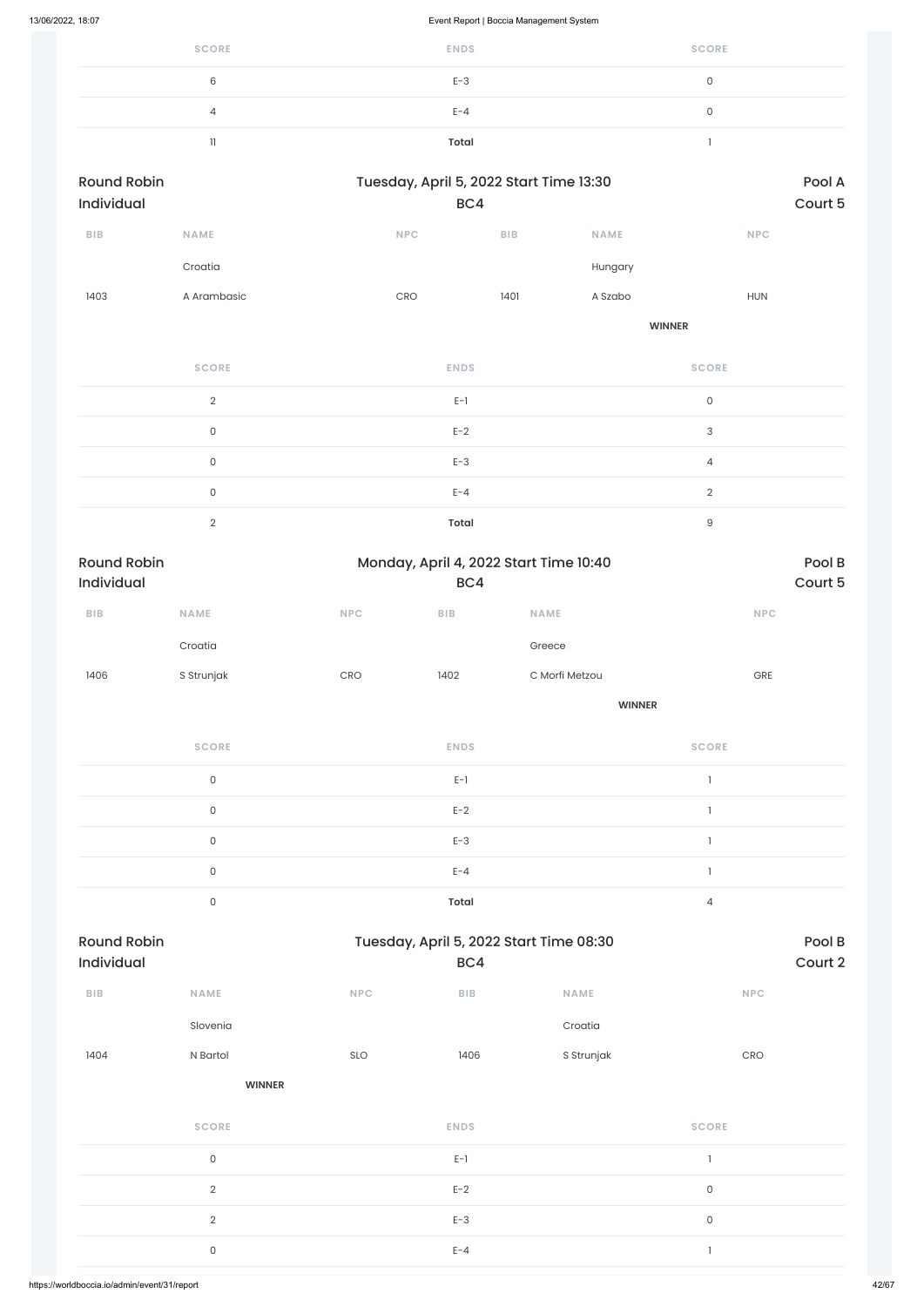| SCORE | ENDS | SCORE |
|---|---|---|
| 6 | E-3 | 0 |
| 4 | E-4 | 0 |
| 11 | **Total** | 1 |

Round Robin Individual — Tuesday, April 5, 2022 Start Time 13:30 — BC4 — Pool A Court 5

| BIB | NAME | NPC | BIB | NAME | NPC |
|---|---|---|---|---|---|
| | Croatia | | | Hungary | |
| 1403 | A Arambasic | CRO | 1401 | A Szabo | HUN |
| | | | | **WINNER** | |

| SCORE | ENDS | SCORE |
|---|---|---|
| 2 | E-1 | 0 |
| 0 | E-2 | 3 |
| 0 | E-3 | 4 |
| 0 | E-4 | 2 |
| 2 | **Total** | 9 |

Round Robin Individual — Monday, April 4, 2022 Start Time 10:40 — BC4 — Pool B Court 5

| BIB | NAME | NPC | BIB | NAME | NPC |
|---|---|---|---|---|---|
| | Croatia | | | Greece | |
| 1406 | S Strunjak | CRO | 1402 | C Morfi Metzou | GRE |
| | | | | **WINNER** | |

| SCORE | ENDS | SCORE |
|---|---|---|
| 0 | E-1 | 1 |
| 0 | E-2 | 1 |
| 0 | E-3 | 1 |
| 0 | E-4 | 1 |
| 0 | **Total** | 4 |

Round Robin Individual — Tuesday, April 5, 2022 Start Time 08:30 — BC4 — Pool B Court 2

| BIB | NAME | NPC | BIB | NAME | NPC |
|---|---|---|---|---|---|
| | Slovenia | | | Croatia | |
| 1404 | N Bartol | SLO | 1406 | S Strunjak | CRO |
| | **WINNER** | | | | |

| SCORE | ENDS | SCORE |
|---|---|---|
| 0 | E-1 | 1 |
| 2 | E-2 | 0 |
| 2 | E-3 | 0 |
| 0 | E-4 | 1 |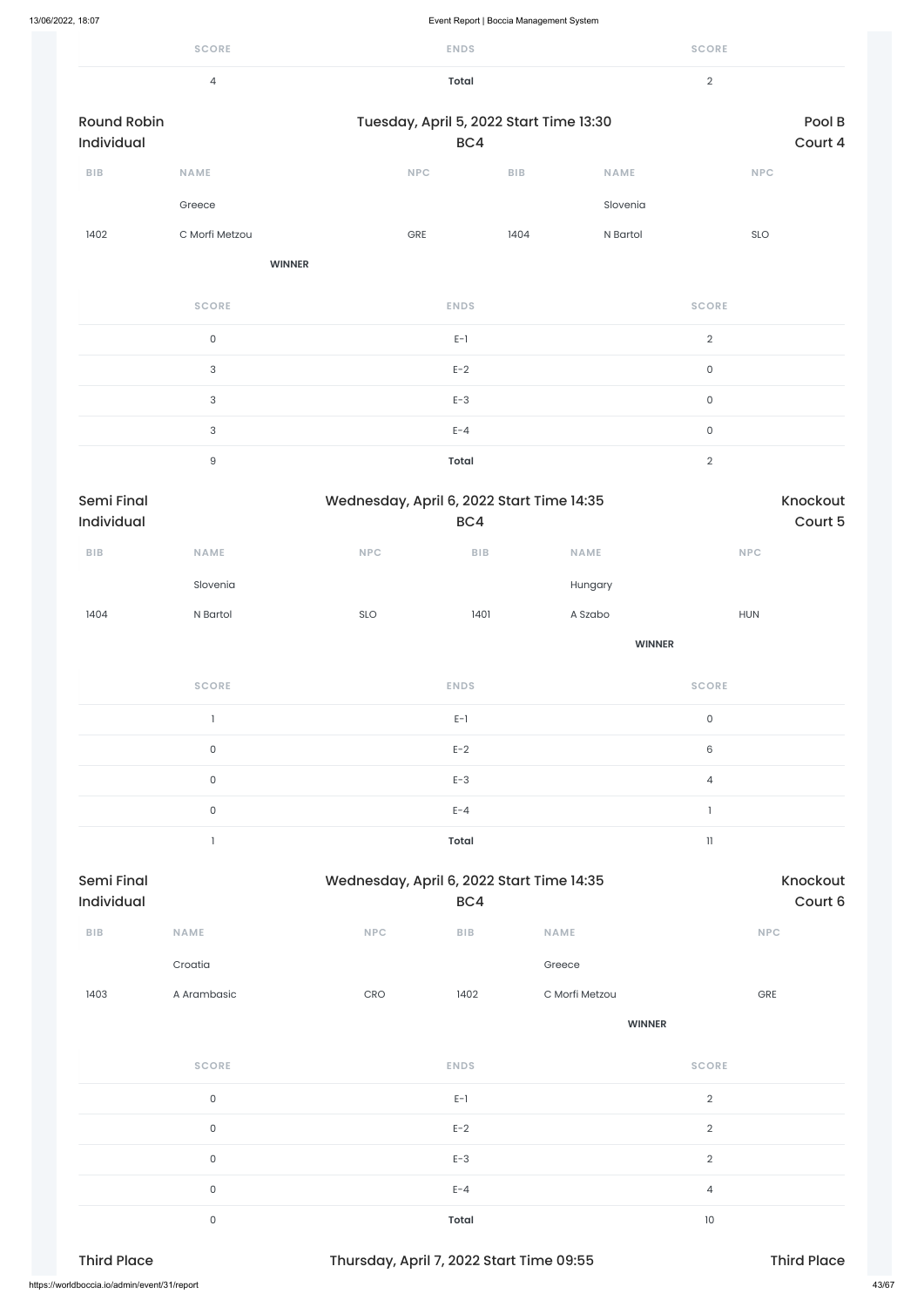| SCORE | ENDS | SCORE |
|---|---|---|
| 4 | **Total** | 2 |

Round Robin Individual | Tuesday, April 5, 2022 Start Time 13:30 BC4 | Pool B Court 4

| BIB | NAME | NPC | BIB | NAME | NPC |
|---|---|---|---|---|---|
| | Greece | | | Slovenia | |
| 1402 | C Morfi Metzou | GRE | 1404 | N Bartol | SLO |
| | **WINNER** | | | | |

| SCORE | ENDS | SCORE |
|---|---|---|
| 0 | E-1 | 2 |
| 3 | E-2 | 0 |
| 3 | E-3 | 0 |
| 3 | E-4 | 0 |
| 9 | **Total** | 2 |

Semi Final Individual | Wednesday, April 6, 2022 Start Time 14:35 BC4 | Knockout Court 5

| BIB | NAME | NPC | BIB | NAME | NPC |
|---|---|---|---|---|---|
| | Slovenia | | | Hungary | |
| 1404 | N Bartol | SLO | 1401 | A Szabo | HUN |
| | | | | **WINNER** | |

| SCORE | ENDS | SCORE |
|---|---|---|
| 1 | E-1 | 0 |
| 0 | E-2 | 6 |
| 0 | E-3 | 4 |
| 0 | E-4 | 1 |
| 1 | **Total** | 11 |

Semi Final Individual | Wednesday, April 6, 2022 Start Time 14:35 BC4 | Knockout Court 6

| BIB | NAME | NPC | BIB | NAME | NPC |
|---|---|---|---|---|---|
| | Croatia | | | Greece | |
| 1403 | A Arambasic | CRO | 1402 | C Morfi Metzou | GRE |
| | | | | **WINNER** | |

| SCORE | ENDS | SCORE |
|---|---|---|
| 0 | E-1 | 2 |
| 0 | E-2 | 2 |
| 0 | E-3 | 2 |
| 0 | E-4 | 4 |
| 0 | **Total** | 10 |

Third Place | Thursday, April 7, 2022 Start Time 09:55 | Third Place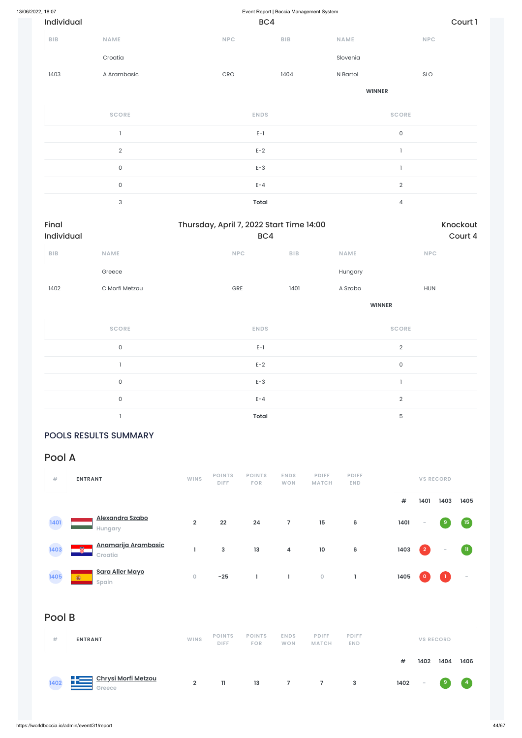Individual | BC4 | Court 1

| BIB | NAME | NPC | BIB | NAME | NPC |
|---|---|---|---|---|---|
| | Croatia | | | Slovenia | |
| 1403 | A Arambasic | CRO | 1404 | N Bartol | SLO |
| | | | | WINNER | |

| SCORE | ENDS | SCORE |
|---|---|---|
| 1 | E-1 | 0 |
| 2 | E-2 | 1 |
| 0 | E-3 | 1 |
| 0 | E-4 | 2 |
| 3 | **Total** | 4 |

Final
Individual

Thursday, April 7, 2022 Start Time 14:00
BC4

Knockout
Court 4

| BIB | NAME | NPC | BIB | NAME | NPC |
|---|---|---|---|---|---|
| | Greece | | | Hungary | |
| 1402 | C Morfi Metzou | GRE | 1401 | A Szabo | HUN |
| | | | | WINNER | |

| SCORE | ENDS | SCORE |
|---|---|---|
| 0 | E-1 | 2 |
| 1 | E-2 | 0 |
| 0 | E-3 | 1 |
| 0 | E-4 | 2 |
| 1 | **Total** | 5 |

## POOLS RESULTS SUMMARY

## Pool A

| # | ENTRANT | WINS | POINTS DIFF | POINTS FOR | ENDS WON | PDIFF MATCH | PDIFF END | # | 1401 | 1403 | 1405 |
|---|---|---|---|---|---|---|---|---|---|---|---|
| 1401 | Alexandra Szabo<br>Hungary | 2 | 22 | 24 | 7 | 15 | 6 | 1401 | - | 9 | 15 |
| 1403 | Anamarija Arambasic<br>Croatia | 1 | 3 | 13 | 4 | 10 | 6 | 1403 | 2 | - | 11 |
| 1405 | Sara Aller Mayo<br>Spain | 0 | -25 | 1 | 1 | 0 | 1 | 1405 | 0 | 1 | - |

## Pool B

| # | ENTRANT | WINS | POINTS DIFF | POINTS FOR | ENDS WON | PDIFF MATCH | PDIFF END | # | 1402 | 1404 | 1406 |
|---|---|---|---|---|---|---|---|---|---|---|---|
| 1402 | Chrysi Morfi Metzou<br>Greece | 2 | 11 | 13 | 7 | 7 | 3 | 1402 | - | 9 | 4 |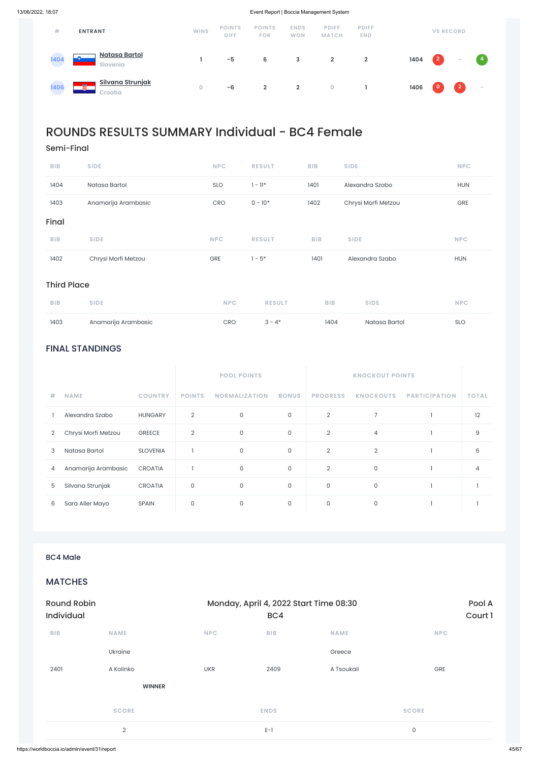| # | ENTRANT | WINS | POINTS DIFF | POINTS FOR | ENDS WON | PDIFF MATCH | PDIFF END | VS RECORD | | | |
|---|---|---|---|---|---|---|---|---|---|---|---|
| 1404 | Natasa Bartol<br>Slovenia | 1 | -5 | 6 | 3 | 2 | 2 | 1404 | 2 | - | 4 |
| 1406 | Silvana Strunjak<br>Croatia | 0 | -6 | 2 | 2 | 0 | 1 | 1406 | 0 | 2 | - |

# ROUNDS RESULTS SUMMARY Individual - BC4 Female

## Semi-Final

| BIB | SIDE | NPC | RESULT | BIB | SIDE | NPC |
|---|---|---|---|---|---|---|
| 1404 | Natasa Bartol | SLO | 1 - 11* | 1401 | Alexandra Szabo | HUN |
| 1403 | Anamarija Arambasic | CRO | 0 - 10* | 1402 | Chrysi Morfi Metzou | GRE |

## Final

| BIB | SIDE | NPC | RESULT | BIB | SIDE | NPC |
|---|---|---|---|---|---|---|
| 1402 | Chrysi Morfi Metzou | GRE | 1 - 5* | 1401 | Alexandra Szabo | HUN |

## Third Place

| BIB | SIDE | NPC | RESULT | BIB | SIDE | NPC |
|---|---|---|---|---|---|---|
| 1403 | Anamarija Arambasic | CRO | 3 - 4* | 1404 | Natasa Bartol | SLO |

## FINAL STANDINGS

| | | | POOL POINTS | | | KNOCKOUT POINTS | | | |
|---|---|---|---|---|---|---|---|---|---|
| # | NAME | COUNTRY | POINTS | NORMALIZATION | BONUS | PROGRESS | KNOCKOUTS | PARTICIPATION | TOTAL |
| 1 | Alexandra Szabo | HUNGARY | 2 | 0 | 0 | 2 | 7 | 1 | 12 |
| 2 | Chrysi Morfi Metzou | GREECE | 2 | 0 | 0 | 2 | 4 | 1 | 9 |
| 3 | Natasa Bartol | SLOVENIA | 1 | 0 | 0 | 2 | 2 | 1 | 6 |
| 4 | Anamarija Arambasic | CROATIA | 1 | 0 | 0 | 2 | 0 | 1 | 4 |
| 5 | Silvana Strunjak | CROATIA | 0 | 0 | 0 | 0 | 0 | 1 | 1 |
| 6 | Sara Aller Mayo | SPAIN | 0 | 0 | 0 | 0 | 0 | 1 | 1 |

### BC4 Male

## MATCHES

Round Robin Individual — Monday, April 4, 2022 Start Time 08:30 BC4 — Pool A Court 1

| BIB | NAME | NPC | BIB | NAME | NPC |
|---|---|---|---|---|---|
| | Ukraine | | | Greece | |
| 2401 | A Kolinko | UKR | 2409 | A Tsoukali | GRE |
| | **WINNER** | | | | |

| SCORE | ENDS | SCORE |
|---|---|---|
| 2 | E-1 | 0 |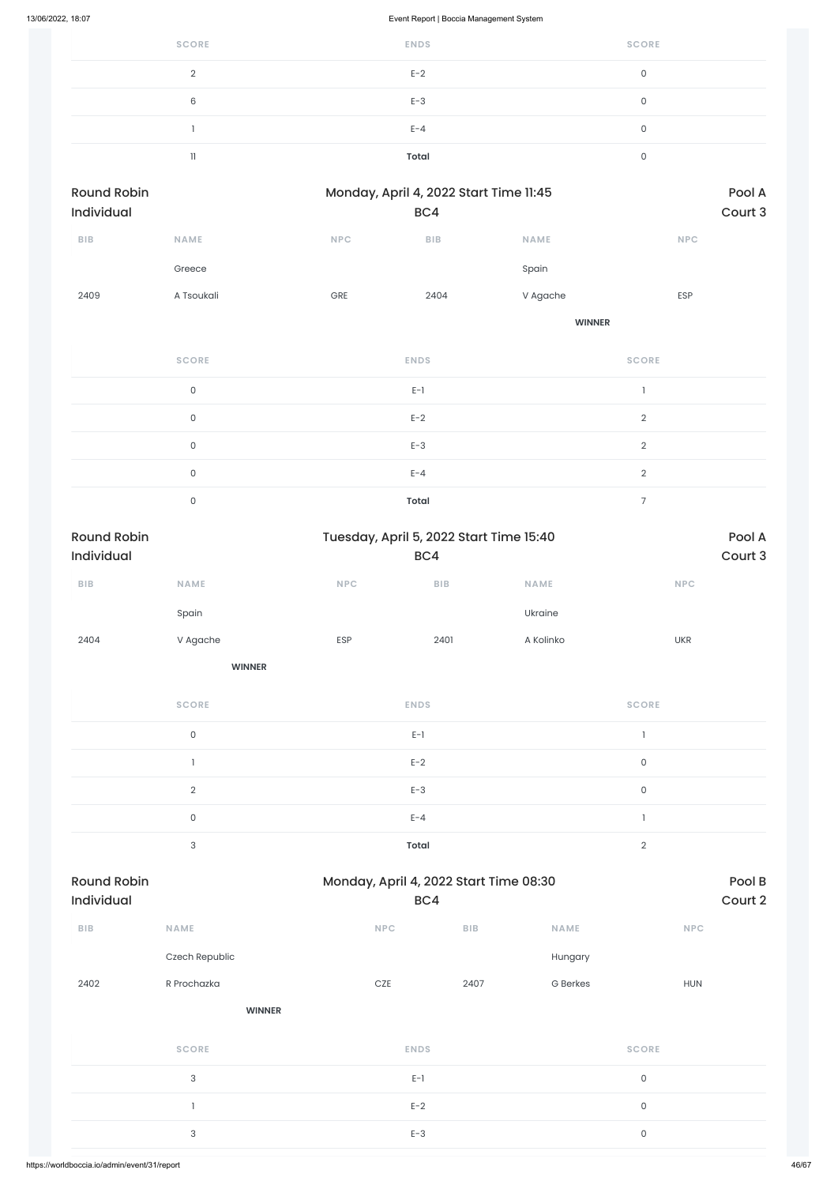| SCORE | ENDS | SCORE |
|---|---|---|
| 2 | E-2 | 0 |
| 6 | E-3 | 0 |
| 1 | E-4 | 0 |
| 11 | **Total** | 0 |

## Round Robin Individual — Monday, April 4, 2022 Start Time 11:45 — BC4 — Pool A Court 3

| BIB | NAME | NPC | BIB | NAME | NPC |
|---|---|---|---|---|---|
| | Greece | | | Spain | |
| 2409 | A Tsoukali | GRE | 2404 | V Agache | ESP |
| | | | | **WINNER** | |

| SCORE | ENDS | SCORE |
|---|---|---|
| 0 | E-1 | 1 |
| 0 | E-2 | 2 |
| 0 | E-3 | 2 |
| 0 | E-4 | 2 |
| 0 | **Total** | 7 |

## Round Robin Individual — Tuesday, April 5, 2022 Start Time 15:40 — BC4 — Pool A Court 3

| BIB | NAME | NPC | BIB | NAME | NPC |
|---|---|---|---|---|---|
| | Spain | | | Ukraine | |
| 2404 | V Agache | ESP | 2401 | A Kolinko | UKR |
| | **WINNER** | | | | |

| SCORE | ENDS | SCORE |
|---|---|---|
| 0 | E-1 | 1 |
| 1 | E-2 | 0 |
| 2 | E-3 | 0 |
| 0 | E-4 | 1 |
| 3 | **Total** | 2 |

## Round Robin Individual — Monday, April 4, 2022 Start Time 08:30 — BC4 — Pool B Court 2

| BIB | NAME | NPC | BIB | NAME | NPC |
|---|---|---|---|---|---|
| | Czech Republic | | | Hungary | |
| 2402 | R Prochazka | CZE | 2407 | G Berkes | HUN |
| | **WINNER** | | | | |

| SCORE | ENDS | SCORE |
|---|---|---|
| 3 | E-1 | 0 |
| 1 | E-2 | 0 |
| 3 | E-3 | 0 |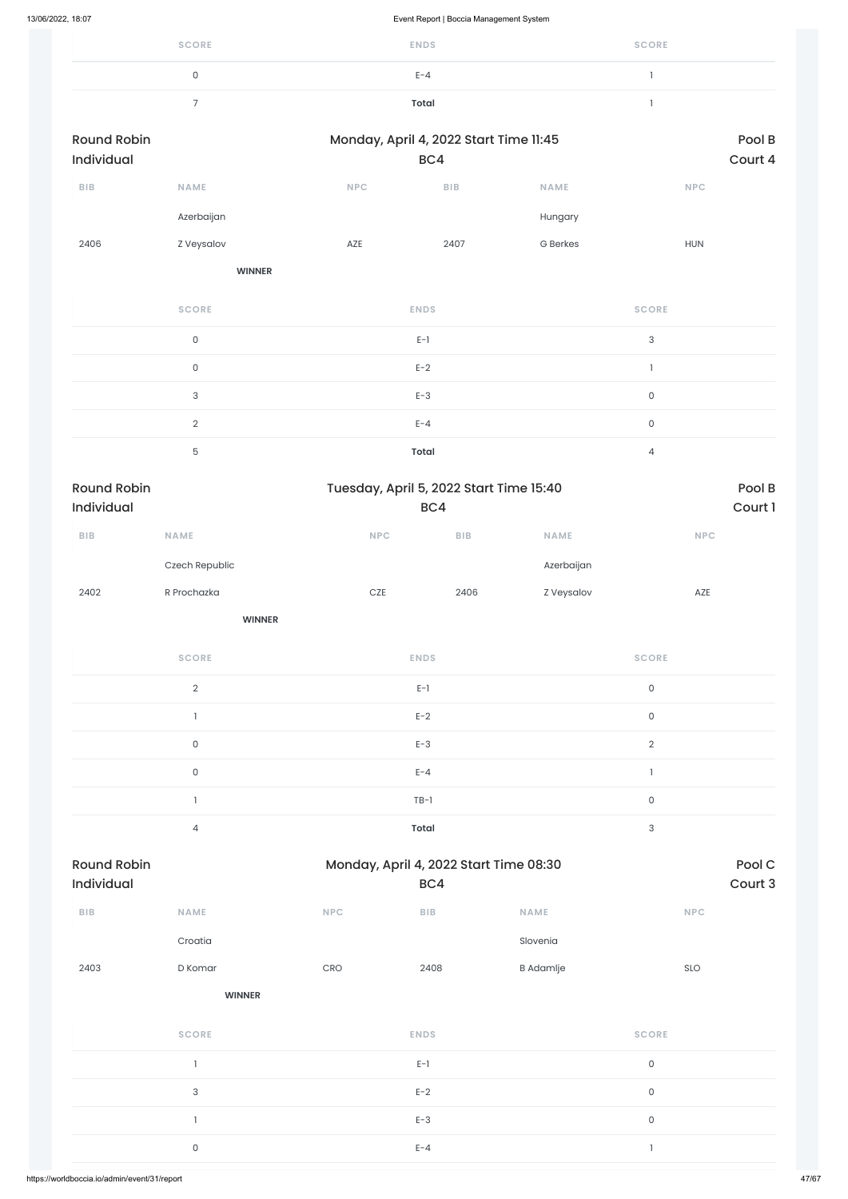| SCORE | ENDS | SCORE |
|---|---|---|
| 0 | E-4 | 1 |
| 7 | **Total** | 1 |

## Round Robin Individual

Monday, April 4, 2022 Start Time 11:45 — BC4 — Pool B — Court 4

| BIB | NAME | NPC | BIB | NAME | NPC |
|---|---|---|---|---|---|
| | Azerbaijan | | | Hungary | |
| 2406 | Z Veysalov | AZE | 2407 | G Berkes | HUN |
| | **WINNER** | | | | |

| SCORE | ENDS | SCORE |
|---|---|---|
| 0 | E-1 | 3 |
| 0 | E-2 | 1 |
| 3 | E-3 | 0 |
| 2 | E-4 | 0 |
| 5 | **Total** | 4 |

## Round Robin Individual

Tuesday, April 5, 2022 Start Time 15:40 — BC4 — Pool B — Court 1

| BIB | NAME | NPC | BIB | NAME | NPC |
|---|---|---|---|---|---|
| | Czech Republic | | | Azerbaijan | |
| 2402 | R Prochazka | CZE | 2406 | Z Veysalov | AZE |
| | **WINNER** | | | | |

| SCORE | ENDS | SCORE |
|---|---|---|
| 2 | E-1 | 0 |
| 1 | E-2 | 0 |
| 0 | E-3 | 2 |
| 0 | E-4 | 1 |
| 1 | TB-1 | 0 |
| 4 | **Total** | 3 |

## Round Robin Individual

Monday, April 4, 2022 Start Time 08:30 — BC4 — Pool C — Court 3

| BIB | NAME | NPC | BIB | NAME | NPC |
|---|---|---|---|---|---|
| | Croatia | | | Slovenia | |
| 2403 | D Komar | CRO | 2408 | B Adamlje | SLO |
| | **WINNER** | | | | |

| SCORE | ENDS | SCORE |
|---|---|---|
| 1 | E-1 | 0 |
| 3 | E-2 | 0 |
| 1 | E-3 | 0 |
| 0 | E-4 | 1 |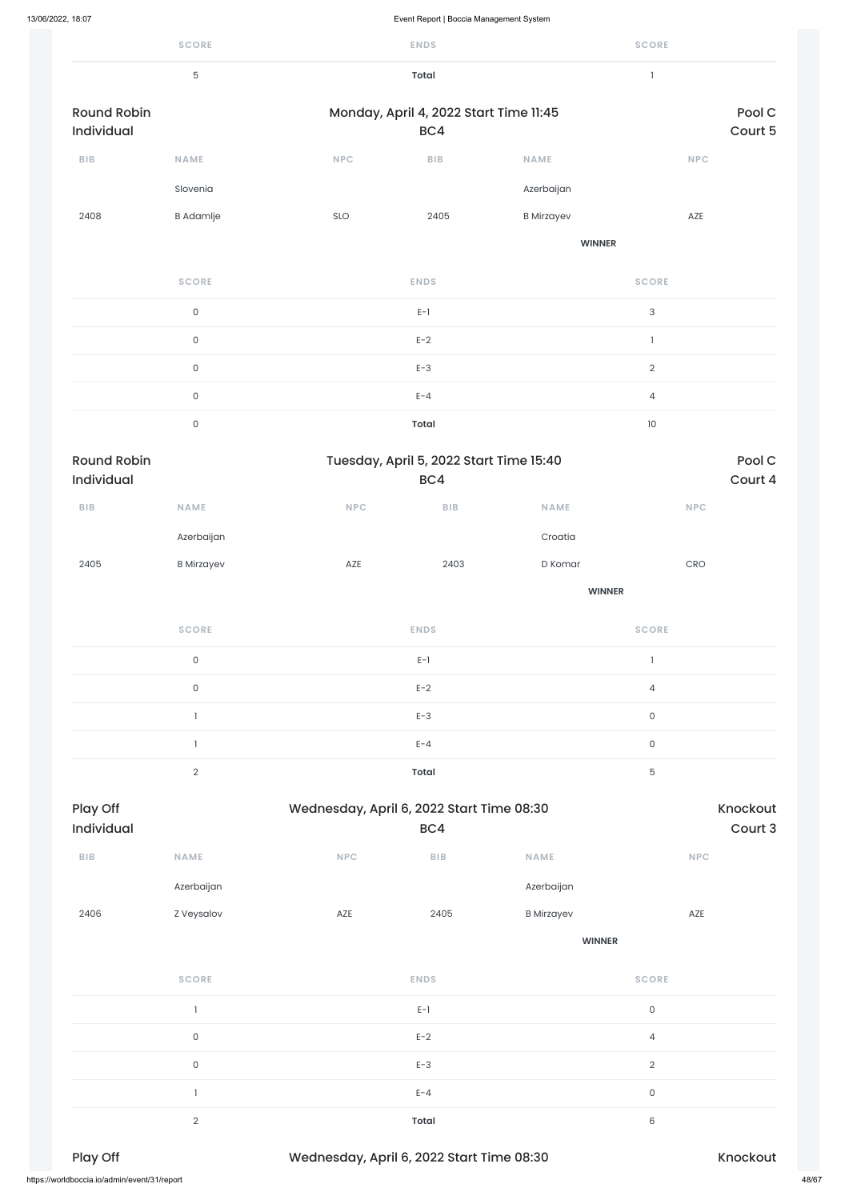| SCORE | ENDS | SCORE |
|---|---|---|
| 5 | **Total** | 1 |

**Round Robin Individual** — Monday, April 4, 2022 Start Time 11:45 — BC4 — Pool C, Court 5

| BIB | NAME | NPC | BIB | NAME | NPC |
|---|---|---|---|---|---|
| | Slovenia | | | Azerbaijan | |
| 2408 | B Adamlje | SLO | 2405 | B Mirzayev | AZE |
| | | | | **WINNER** | |

| SCORE | ENDS | SCORE |
|---|---|---|
| 0 | E-1 | 3 |
| 0 | E-2 | 1 |
| 0 | E-3 | 2 |
| 0 | E-4 | 4 |
| 0 | **Total** | 10 |

**Round Robin Individual** — Tuesday, April 5, 2022 Start Time 15:40 — BC4 — Pool C, Court 4

| BIB | NAME | NPC | BIB | NAME | NPC |
|---|---|---|---|---|---|
| | Azerbaijan | | | Croatia | |
| 2405 | B Mirzayev | AZE | 2403 | D Komar | CRO |
| | | | | **WINNER** | |

| SCORE | ENDS | SCORE |
|---|---|---|
| 0 | E-1 | 1 |
| 0 | E-2 | 4 |
| 1 | E-3 | 0 |
| 1 | E-4 | 0 |
| 2 | **Total** | 5 |

**Play Off Individual** — Wednesday, April 6, 2022 Start Time 08:30 — BC4 — Knockout, Court 3

| BIB | NAME | NPC | BIB | NAME | NPC |
|---|---|---|---|---|---|
| | Azerbaijan | | | Azerbaijan | |
| 2406 | Z Veysalov | AZE | 2405 | B Mirzayev | AZE |
| | | | | **WINNER** | |

| SCORE | ENDS | SCORE |
|---|---|---|
| 1 | E-1 | 0 |
| 0 | E-2 | 4 |
| 0 | E-3 | 2 |
| 1 | E-4 | 0 |
| 2 | **Total** | 6 |

**Play Off** — Wednesday, April 6, 2022 Start Time 08:30 — Knockout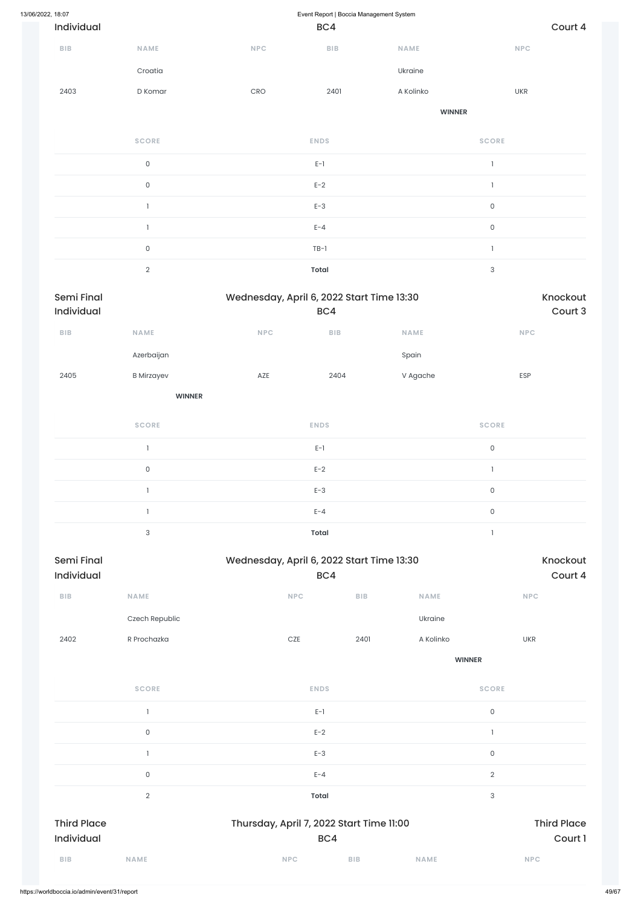Individual | BC4 | Court 4

| BIB | NAME | NPC | BIB | NAME | NPC |
|---|---|---|---|---|---|
| | Croatia | | | Ukraine | |
| 2403 | D Komar | CRO | 2401 | A Kolinko | UKR |
| | | | | **WINNER** | |

| SCORE | ENDS | SCORE |
|---|---|---|
| 0 | E-1 | 1 |
| 0 | E-2 | 1 |
| 1 | E-3 | 0 |
| 1 | E-4 | 0 |
| 0 | TB-1 | 1 |
| 2 | **Total** | 3 |

Semi Final | Wednesday, April 6, 2022 Start Time 13:30 | Knockout
Individual | BC4 | Court 3

| BIB | NAME | NPC | BIB | NAME | NPC |
|---|---|---|---|---|---|
| | Azerbaijan | | | Spain | |
| 2405 | B Mirzayev | AZE | 2404 | V Agache | ESP |
| | **WINNER** | | | | |

| SCORE | ENDS | SCORE |
|---|---|---|
| 1 | E-1 | 0 |
| 0 | E-2 | 1 |
| 1 | E-3 | 0 |
| 1 | E-4 | 0 |
| 3 | **Total** | 1 |

Semi Final | Wednesday, April 6, 2022 Start Time 13:30 | Knockout
Individual | BC4 | Court 4

| BIB | NAME | NPC | BIB | NAME | NPC |
|---|---|---|---|---|---|
| | Czech Republic | | | Ukraine | |
| 2402 | R Prochazka | CZE | 2401 | A Kolinko | UKR |
| | | | | **WINNER** | |

| SCORE | ENDS | SCORE |
|---|---|---|
| 1 | E-1 | 0 |
| 0 | E-2 | 1 |
| 1 | E-3 | 0 |
| 0 | E-4 | 2 |
| 2 | **Total** | 3 |

Third Place | Thursday, April 7, 2022 Start Time 11:00 | Third Place
Individual | BC4 | Court 1

| BIB | NAME | NPC | BIB | NAME | NPC |
|---|---|---|---|---|---|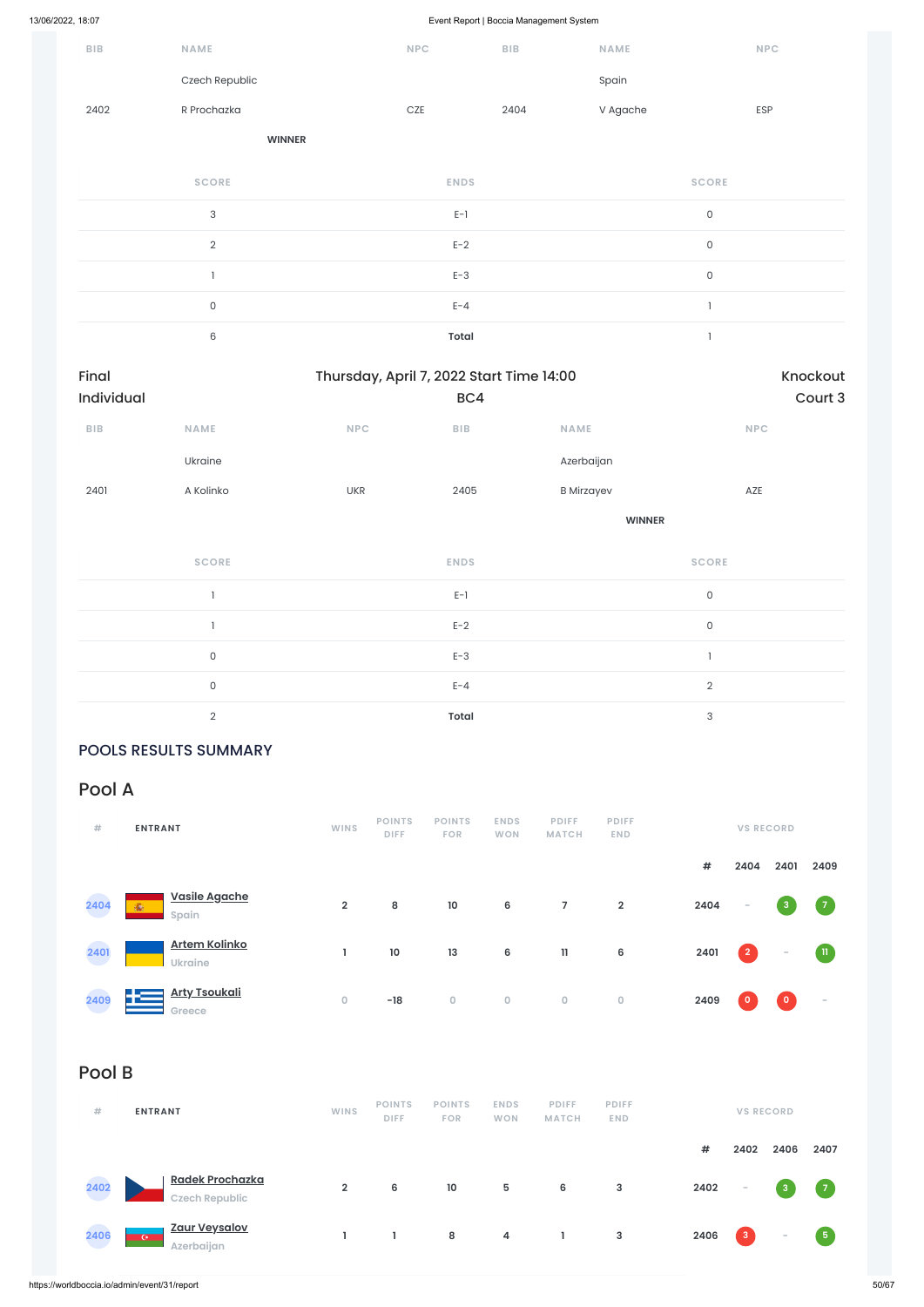| BIB | NAME | NPC | BIB | NAME | NPC |
|---|---|---|---|---|---|
| | Czech Republic | | | Spain | |
| 2402 | R Prochazka | CZE | 2404 | V Agache | ESP |
| | WINNER | | | | |

| SCORE | ENDS | SCORE |
|---|---|---|
| 3 | E-1 | 0 |
| 2 | E-2 | 0 |
| 1 | E-3 | 0 |
| 0 | E-4 | 1 |
| 6 | **Total** | 1 |

Final Individual — Thursday, April 7, 2022 Start Time 14:00 — BC4 — Knockout Court 3

| BIB | NAME | NPC | BIB | NAME | NPC |
|---|---|---|---|---|---|
| | Ukraine | | | Azerbaijan | |
| 2401 | A Kolinko | UKR | 2405 | B Mirzayev | AZE |
| | | | | WINNER | |

| SCORE | ENDS | SCORE |
|---|---|---|
| 1 | E-1 | 0 |
| 1 | E-2 | 0 |
| 0 | E-3 | 1 |
| 0 | E-4 | 2 |
| 2 | **Total** | 3 |

## POOLS RESULTS SUMMARY

## Pool A

| # | ENTRANT | WINS | POINTS DIFF | POINTS FOR | ENDS WON | PDIFF MATCH | PDIFF END | # | 2404 | 2401 | 2409 |
|---|---|---|---|---|---|---|---|---|---|---|---|
| 2404 | **Vasile Agache** Spain | 2 | 8 | 10 | 6 | 7 | 2 | 2404 | - | 3 | 7 |
| 2401 | **Artem Kolinko** Ukraine | 1 | 10 | 13 | 6 | 11 | 6 | 2401 | 2 | - | 11 |
| 2409 | **Arty Tsoukali** Greece | 0 | -18 | 0 | 0 | 0 | 0 | 2409 | 0 | 0 | - |

## Pool B

| # | ENTRANT | WINS | POINTS DIFF | POINTS FOR | ENDS WON | PDIFF MATCH | PDIFF END | # | 2402 | 2406 | 2407 |
|---|---|---|---|---|---|---|---|---|---|---|---|
| 2402 | **Radek Prochazka** Czech Republic | 2 | 6 | 10 | 5 | 6 | 3 | 2402 | - | 3 | 7 |
| 2406 | **Zaur Veysalov** Azerbaijan | 1 | 1 | 8 | 4 | 1 | 3 | 2406 | 3 | - | 5 |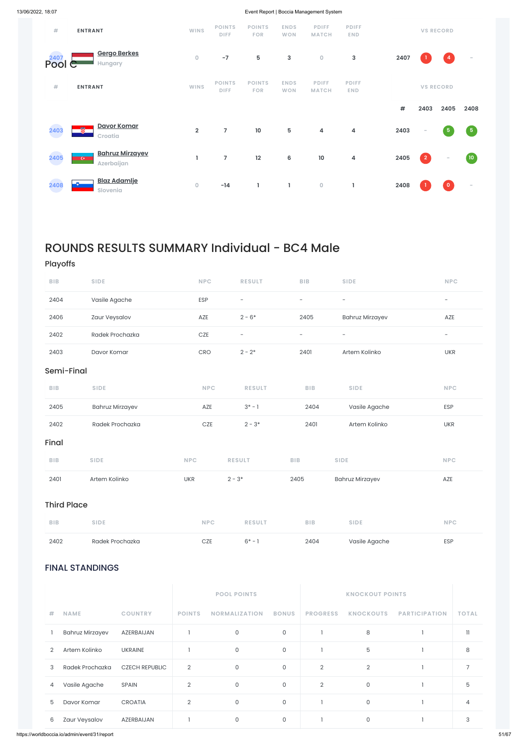| # | ENTRANT | WINS | POINTS DIFF | POINTS FOR | ENDS WON | PDIFF MATCH | PDIFF END | VS RECORD | | | |
|---|---|---|---|---|---|---|---|---|---|---|---|
| 2407 | Gergo Berkes<br>Hungary | 0 | -7 | 5 | 3 | 0 | 3 | 2407 | 1 | 4 | - |

## Pool C

| # | ENTRANT | WINS | POINTS DIFF | POINTS FOR | ENDS WON | PDIFF MATCH | PDIFF END | VS RECORD | | | |
|---|---|---|---|---|---|---|---|---|---|---|---|
| | | | | | | | | # | 2403 | 2405 | 2408 |
| 2403 | Davor Komar<br>Croatia | 2 | 7 | 10 | 5 | 4 | 4 | 2403 | - | 5 | 5 |
| 2405 | Bahruz Mirzayev<br>Azerbaijan | 1 | 7 | 12 | 6 | 10 | 4 | 2405 | 2 | - | 10 |
| 2408 | Blaz Adamlje<br>Slovenia | 0 | -14 | 1 | 1 | 0 | 1 | 2408 | 1 | 0 | - |

# ROUNDS RESULTS SUMMARY Individual - BC4 Male

## Playoffs

| BIB | SIDE | NPC | RESULT | BIB | SIDE | NPC |
|---|---|---|---|---|---|---|
| 2404 | Vasile Agache | ESP | - | - | - | - |
| 2406 | Zaur Veysalov | AZE | 2 - 6* | 2405 | Bahruz Mirzayev | AZE |
| 2402 | Radek Prochazka | CZE | - | - | - | - |
| 2403 | Davor Komar | CRO | 2 - 2* | 2401 | Artem Kolinko | UKR |

## Semi-Final

| BIB | SIDE | NPC | RESULT | BIB | SIDE | NPC |
|---|---|---|---|---|---|---|
| 2405 | Bahruz Mirzayev | AZE | 3* - 1 | 2404 | Vasile Agache | ESP |
| 2402 | Radek Prochazka | CZE | 2 - 3* | 2401 | Artem Kolinko | UKR |

## Final

| BIB | SIDE | NPC | RESULT | BIB | SIDE | NPC |
|---|---|---|---|---|---|---|
| 2401 | Artem Kolinko | UKR | 2 - 3* | 2405 | Bahruz Mirzayev | AZE |

## Third Place

| BIB | SIDE | NPC | RESULT | BIB | SIDE | NPC |
|---|---|---|---|---|---|---|
| 2402 | Radek Prochazka | CZE | 6* - 1 | 2404 | Vasile Agache | ESP |

## FINAL STANDINGS

| | | | POOL POINTS | | | KNOCKOUT POINTS | | | |
|---|---|---|---|---|---|---|---|---|---|
| # | NAME | COUNTRY | POINTS | NORMALIZATION | BONUS | PROGRESS | KNOCKOUTS | PARTICIPATION | TOTAL |
| 1 | Bahruz Mirzayev | AZERBAIJAN | 1 | 0 | 0 | 1 | 8 | 1 | 11 |
| 2 | Artem Kolinko | UKRAINE | 1 | 0 | 0 | 1 | 5 | 1 | 8 |
| 3 | Radek Prochazka | CZECH REPUBLIC | 2 | 0 | 0 | 2 | 2 | 1 | 7 |
| 4 | Vasile Agache | SPAIN | 2 | 0 | 0 | 2 | 0 | 1 | 5 |
| 5 | Davor Komar | CROATIA | 2 | 0 | 0 | 1 | 0 | 1 | 4 |
| 6 | Zaur Veysalov | AZERBAIJAN | 1 | 0 | 0 | 1 | 0 | 1 | 3 |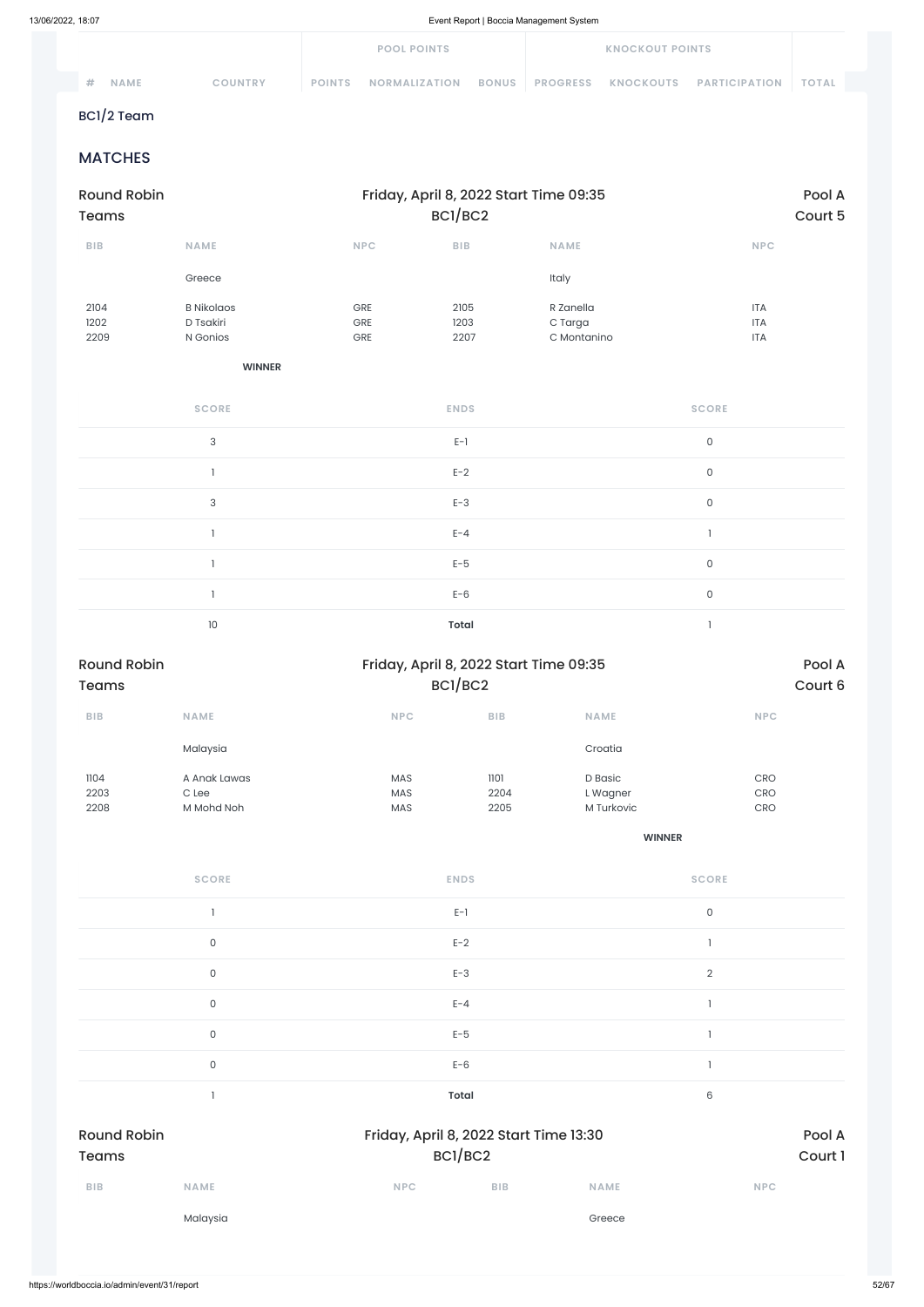| # | NAME | COUNTRY | POOL POINTS | | | KNOCKOUT POINTS | | | TOTAL |
|---|---|---|---|---|---|---|---|---|---|
| | | | POINTS | NORMALIZATION | BONUS | PROGRESS | KNOCKOUTS | PARTICIPATION | |

BC1/2 Team

## MATCHES

### Round Robin Teams — Friday, April 8, 2022 Start Time 09:35 — BC1/BC2 — Pool A, Court 5

| BIB | NAME | NPC | BIB | NAME | NPC |
|---|---|---|---|---|---|
| | Greece | | | Italy | |
| 2104 | B Nikolaos | GRE | 2105 | R Zanella | ITA |
| 1202 | D Tsakiri | GRE | 1203 | C Targa | ITA |
| 2209 | N Gonios | GRE | 2207 | C Montanino | ITA |
| | **WINNER** | | | | |

| SCORE | ENDS | SCORE |
|---|---|---|
| 3 | E-1 | 0 |
| 1 | E-2 | 0 |
| 3 | E-3 | 0 |
| 1 | E-4 | 1 |
| 1 | E-5 | 0 |
| 1 | E-6 | 0 |
| 10 | **Total** | 1 |

### Round Robin Teams — Friday, April 8, 2022 Start Time 09:35 — BC1/BC2 — Pool A, Court 6

| BIB | NAME | NPC | BIB | NAME | NPC |
|---|---|---|---|---|---|
| | Malaysia | | | Croatia | |
| 1104 | A Anak Lawas | MAS | 1101 | D Basic | CRO |
| 2203 | C Lee | MAS | 2204 | L Wagner | CRO |
| 2208 | M Mohd Noh | MAS | 2205 | M Turkovic | CRO |
| | | | | **WINNER** | |

| SCORE | ENDS | SCORE |
|---|---|---|
| 1 | E-1 | 0 |
| 0 | E-2 | 1 |
| 0 | E-3 | 2 |
| 0 | E-4 | 1 |
| 0 | E-5 | 1 |
| 0 | E-6 | 1 |
| 1 | **Total** | 6 |

### Round Robin Teams — Friday, April 8, 2022 Start Time 13:30 — BC1/BC2 — Pool A, Court 1

| BIB | NAME | NPC | BIB | NAME | NPC |
|---|---|---|---|---|---|
| | Malaysia | | | Greece | |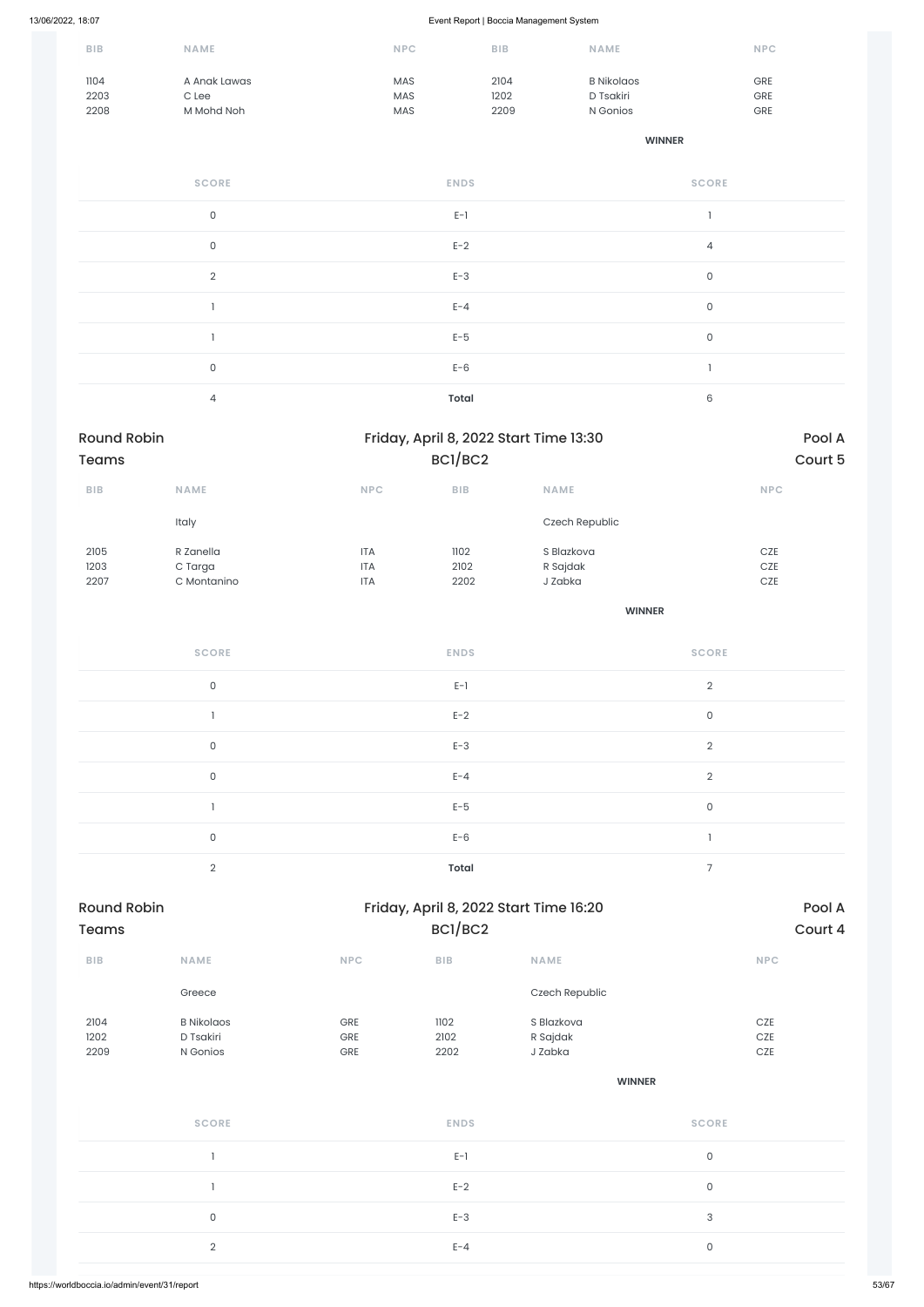| BIB | NAME | NPC | BIB | NAME | NPC |
|---|---|---|---|---|---|
| 1104 | A Anak Lawas | MAS | 2104 | B Nikolaos | GRE |
| 2203 | C Lee | MAS | 1202 | D Tsakiri | GRE |
| 2208 | M Mohd Noh | MAS | 2209 | N Gonios | GRE |

**WINNER**

| SCORE | ENDS | SCORE |
|---|---|---|
| 0 | E-1 | 1 |
| 0 | E-2 | 4 |
| 2 | E-3 | 0 |
| 1 | E-4 | 0 |
| 1 | E-5 | 0 |
| 0 | E-6 | 1 |
| 4 | Total | 6 |

## Round Robin Teams — Friday, April 8, 2022 Start Time 13:30 — BC1/BC2 — Pool A — Court 5

| BIB | NAME | NPC | BIB | NAME | NPC |
|---|---|---|---|---|---|
| | Italy | | | Czech Republic | |
| 2105 | R Zanella | ITA | 1102 | S Blazkova | CZE |
| 1203 | C Targa | ITA | 2102 | R Sajdak | CZE |
| 2207 | C Montanino | ITA | 2202 | J Zabka | CZE |

**WINNER**

| SCORE | ENDS | SCORE |
|---|---|---|
| 0 | E-1 | 2 |
| 1 | E-2 | 0 |
| 0 | E-3 | 2 |
| 0 | E-4 | 2 |
| 1 | E-5 | 0 |
| 0 | E-6 | 1 |
| 2 | Total | 7 |

## Round Robin Teams — Friday, April 8, 2022 Start Time 16:20 — BC1/BC2 — Pool A — Court 4

| BIB | NAME | NPC | BIB | NAME | NPC |
|---|---|---|---|---|---|
| | Greece | | | Czech Republic | |
| 2104 | B Nikolaos | GRE | 1102 | S Blazkova | CZE |
| 1202 | D Tsakiri | GRE | 2102 | R Sajdak | CZE |
| 2209 | N Gonios | GRE | 2202 | J Zabka | CZE |

**WINNER**

| SCORE | ENDS | SCORE |
|---|---|---|
| 1 | E-1 | 0 |
| 1 | E-2 | 0 |
| 0 | E-3 | 3 |
| 2 | E-4 | 0 |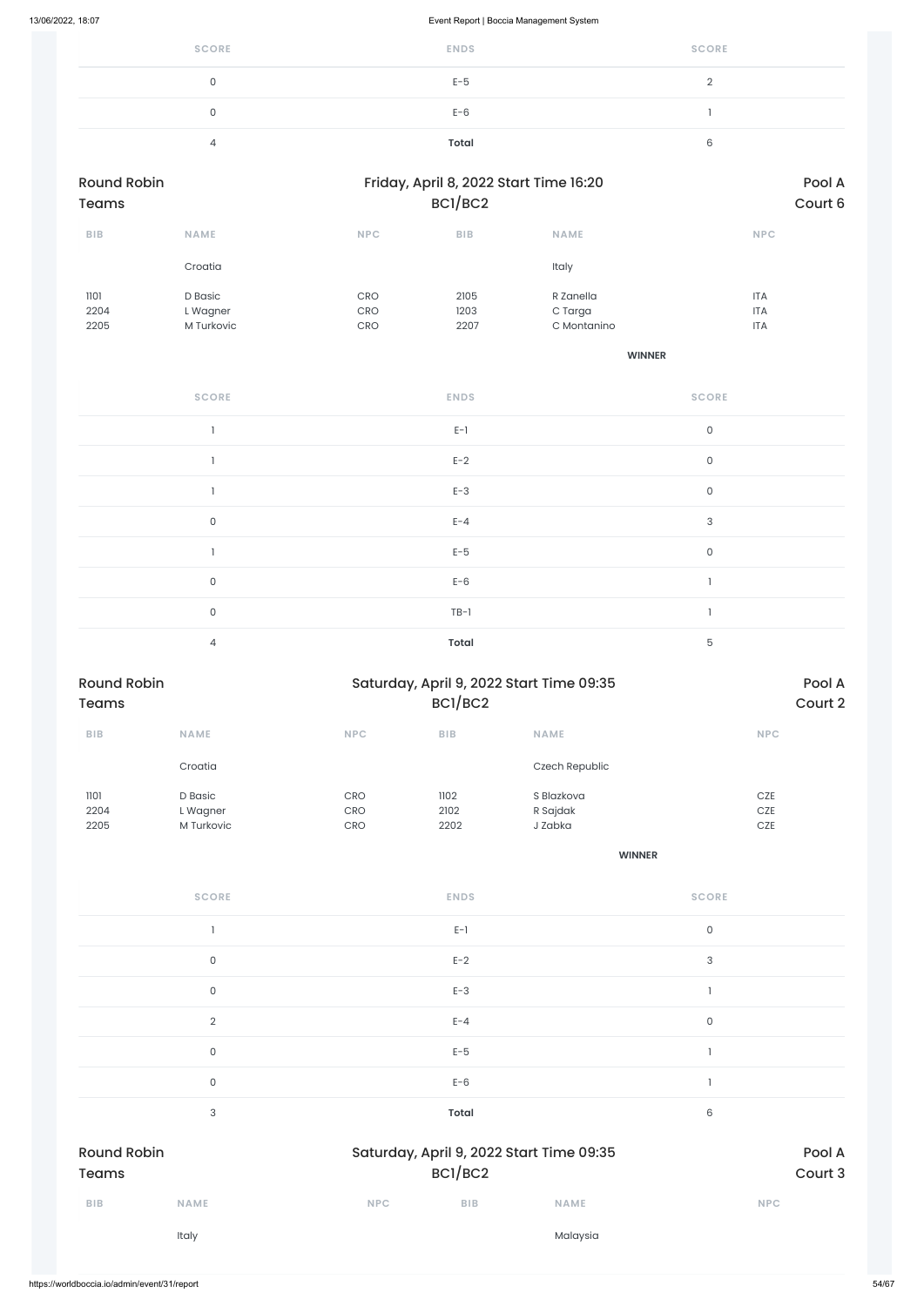| SCORE | ENDS | SCORE |
|---|---|---|
| 0 | E-5 | 2 |
| 0 | E-6 | 1 |
| 4 | **Total** | 6 |

**Round Robin Teams** | Friday, April 8, 2022 Start Time 16:20 BC1/BC2 | Pool A Court 6

| BIB | NAME | NPC | BIB | NAME | NPC |
|---|---|---|---|---|---|
| | Croatia | | | Italy | |
| 1101 | D Basic | CRO | 2105 | R Zanella | ITA |
| 2204 | L Wagner | CRO | 1203 | C Targa | ITA |
| 2205 | M Turkovic | CRO | 2207 | C Montanino | ITA |
| | | | | **WINNER** | |

| SCORE | ENDS | SCORE |
|---|---|---|
| 1 | E-1 | 0 |
| 1 | E-2 | 0 |
| 1 | E-3 | 0 |
| 0 | E-4 | 3 |
| 1 | E-5 | 0 |
| 0 | E-6 | 1 |
| 0 | TB-1 | 1 |
| 4 | **Total** | 5 |

**Round Robin Teams** | Saturday, April 9, 2022 Start Time 09:35 BC1/BC2 | Pool A Court 2

| BIB | NAME | NPC | BIB | NAME | NPC |
|---|---|---|---|---|---|
| | Croatia | | | Czech Republic | |
| 1101 | D Basic | CRO | 1102 | S Blazkova | CZE |
| 2204 | L Wagner | CRO | 2102 | R Sajdak | CZE |
| 2205 | M Turkovic | CRO | 2202 | J Zabka | CZE |
| | | | | **WINNER** | |

| SCORE | ENDS | SCORE |
|---|---|---|
| 1 | E-1 | 0 |
| 0 | E-2 | 3 |
| 0 | E-3 | 1 |
| 2 | E-4 | 0 |
| 0 | E-5 | 1 |
| 0 | E-6 | 1 |
| 3 | **Total** | 6 |

**Round Robin Teams** | Saturday, April 9, 2022 Start Time 09:35 BC1/BC2 | Pool A Court 3

| BIB | NAME | NPC | BIB | NAME | NPC |
|---|---|---|---|---|---|
| | Italy | | | Malaysia | |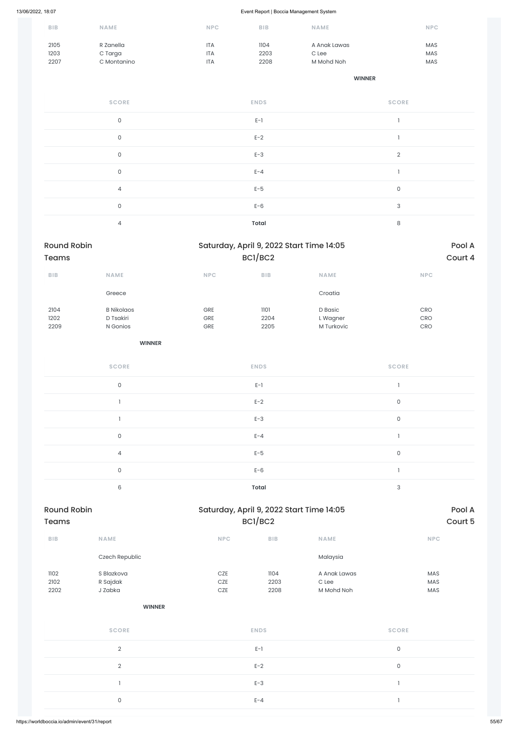| BIB | NAME | NPC | BIB | NAME | NPC |
|---|---|---|---|---|---|
| 2105 | R Zanella | ITA | 1104 | A Anak Lawas | MAS |
| 1203 | C Targa | ITA | 2203 | C Lee | MAS |
| 2207 | C Montanino | ITA | 2208 | M Mohd Noh | MAS |

**WINNER**

| SCORE | ENDS | SCORE |
|---|---|---|
| 0 | E-1 | 1 |
| 0 | E-2 | 1 |
| 0 | E-3 | 2 |
| 0 | E-4 | 1 |
| 4 | E-5 | 0 |
| 0 | E-6 | 3 |
| 4 | **Total** | 8 |

## Round Robin Teams

Saturday, April 9, 2022 Start Time 14:05 BC1/BC2

Pool A Court 4

| BIB | NAME | NPC | BIB | NAME | NPC |
|---|---|---|---|---|---|
| | Greece | | | Croatia | |
| 2104 | B Nikolaos | GRE | 1101 | D Basic | CRO |
| 1202 | D Tsakiri | GRE | 2204 | L Wagner | CRO |
| 2209 | N Gonios | GRE | 2205 | M Turkovic | CRO |

**WINNER**

| SCORE | ENDS | SCORE |
|---|---|---|
| 0 | E-1 | 1 |
| 1 | E-2 | 0 |
| 1 | E-3 | 0 |
| 0 | E-4 | 1 |
| 4 | E-5 | 0 |
| 0 | E-6 | 1 |
| 6 | **Total** | 3 |

## Round Robin Teams

Saturday, April 9, 2022 Start Time 14:05 BC1/BC2

Pool A Court 5

| BIB | NAME | NPC | BIB | NAME | NPC |
|---|---|---|---|---|---|
| | Czech Republic | | | Malaysia | |
| 1102 | S Blazkova | CZE | 1104 | A Anak Lawas | MAS |
| 2102 | R Sajdak | CZE | 2203 | C Lee | MAS |
| 2202 | J Zabka | CZE | 2208 | M Mohd Noh | MAS |

**WINNER**

| SCORE | ENDS | SCORE |
|---|---|---|
| 2 | E-1 | 0 |
| 2 | E-2 | 0 |
| 1 | E-3 | 1 |
| 0 | E-4 | 1 |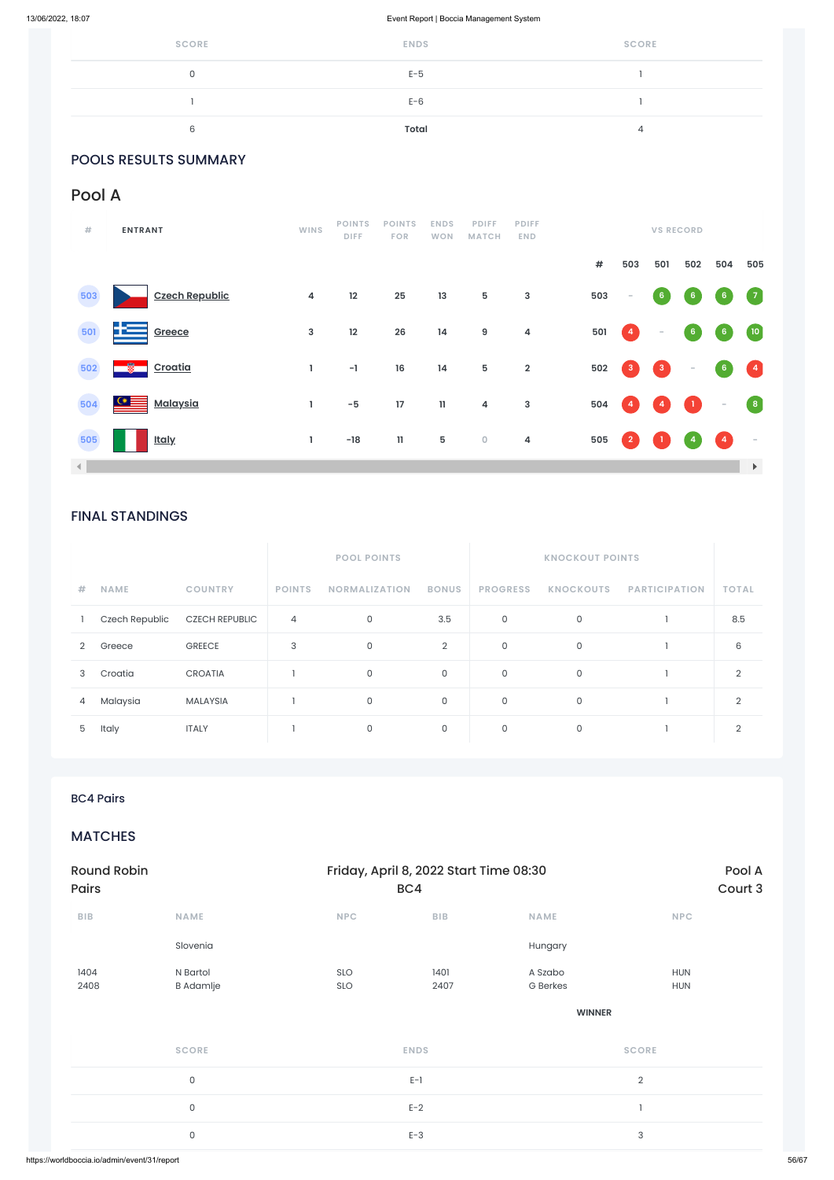| SCORE | ENDS | SCORE |
|---|---|---|
| 0 | E-5 | 1 |
| 1 | E-6 | 1 |
| 6 | **Total** | 4 |

## POOLS RESULTS SUMMARY

## Pool A

| # | ENTRANT | WINS | POINTS DIFF | POINTS FOR | ENDS WON | PDIFF MATCH | PDIFF END | # | 503 | 501 | 502 | 504 | 505 |
|---|---|---|---|---|---|---|---|---|---|---|---|---|---|
| 503 | Czech Republic | 4 | 12 | 25 | 13 | 5 | 3 | 503 | - | 6 | 6 | 6 | 7 |
| 501 | Greece | 3 | 12 | 26 | 14 | 9 | 4 | 501 | 4 | - | 6 | 6 | 10 |
| 502 | Croatia | 1 | -1 | 16 | 14 | 5 | 2 | 502 | 3 | 3 | - | 6 | 4 |
| 504 | Malaysia | 1 | -5 | 17 | 11 | 4 | 3 | 504 | 4 | 4 | 1 | - | 8 |
| 505 | Italy | 1 | -18 | 11 | 5 | 0 | 4 | 505 | 2 | 1 | 4 | 4 | - |

## FINAL STANDINGS

| | | | POOL POINTS | | | KNOCKOUT POINTS | | | |
|---|---|---|---|---|---|---|---|---|---|
| # | NAME | COUNTRY | POINTS | NORMALIZATION | BONUS | PROGRESS | KNOCKOUTS | PARTICIPATION | TOTAL |
| 1 | Czech Republic | CZECH REPUBLIC | 4 | 0 | 3.5 | 0 | 0 | 1 | 8.5 |
| 2 | Greece | GREECE | 3 | 0 | 2 | 0 | 0 | 1 | 6 |
| 3 | Croatia | CROATIA | 1 | 0 | 0 | 0 | 0 | 1 | 2 |
| 4 | Malaysia | MALAYSIA | 1 | 0 | 0 | 0 | 0 | 1 | 2 |
| 5 | Italy | ITALY | 1 | 0 | 0 | 0 | 0 | 1 | 2 |

### BC4 Pairs

## MATCHES

Round Robin Pairs | Friday, April 8, 2022 Start Time 08:30 BC4 | Pool A Court 3

| BIB | NAME | NPC | BIB | NAME | NPC |
|---|---|---|---|---|---|
| | Slovenia | | | Hungary | |
| 1404<br>2408 | N Bartol<br>B Adamlje | SLO<br>SLO | 1401<br>2407 | A Szabo<br>G Berkes | HUN<br>HUN |
| | | | | **WINNER** | |

| SCORE | ENDS | SCORE |
|---|---|---|
| 0 | E-1 | 2 |
| 0 | E-2 | 1 |
| 0 | E-3 | 3 |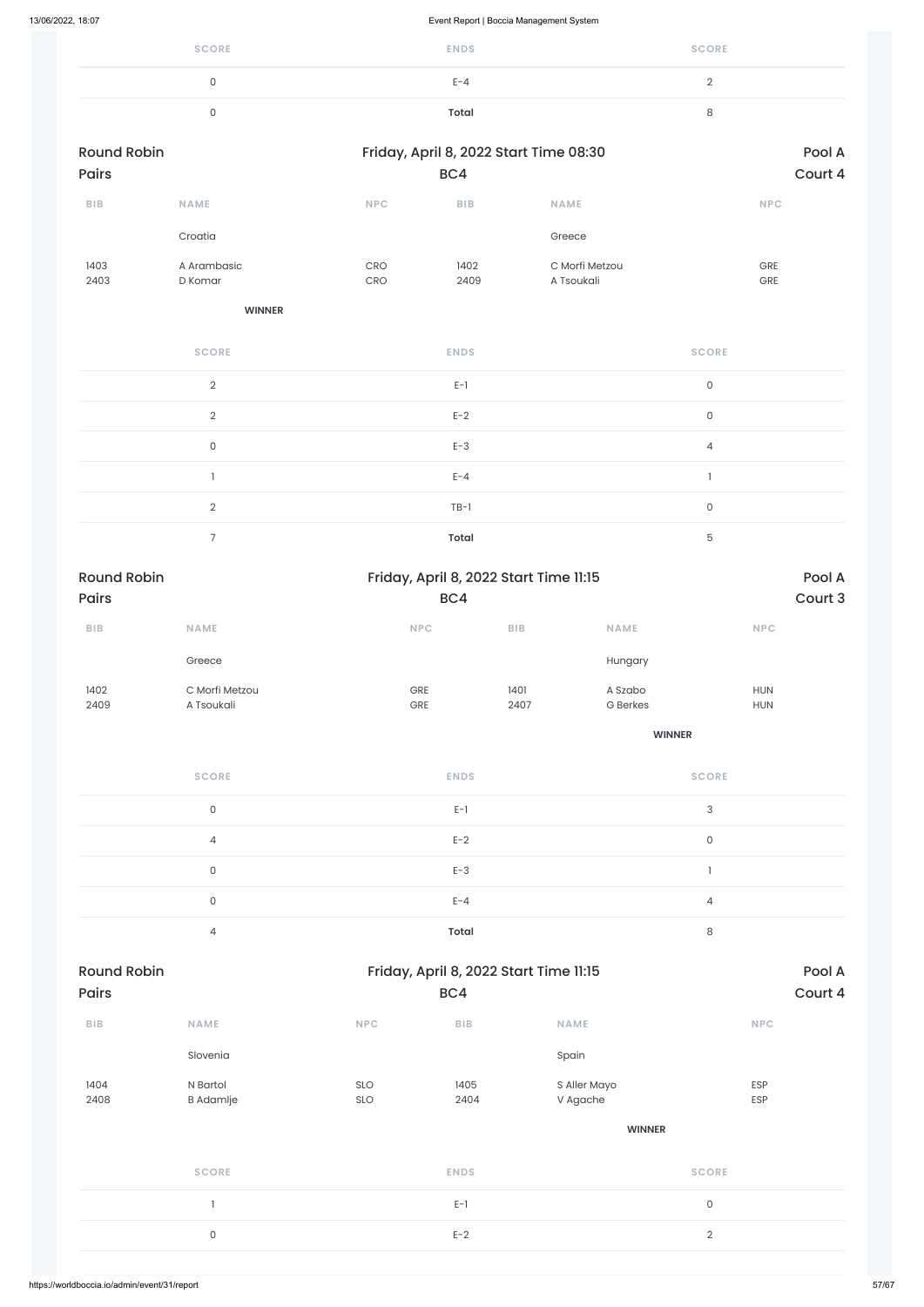| SCORE | ENDS | SCORE |
|---|---|---|
| 0 | E-4 | 2 |
| 0 | **Total** | 8 |

**Round Robin Pairs** — Friday, April 8, 2022 Start Time 08:30 — BC4 — Pool A Court 4

| BIB | NAME | NPC | BIB | NAME | NPC |
|---|---|---|---|---|---|
| | Croatia | | | Greece | |
| 1403<br>2403 | A Arambasic<br>D Komar | CRO<br>CRO | 1402<br>2409 | C Morfi Metzou<br>A Tsoukali | GRE<br>GRE |
| | **WINNER** | | | | |

| SCORE | ENDS | SCORE |
|---|---|---|
| 2 | E-1 | 0 |
| 2 | E-2 | 0 |
| 0 | E-3 | 4 |
| 1 | E-4 | 1 |
| 2 | TB-1 | 0 |
| 7 | **Total** | 5 |

**Round Robin Pairs** — Friday, April 8, 2022 Start Time 11:15 — BC4 — Pool A Court 3

| BIB | NAME | NPC | BIB | NAME | NPC |
|---|---|---|---|---|---|
| | Greece | | | Hungary | |
| 1402<br>2409 | C Morfi Metzou<br>A Tsoukali | GRE<br>GRE | 1401<br>2407 | A Szabo<br>G Berkes | HUN<br>HUN |
| | | | | **WINNER** | |

| SCORE | ENDS | SCORE |
|---|---|---|
| 0 | E-1 | 3 |
| 4 | E-2 | 0 |
| 0 | E-3 | 1 |
| 0 | E-4 | 4 |
| 4 | **Total** | 8 |

**Round Robin Pairs** — Friday, April 8, 2022 Start Time 11:15 — BC4 — Pool A Court 4

| BIB | NAME | NPC | BIB | NAME | NPC |
|---|---|---|---|---|---|
| | Slovenia | | | Spain | |
| 1404<br>2408 | N Bartol<br>B Adamlje | SLO<br>SLO | 1405<br>2404 | S Aller Mayo<br>V Agache | ESP<br>ESP |
| | | | | **WINNER** | |

| SCORE | ENDS | SCORE |
|---|---|---|
| 1 | E-1 | 0 |
| 0 | E-2 | 2 |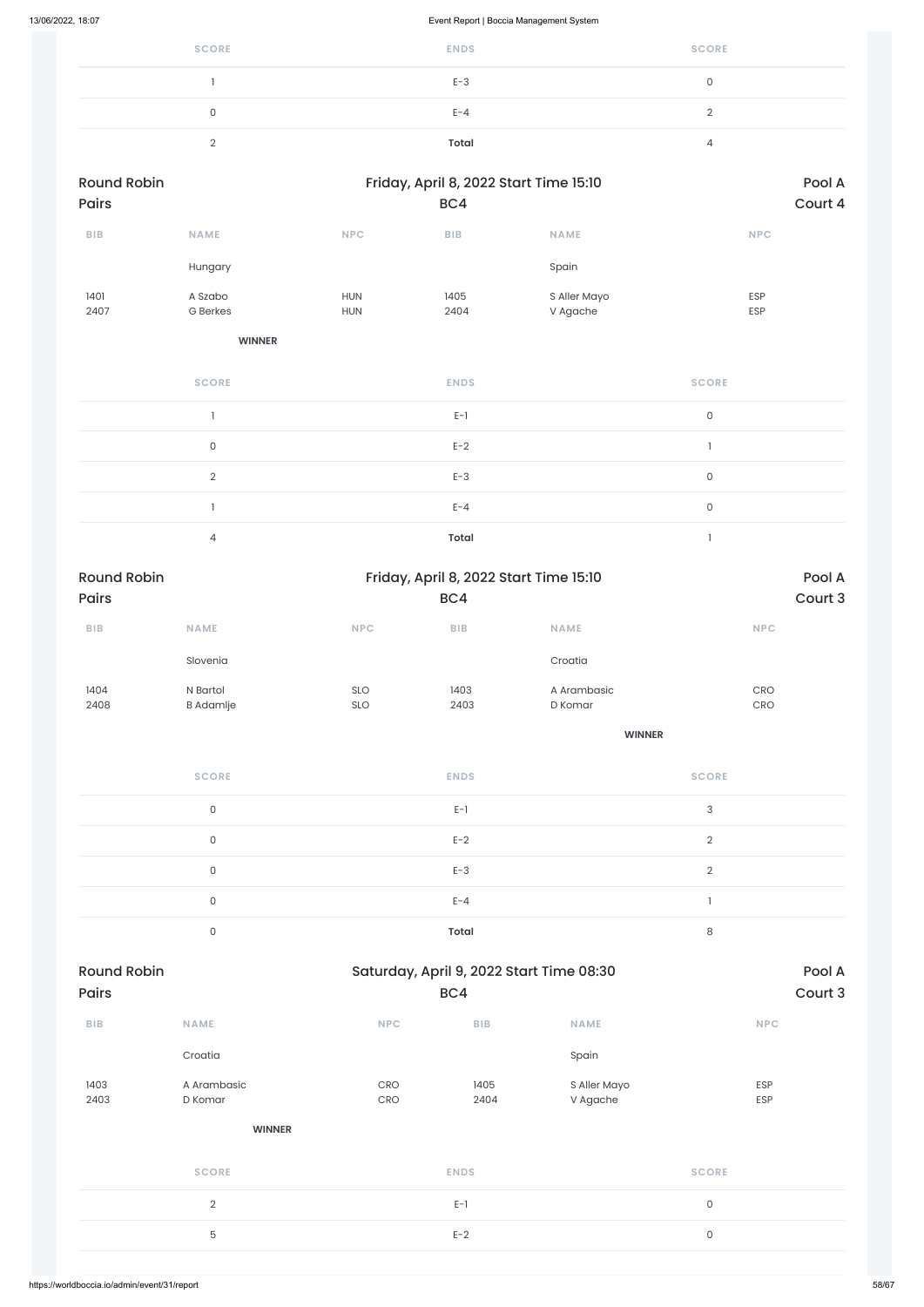| SCORE | ENDS | SCORE |
|---|---|---|
| 1 | E-3 | 0 |
| 0 | E-4 | 2 |
| 2 | **Total** | 4 |

**Round Robin Pairs** — Friday, April 8, 2022 Start Time 15:10 — BC4 — Pool A Court 4

| BIB | NAME | NPC | BIB | NAME | NPC |
|---|---|---|---|---|---|
| | Hungary | | | Spain | |
| 1401<br>2407 | A Szabo<br>G Berkes | HUN<br>HUN | 1405<br>2404 | S Aller Mayo<br>V Agache | ESP<br>ESP |
| | **WINNER** | | | | |

| SCORE | ENDS | SCORE |
|---|---|---|
| 1 | E-1 | 0 |
| 0 | E-2 | 1 |
| 2 | E-3 | 0 |
| 1 | E-4 | 0 |
| 4 | **Total** | 1 |

**Round Robin Pairs** — Friday, April 8, 2022 Start Time 15:10 — BC4 — Pool A Court 3

| BIB | NAME | NPC | BIB | NAME | NPC |
|---|---|---|---|---|---|
| | Slovenia | | | Croatia | |
| 1404<br>2408 | N Bartol<br>B Adamlje | SLO<br>SLO | 1403<br>2403 | A Arambasic<br>D Komar | CRO<br>CRO |
| | | | | **WINNER** | |

| SCORE | ENDS | SCORE |
|---|---|---|
| 0 | E-1 | 3 |
| 0 | E-2 | 2 |
| 0 | E-3 | 2 |
| 0 | E-4 | 1 |
| 0 | **Total** | 8 |

**Round Robin Pairs** — Saturday, April 9, 2022 Start Time 08:30 — BC4 — Pool A Court 3

| BIB | NAME | NPC | BIB | NAME | NPC |
|---|---|---|---|---|---|
| | Croatia | | | Spain | |
| 1403<br>2403 | A Arambasic<br>D Komar | CRO<br>CRO | 1405<br>2404 | S Aller Mayo<br>V Agache | ESP<br>ESP |
| | **WINNER** | | | | |

| SCORE | ENDS | SCORE |
|---|---|---|
| 2 | E-1 | 0 |
| 5 | E-2 | 0 |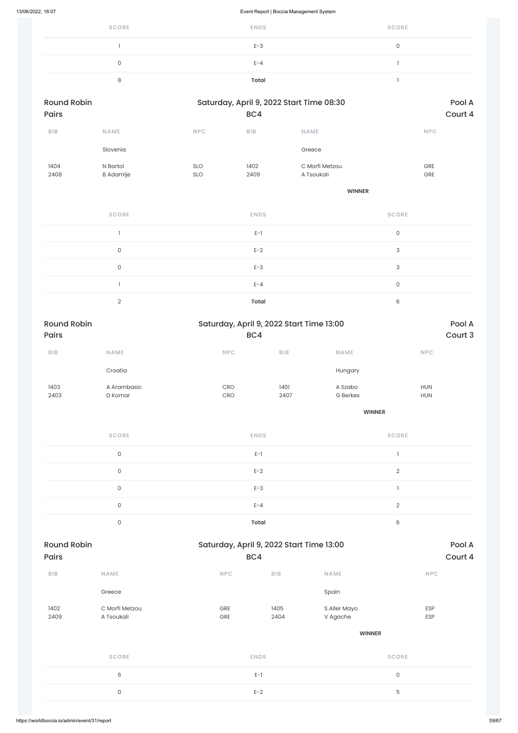| SCORE | ENDS | SCORE |
|---|---|---|
| 1 | E-3 | 0 |
| 0 | E-4 | 1 |
| 8 | **Total** | 1 |

**Round Robin Pairs** — Saturday, April 9, 2022 Start Time 08:30 — BC4 — Pool A Court 4

| BIB | NAME | NPC | BIB | NAME | NPC |
|---|---|---|---|---|---|
| | Slovenia | | | Greece | |
| 1404 | N Bartol | SLO | 1402 | C Morfi Metzou | GRE |
| 2408 | B Adamlje | SLO | 2409 | A Tsoukali | GRE |
| | | | | **WINNER** | |

| SCORE | ENDS | SCORE |
|---|---|---|
| 1 | E-1 | 0 |
| 0 | E-2 | 3 |
| 0 | E-3 | 3 |
| 1 | E-4 | 0 |
| 2 | **Total** | 6 |

**Round Robin Pairs** — Saturday, April 9, 2022 Start Time 13:00 — BC4 — Pool A Court 3

| BIB | NAME | NPC | BIB | NAME | NPC |
|---|---|---|---|---|---|
| | Croatia | | | Hungary | |
| 1403 | A Arambasic | CRO | 1401 | A Szabo | HUN |
| 2403 | D Komar | CRO | 2407 | G Berkes | HUN |
| | | | | **WINNER** | |

| SCORE | ENDS | SCORE |
|---|---|---|
| 0 | E-1 | 1 |
| 0 | E-2 | 2 |
| 0 | E-3 | 1 |
| 0 | E-4 | 2 |
| 0 | **Total** | 6 |

**Round Robin Pairs** — Saturday, April 9, 2022 Start Time 13:00 — BC4 — Pool A Court 4

| BIB | NAME | NPC | BIB | NAME | NPC |
|---|---|---|---|---|---|
| | Greece | | | Spain | |
| 1402 | C Morfi Metzou | GRE | 1405 | S Aller Mayo | ESP |
| 2409 | A Tsoukali | GRE | 2404 | V Agache | ESP |
| | | | | **WINNER** | |

| SCORE | ENDS | SCORE |
|---|---|---|
| 6 | E-1 | 0 |
| 0 | E-2 | 5 |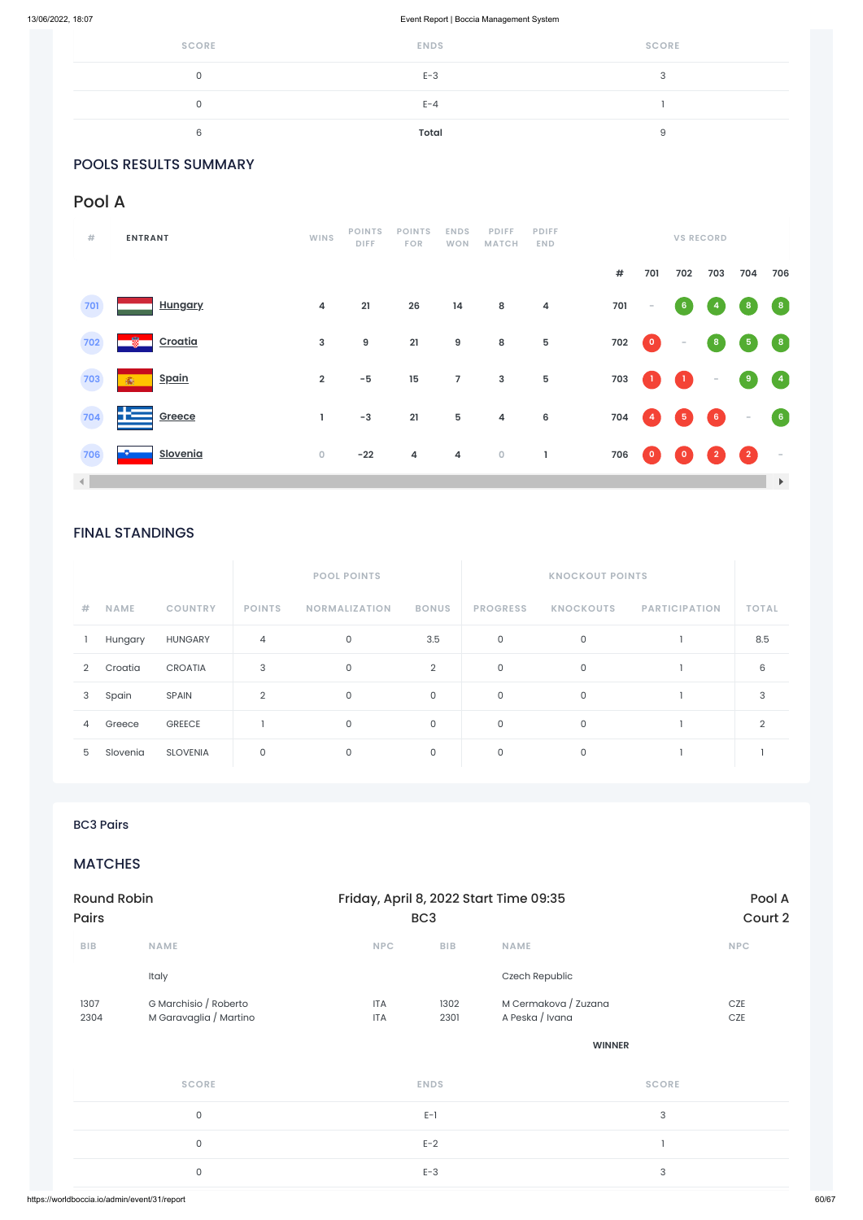| SCORE | ENDS | SCORE |
|---|---|---|
| 0 | E-3 | 3 |
| 0 | E-4 | 1 |
| 6 | **Total** | 9 |

## POOLS RESULTS SUMMARY

## Pool A

| # | ENTRANT | WINS | POINTS DIFF | POINTS FOR | ENDS WON | PDIFF MATCH | PDIFF END | # | 701 | 702 | 703 | 704 | 706 |
|---|---|---|---|---|---|---|---|---|---|---|---|---|---|
| 701 | Hungary | 4 | 21 | 26 | 14 | 8 | 4 | 701 | - | 6 | 4 | 8 | 8 |
| 702 | Croatia | 3 | 9 | 21 | 9 | 8 | 5 | 702 | 0 | - | 8 | 5 | 8 |
| 703 | Spain | 2 | -5 | 15 | 7 | 3 | 5 | 703 | 1 | 1 | - | 9 | 4 |
| 704 | Greece | 1 | -3 | 21 | 5 | 4 | 6 | 704 | 4 | 5 | 6 | - | 6 |
| 706 | Slovenia | 0 | -22 | 4 | 4 | 0 | 1 | 706 | 0 | 0 | 2 | 2 | - |

## FINAL STANDINGS

| | | | POOL POINTS | | | KNOCKOUT POINTS | | | |
|---|---|---|---|---|---|---|---|---|---|
| # | NAME | COUNTRY | POINTS | NORMALIZATION | BONUS | PROGRESS | KNOCKOUTS | PARTICIPATION | TOTAL |
| 1 | Hungary | HUNGARY | 4 | 0 | 3.5 | 0 | 0 | 1 | 8.5 |
| 2 | Croatia | CROATIA | 3 | 0 | 2 | 0 | 0 | 1 | 6 |
| 3 | Spain | SPAIN | 2 | 0 | 0 | 0 | 0 | 1 | 3 |
| 4 | Greece | GREECE | 1 | 0 | 0 | 0 | 0 | 1 | 2 |
| 5 | Slovenia | SLOVENIA | 0 | 0 | 0 | 0 | 0 | 1 | 1 |

### BC3 Pairs

## MATCHES

**Round Robin** | Friday, April 8, 2022 Start Time 09:35 | **Pool A**
**Pairs** | BC3 | **Court 2**

| BIB | NAME | NPC | BIB | NAME | NPC |
|---|---|---|---|---|---|
| | Italy | | | Czech Republic | |
| 1307<br>2304 | G Marchisio / Roberto<br>M Garavaglia / Martino | ITA<br>ITA | 1302<br>2301 | M Cermakova / Zuzana<br>A Peska / Ivana | CZE<br>CZE |
| | | | | WINNER | |

| SCORE | ENDS | SCORE |
|---|---|---|
| 0 | E-1 | 3 |
| 0 | E-2 | 1 |
| 0 | E-3 | 3 |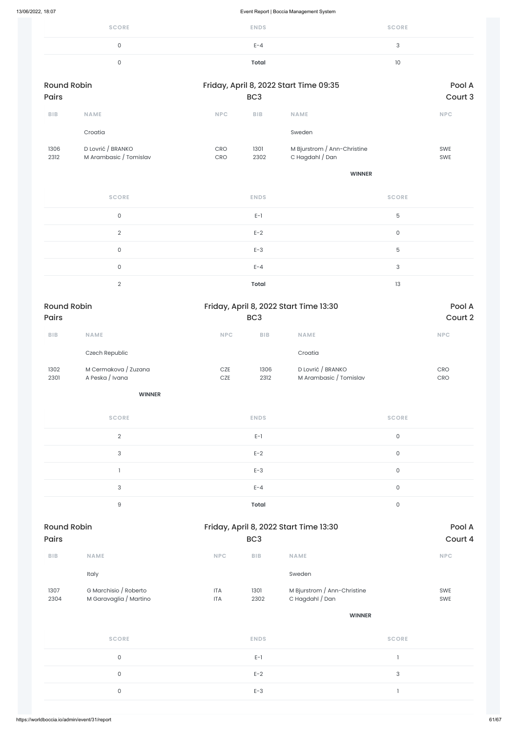| SCORE | ENDS | SCORE |
|---|---|---|
| 0 | E-4 | 3 |
| 0 | **Total** | 10 |

Round Robin Pairs | Friday, April 8, 2022 Start Time 09:35 BC3 | Pool A Court 3

| BIB | NAME | NPC | BIB | NAME | NPC |
|---|---|---|---|---|---|
| | Croatia | | | Sweden | |
| 1306<br>2312 | D Lovrić / BRANKO<br>M Arambasic / Tomislav | CRO<br>CRO | 1301<br>2302 | M Bjurstrom / Ann-Christine<br>C Hagdahl / Dan | SWE<br>SWE |
| | | | | **WINNER** | |

| SCORE | ENDS | SCORE |
|---|---|---|
| 0 | E-1 | 5 |
| 2 | E-2 | 0 |
| 0 | E-3 | 5 |
| 0 | E-4 | 3 |
| 2 | **Total** | 13 |

Round Robin Pairs | Friday, April 8, 2022 Start Time 13:30 BC3 | Pool A Court 2

| BIB | NAME | NPC | BIB | NAME | NPC |
|---|---|---|---|---|---|
| | Czech Republic | | | Croatia | |
| 1302<br>2301 | M Cermakova / Zuzana<br>A Peska / Ivana | CZE<br>CZE | 1306<br>2312 | D Lovrić / BRANKO<br>M Arambasic / Tomislav | CRO<br>CRO |
| | **WINNER** | | | | |

| SCORE | ENDS | SCORE |
|---|---|---|
| 2 | E-1 | 0 |
| 3 | E-2 | 0 |
| 1 | E-3 | 0 |
| 3 | E-4 | 0 |
| 9 | **Total** | 0 |

Round Robin Pairs | Friday, April 8, 2022 Start Time 13:30 BC3 | Pool A Court 4

| BIB | NAME | NPC | BIB | NAME | NPC |
|---|---|---|---|---|---|
| | Italy | | | Sweden | |
| 1307<br>2304 | G Marchisio / Roberto<br>M Garavaglia / Martino | ITA<br>ITA | 1301<br>2302 | M Bjurstrom / Ann-Christine<br>C Hagdahl / Dan | SWE<br>SWE |
| | | | | **WINNER** | |

| SCORE | ENDS | SCORE |
|---|---|---|
| 0 | E-1 | 1 |
| 0 | E-2 | 3 |
| 0 | E-3 | 1 |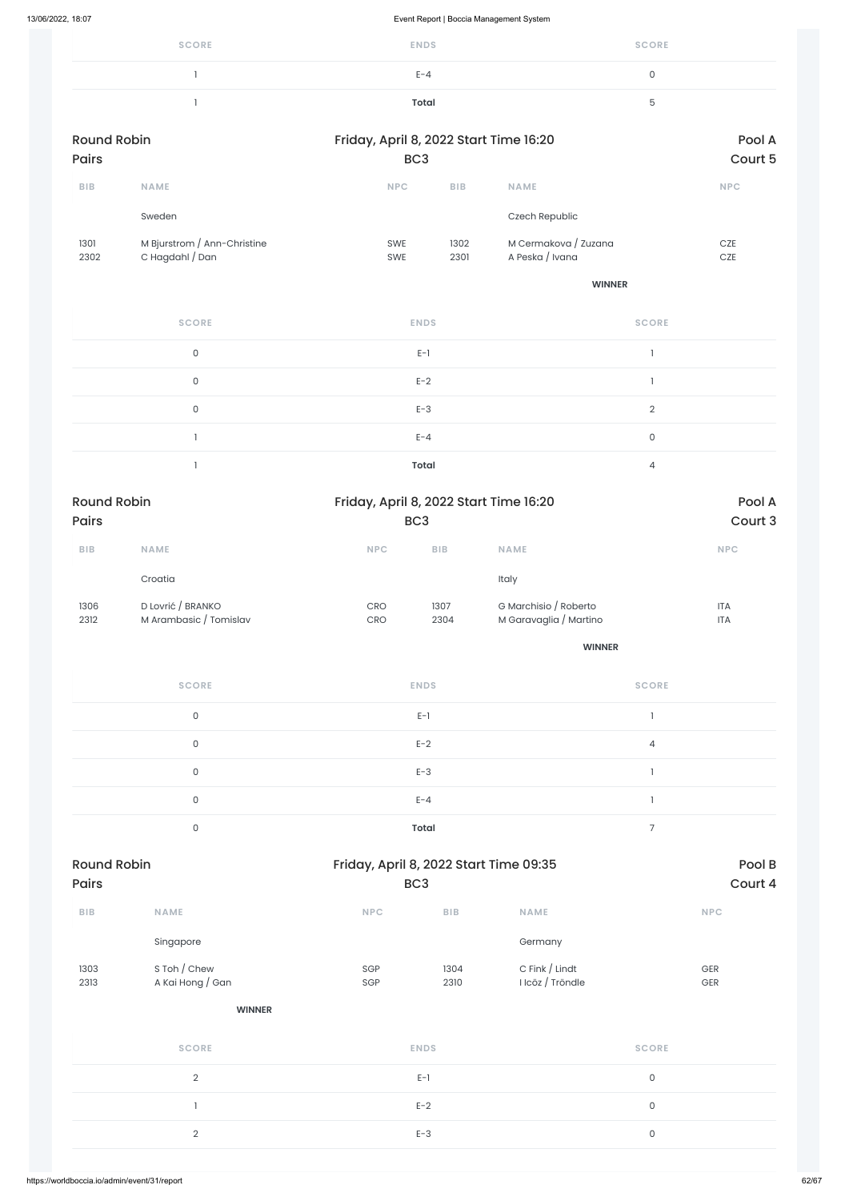| SCORE | ENDS | SCORE |
|---|---|---|
| 1 | E-4 | 0 |
| 1 | **Total** | 5 |

## Round Robin Pairs

Friday, April 8, 2022 Start Time 16:20 — BC3 — Pool A Court 5

| BIB | NAME | NPC | BIB | NAME | NPC |
|---|---|---|---|---|---|
| | Sweden | | | Czech Republic | |
| 1301<br>2302 | M Bjurstrom / Ann-Christine<br>C Hagdahl / Dan | SWE<br>SWE | 1302<br>2301 | M Cermakova / Zuzana<br>A Peska / Ivana | CZE<br>CZE |
| | | | | **WINNER** | |

| SCORE | ENDS | SCORE |
|---|---|---|
| 0 | E-1 | 1 |
| 0 | E-2 | 1 |
| 0 | E-3 | 2 |
| 1 | E-4 | 0 |
| 1 | **Total** | 4 |

## Round Robin Pairs

Friday, April 8, 2022 Start Time 16:20 — BC3 — Pool A Court 3

| BIB | NAME | NPC | BIB | NAME | NPC |
|---|---|---|---|---|---|
| | Croatia | | | Italy | |
| 1306<br>2312 | D Lovrić / BRANKO<br>M Arambasic / Tomislav | CRO<br>CRO | 1307<br>2304 | G Marchisio / Roberto<br>M Garavaglia / Martino | ITA<br>ITA |
| | | | | **WINNER** | |

| SCORE | ENDS | SCORE |
|---|---|---|
| 0 | E-1 | 1 |
| 0 | E-2 | 4 |
| 0 | E-3 | 1 |
| 0 | E-4 | 1 |
| 0 | **Total** | 7 |

## Round Robin Pairs

Friday, April 8, 2022 Start Time 09:35 — BC3 — Pool B Court 4

| BIB | NAME | NPC | BIB | NAME | NPC |
|---|---|---|---|---|---|
| | Singapore | | | Germany | |
| 1303<br>2313 | S Toh / Chew<br>A Kai Hong / Gan | SGP<br>SGP | 1304<br>2310 | C Fink / Lindt<br>I Icöz / Tröndle | GER<br>GER |
| | **WINNER** | | | | |

| SCORE | ENDS | SCORE |
|---|---|---|
| 2 | E-1 | 0 |
| 1 | E-2 | 0 |
| 2 | E-3 | 0 |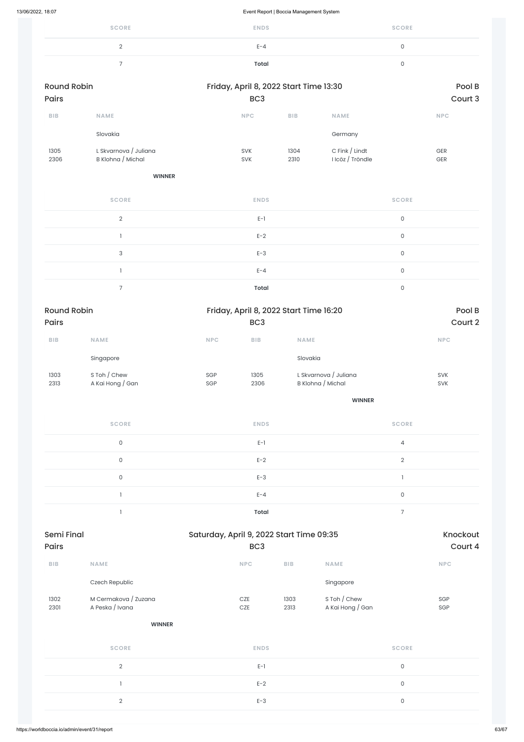| SCORE | ENDS | SCORE |
|---|---|---|
| 2 | E-4 | 0 |
| 7 | **Total** | 0 |

**Round Robin** | **Friday, April 8, 2022 Start Time 13:30** | **Pool B**
**Pairs** | **BC3** | **Court 3**

| BIB | NAME | NPC | BIB | NAME | NPC |
|---|---|---|---|---|---|
| | Slovakia | | | Germany | |
| 1305 | L Skvarnova / Juliana | SVK | 1304 | C Fink / Lindt | GER |
| 2306 | B Klohna / Michal | SVK | 2310 | I Icöz / Tröndle | GER |
| | **WINNER** | | | | |

| SCORE | ENDS | SCORE |
|---|---|---|
| 2 | E-1 | 0 |
| 1 | E-2 | 0 |
| 3 | E-3 | 0 |
| 1 | E-4 | 0 |
| 7 | **Total** | 0 |

**Round Robin** | **Friday, April 8, 2022 Start Time 16:20** | **Pool B**
**Pairs** | **BC3** | **Court 2**

| BIB | NAME | NPC | BIB | NAME | NPC |
|---|---|---|---|---|---|
| | Singapore | | | Slovakia | |
| 1303 | S Toh / Chew | SGP | 1305 | L Skvarnova / Juliana | SVK |
| 2313 | A Kai Hong / Gan | SGP | 2306 | B Klohna / Michal | SVK |
| | | | | **WINNER** | |

| SCORE | ENDS | SCORE |
|---|---|---|
| 0 | E-1 | 4 |
| 0 | E-2 | 2 |
| 0 | E-3 | 1 |
| 1 | E-4 | 0 |
| 1 | **Total** | 7 |

**Semi Final** | **Saturday, April 9, 2022 Start Time 09:35** | **Knockout**
**Pairs** | **BC3** | **Court 4**

| BIB | NAME | NPC | BIB | NAME | NPC |
|---|---|---|---|---|---|
| | Czech Republic | | | Singapore | |
| 1302 | M Cermakova / Zuzana | CZE | 1303 | S Toh / Chew | SGP |
| 2301 | A Peska / Ivana | CZE | 2313 | A Kai Hong / Gan | SGP |
| | **WINNER** | | | | |

| SCORE | ENDS | SCORE |
|---|---|---|
| 2 | E-1 | 0 |
| 1 | E-2 | 0 |
| 2 | E-3 | 0 |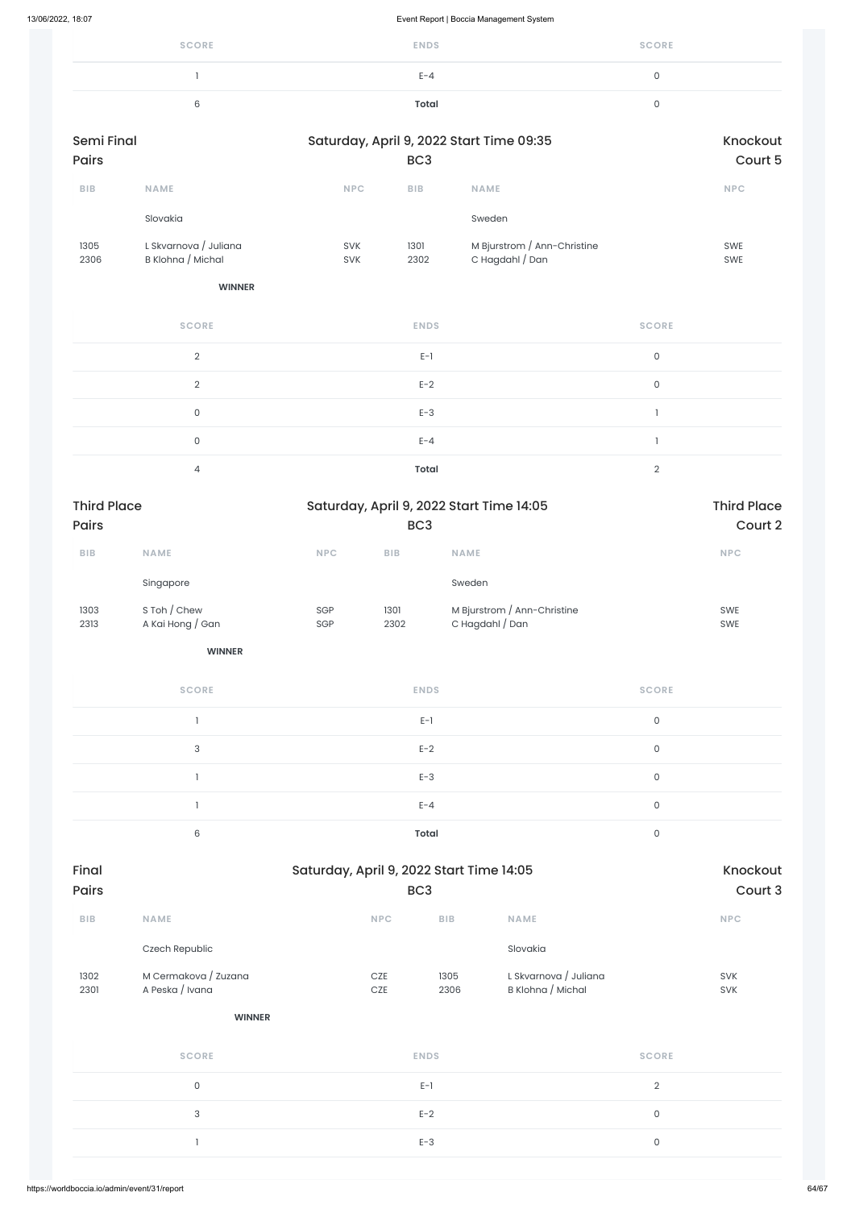| SCORE | ENDS | SCORE |
|---|---|---|
| 1 | E-4 | 0 |
| 6 | **Total** | 0 |

## Semi Final Pairs

Saturday, April 9, 2022 Start Time 09:35 — BC3 — Knockout — Court 5

| BIB | NAME | NPC | BIB | NAME | NPC |
|---|---|---|---|---|---|
| | Slovakia | | | Sweden | |
| 1305 | L Skvarnova / Juliana | SVK | 1301 | M Bjurstrom / Ann-Christine | SWE |
| 2306 | B Klohna / Michal | SVK | 2302 | C Hagdahl / Dan | SWE |
| | **WINNER** | | | | |

| SCORE | ENDS | SCORE |
|---|---|---|
| 2 | E-1 | 0 |
| 2 | E-2 | 0 |
| 0 | E-3 | 1 |
| 0 | E-4 | 1 |
| 4 | **Total** | 2 |

## Third Place Pairs

Saturday, April 9, 2022 Start Time 14:05 — BC3 — Third Place — Court 2

| BIB | NAME | NPC | BIB | NAME | NPC |
|---|---|---|---|---|---|
| | Singapore | | | Sweden | |
| 1303 | S Toh / Chew | SGP | 1301 | M Bjurstrom / Ann-Christine | SWE |
| 2313 | A Kai Hong / Gan | SGP | 2302 | C Hagdahl / Dan | SWE |
| | **WINNER** | | | | |

| SCORE | ENDS | SCORE |
|---|---|---|
| 1 | E-1 | 0 |
| 3 | E-2 | 0 |
| 1 | E-3 | 0 |
| 1 | E-4 | 0 |
| 6 | **Total** | 0 |

## Final Pairs

Saturday, April 9, 2022 Start Time 14:05 — BC3 — Knockout — Court 3

| BIB | NAME | NPC | BIB | NAME | NPC |
|---|---|---|---|---|---|
| | Czech Republic | | | Slovakia | |
| 1302 | M Cermakova / Zuzana | CZE | 1305 | L Skvarnova / Juliana | SVK |
| 2301 | A Peska / Ivana | CZE | 2306 | B Klohna / Michal | SVK |
| | **WINNER** | | | | |

| SCORE | ENDS | SCORE |
|---|---|---|
| 0 | E-1 | 2 |
| 3 | E-2 | 0 |
| 1 | E-3 | 0 |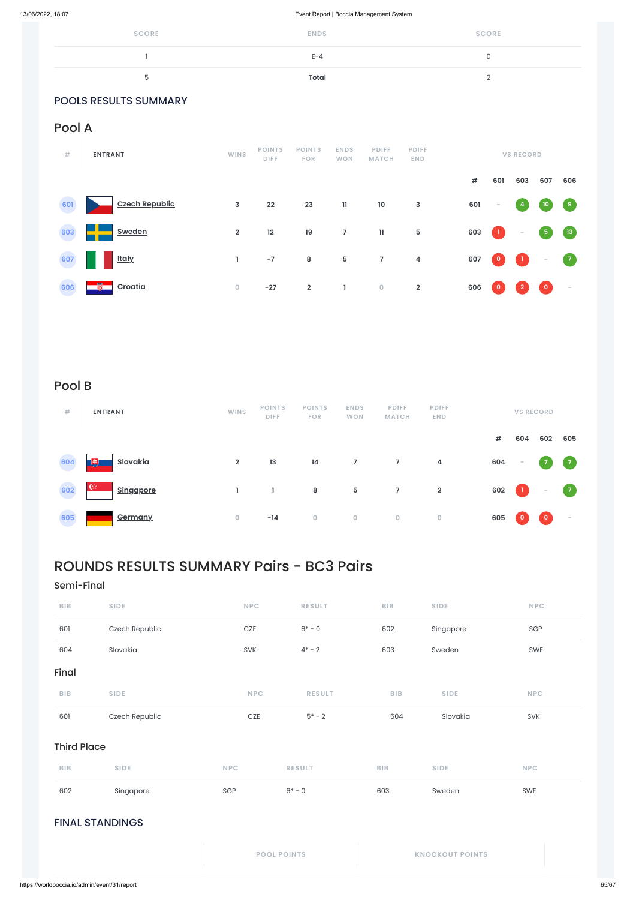| SCORE | ENDS | SCORE |
|---|---|---|
| 1 | E-4 | 0 |
| 5 | **Total** | 2 |

## POOLS RESULTS SUMMARY

### Pool A

| # | ENTRANT | WINS | POINTS DIFF | POINTS FOR | ENDS WON | PDIFF MATCH | PDIFF END | # | 601 | 603 | 607 | 606 |
|---|---|---|---|---|---|---|---|---|---|---|---|---|
| 601 | Czech Republic | 3 | 22 | 23 | 11 | 10 | 3 | 601 | - | 4 | 10 | 9 |
| 603 | Sweden | 2 | 12 | 19 | 7 | 11 | 5 | 603 | 1 | - | 5 | 13 |
| 607 | Italy | 1 | -7 | 8 | 5 | 7 | 4 | 607 | 0 | 1 | - | 7 |
| 606 | Croatia | 0 | -27 | 2 | 1 | 0 | 2 | 606 | 0 | 2 | 0 | - |

### Pool B

| # | ENTRANT | WINS | POINTS DIFF | POINTS FOR | ENDS WON | PDIFF MATCH | PDIFF END | # | 604 | 602 | 605 |
|---|---|---|---|---|---|---|---|---|---|---|---|
| 604 | Slovakia | 2 | 13 | 14 | 7 | 7 | 4 | 604 | - | 7 | 7 |
| 602 | Singapore | 1 | 1 | 8 | 5 | 7 | 2 | 602 | 1 | - | 7 |
| 605 | Germany | 0 | -14 | 0 | 0 | 0 | 0 | 605 | 0 | 0 | - |

# ROUNDS RESULTS SUMMARY Pairs - BC3 Pairs

### Semi-Final

| BIB | SIDE | NPC | RESULT | BIB | SIDE | NPC |
|---|---|---|---|---|---|---|
| 601 | Czech Republic | CZE | 6* - 0 | 602 | Singapore | SGP |
| 604 | Slovakia | SVK | 4* - 2 | 603 | Sweden | SWE |

### Final

| BIB | SIDE | NPC | RESULT | BIB | SIDE | NPC |
|---|---|---|---|---|---|---|
| 601 | Czech Republic | CZE | 5* - 2 | 604 | Slovakia | SVK |

### Third Place

| BIB | SIDE | NPC | RESULT | BIB | SIDE | NPC |
|---|---|---|---|---|---|---|
| 602 | Singapore | SGP | 6* - 0 | 603 | Sweden | SWE |

## FINAL STANDINGS

| | POOL POINTS | KNOCKOUT POINTS |
|---|---|---|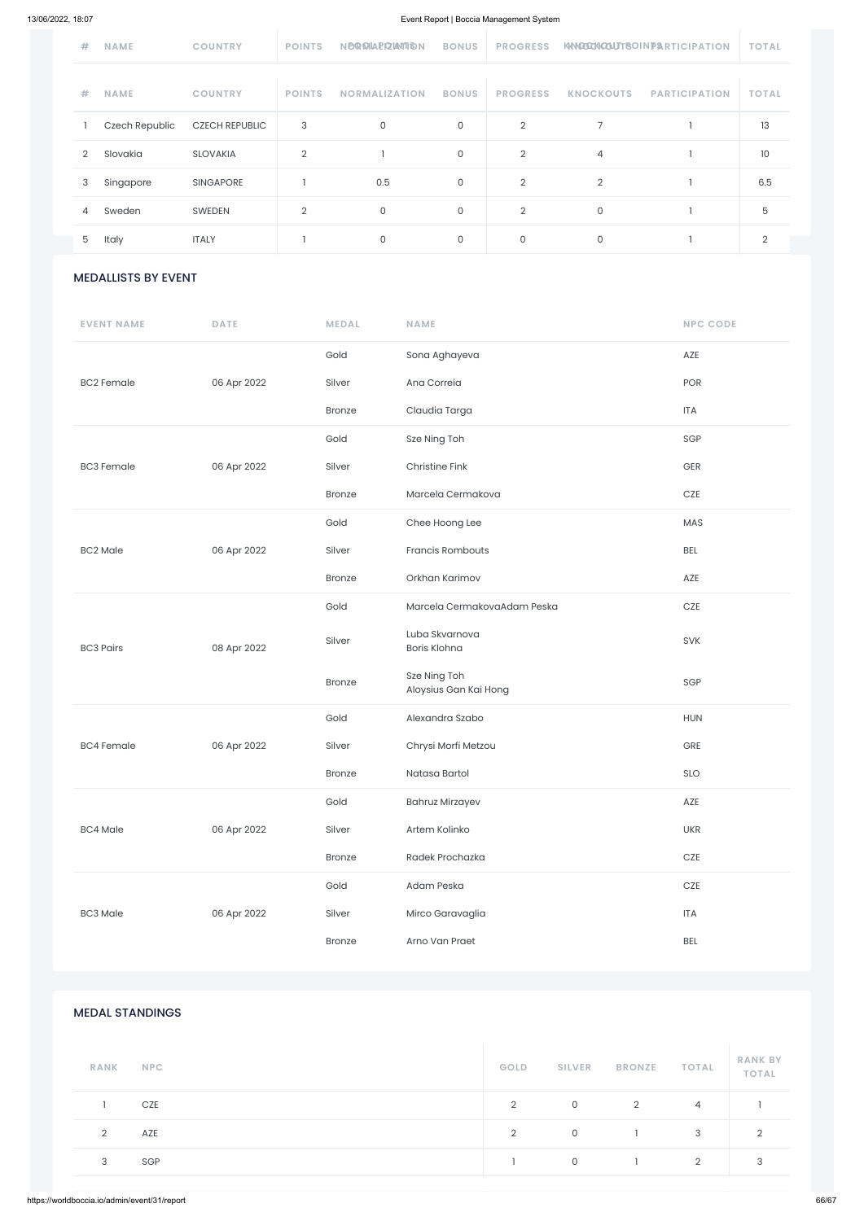| # | NAME | COUNTRY | POINTS | NORMALIZATION | BONUS | PROGRESS | KNOCKOUTS | PARTICIPATION | TOTAL |
|---|---|---|---|---|---|---|---|---|---|
| 1 | Czech Republic | CZECH REPUBLIC | 3 | 0 | 0 | 2 | 7 | 1 | 13 |
| 2 | Slovakia | SLOVAKIA | 2 | 1 | 0 | 2 | 4 | 1 | 10 |
| 3 | Singapore | SINGAPORE | 1 | 0.5 | 0 | 2 | 2 | 1 | 6.5 |
| 4 | Sweden | SWEDEN | 2 | 0 | 0 | 2 | 0 | 1 | 5 |
| 5 | Italy | ITALY | 1 | 0 | 0 | 0 | 0 | 1 | 2 |

## MEDALLISTS BY EVENT

| EVENT NAME | DATE | MEDAL | NAME | NPC CODE |
|---|---|---|---|---|
| BC2 Female | 06 Apr 2022 | Gold | Sona Aghayeva | AZE |
| | | Silver | Ana Correia | POR |
| | | Bronze | Claudia Targa | ITA |
| BC3 Female | 06 Apr 2022 | Gold | Sze Ning Toh | SGP |
| | | Silver | Christine Fink | GER |
| | | Bronze | Marcela Cermakova | CZE |
| BC2 Male | 06 Apr 2022 | Gold | Chee Hoong Lee | MAS |
| | | Silver | Francis Rombouts | BEL |
| | | Bronze | Orkhan Karimov | AZE |
| BC3 Pairs | 08 Apr 2022 | Gold | Marcela CermakovaAdam Peska | CZE |
| | | Silver | Luba Skvarnova<br>Boris Klohna | SVK |
| | | Bronze | Sze Ning Toh<br>Aloysius Gan Kai Hong | SGP |
| BC4 Female | 06 Apr 2022 | Gold | Alexandra Szabo | HUN |
| | | Silver | Chrysi Morfi Metzou | GRE |
| | | Bronze | Natasa Bartol | SLO |
| BC4 Male | 06 Apr 2022 | Gold | Bahruz Mirzayev | AZE |
| | | Silver | Artem Kolinko | UKR |
| | | Bronze | Radek Prochazka | CZE |
| BC3 Male | 06 Apr 2022 | Gold | Adam Peska | CZE |
| | | Silver | Mirco Garavaglia | ITA |
| | | Bronze | Arno Van Praet | BEL |

## MEDAL STANDINGS

| RANK | NPC | GOLD | SILVER | BRONZE | TOTAL | RANK BY TOTAL |
|---|---|---|---|---|---|---|
| 1 | CZE | 2 | 0 | 2 | 4 | 1 |
| 2 | AZE | 2 | 0 | 1 | 3 | 2 |
| 3 | SGP | 1 | 0 | 1 | 2 | 3 |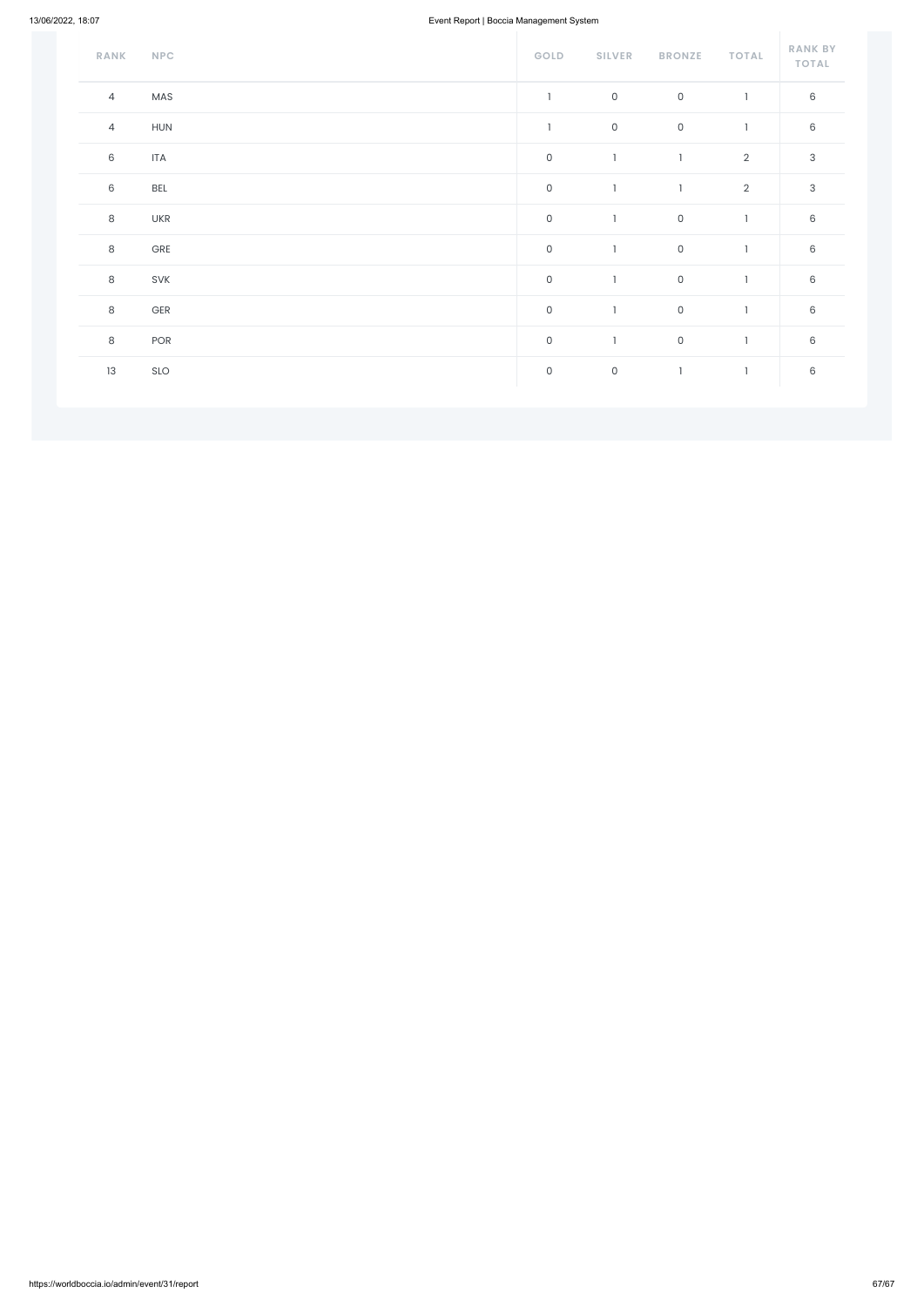| RANK | NPC | GOLD | SILVER | BRONZE | TOTAL | RANK BY TOTAL |
|---|---|---|---|---|---|---|
| 4 | MAS | 1 | 0 | 0 | 1 | 6 |
| 4 | HUN | 1 | 0 | 0 | 1 | 6 |
| 6 | ITA | 0 | 1 | 1 | 2 | 3 |
| 6 | BEL | 0 | 1 | 1 | 2 | 3 |
| 8 | UKR | 0 | 1 | 0 | 1 | 6 |
| 8 | GRE | 0 | 1 | 0 | 1 | 6 |
| 8 | SVK | 0 | 1 | 0 | 1 | 6 |
| 8 | GER | 0 | 1 | 0 | 1 | 6 |
| 8 | POR | 0 | 1 | 0 | 1 | 6 |
| 13 | SLO | 0 | 0 | 1 | 1 | 6 |